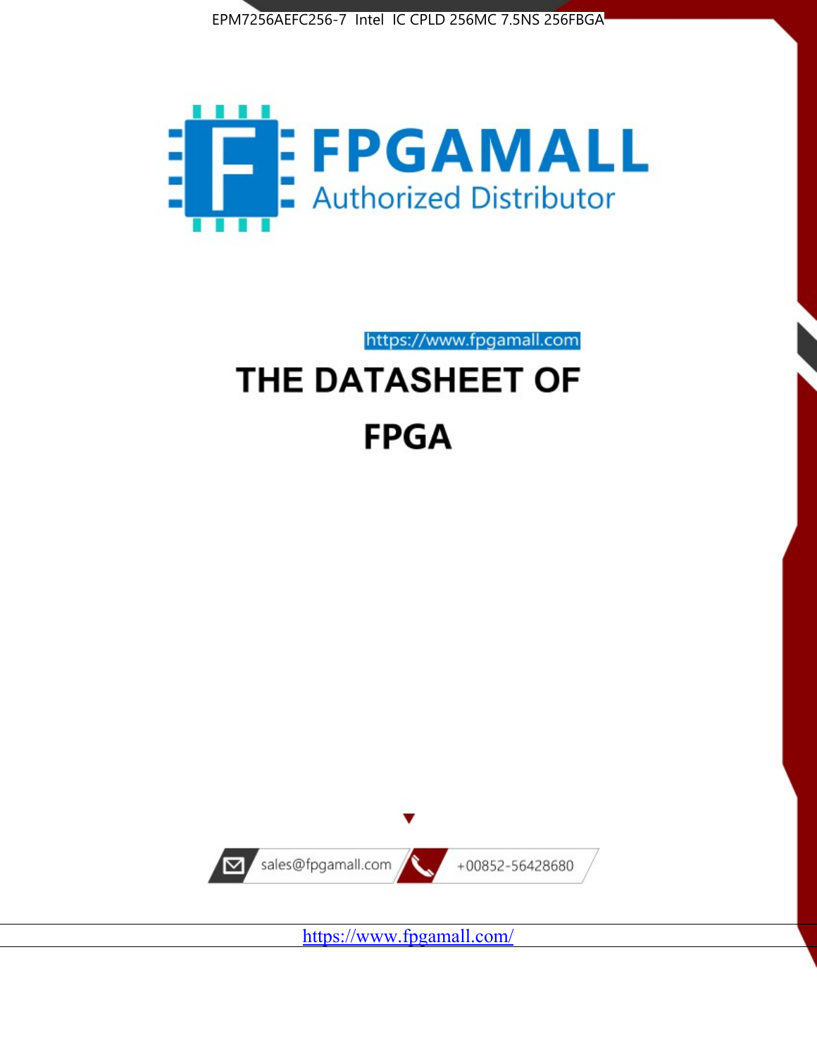EPM7256AEFC256-7 Intel IC CPLD 256MC 7.5NS 256FBGA

FPGAMALL

Authorized Distributor

https://www.fpgamall.com

# THE DATASHEET OF

# FPGA

sales@fpgamall.com

+00852-56428680

https://www.fpgamall.com/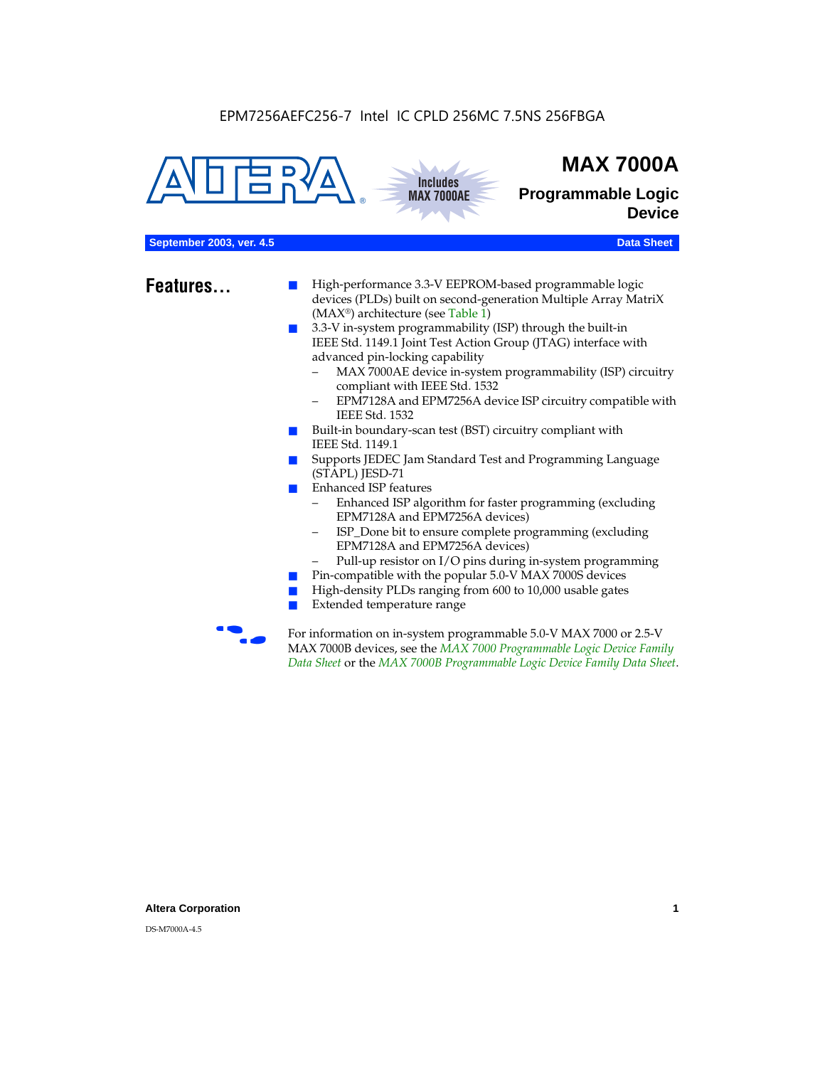EPM7256AEFC256-7 Intel IC CPLD 256MC 7.5NS 256FBGA

# MAX 7000A

## Programmable Logic Device

Includes MAX 7000AE

**September 2003, ver. 4.5** **Data Sheet**

## Features...

- High-performance 3.3-V EEPROM-based programmable logic devices (PLDs) built on second-generation Multiple Array MatriX (MAX®) architecture (see Table 1)
- 3.3-V in-system programmability (ISP) through the built-in IEEE Std. 1149.1 Joint Test Action Group (JTAG) interface with advanced pin-locking capability
  - MAX 7000AE device in-system programmability (ISP) circuitry compliant with IEEE Std. 1532
  - EPM7128A and EPM7256A device ISP circuitry compatible with IEEE Std. 1532
- Built-in boundary-scan test (BST) circuitry compliant with IEEE Std. 1149.1
- Supports JEDEC Jam Standard Test and Programming Language (STAPL) JESD-71
- Enhanced ISP features
  - Enhanced ISP algorithm for faster programming (excluding EPM7128A and EPM7256A devices)
  - ISP_Done bit to ensure complete programming (excluding EPM7128A and EPM7256A devices)
  - Pull-up resistor on I/O pins during in-system programming
- Pin-compatible with the popular 5.0-V MAX 7000S devices
- High-density PLDs ranging from 600 to 10,000 usable gates
- Extended temperature range

For information on in-system programmable 5.0-V MAX 7000 or 2.5-V MAX 7000B devices, see the *MAX 7000 Programmable Logic Device Family Data Sheet* or the *MAX 7000B Programmable Logic Device Family Data Sheet*.

**Altera Corporation**

DS-M7000A-4.5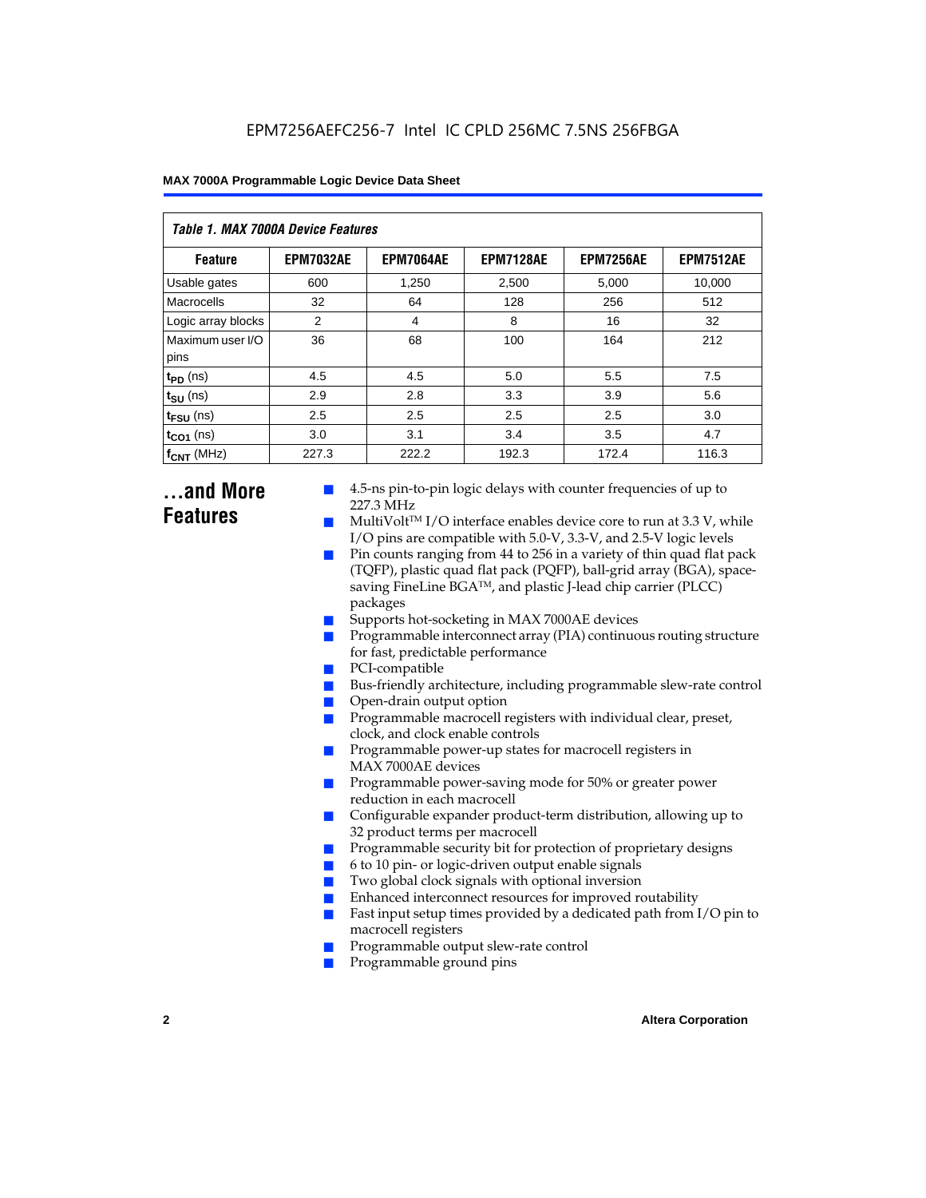## Table 1. MAX 7000A Device Features

| Feature | EPM7032AE | EPM7064AE | EPM7128AE | EPM7256AE | EPM7512AE |
|---|---|---|---|---|---|
| Usable gates | 600 | 1,250 | 2,500 | 5,000 | 10,000 |
| Macrocells | 32 | 64 | 128 | 256 | 512 |
| Logic array blocks | 2 | 4 | 8 | 16 | 32 |
| Maximum user I/O pins | 36 | 68 | 100 | 164 | 212 |
| $t_{PD}$ (ns) | 4.5 | 4.5 | 5.0 | 5.5 | 7.5 |
| $t_{SU}$ (ns) | 2.9 | 2.8 | 3.3 | 3.9 | 5.6 |
| $t_{FSU}$ (ns) | 2.5 | 2.5 | 2.5 | 2.5 | 3.0 |
| $t_{CO1}$ (ns) | 3.0 | 3.1 | 3.4 | 3.5 | 4.7 |
| $f_{CNT}$ (MHz) | 227.3 | 222.2 | 192.3 | 172.4 | 116.3 |

## ...and More Features

- 4.5-ns pin-to-pin logic delays with counter frequencies of up to 227.3 MHz
- MultiVolt™ I/O interface enables device core to run at 3.3 V, while I/O pins are compatible with 5.0-V, 3.3-V, and 2.5-V logic levels
- Pin counts ranging from 44 to 256 in a variety of thin quad flat pack (TQFP), plastic quad flat pack (PQFP), ball-grid array (BGA), space-saving FineLine BGA™, and plastic J-lead chip carrier (PLCC) packages
- Supports hot-socketing in MAX 7000AE devices
- Programmable interconnect array (PIA) continuous routing structure for fast, predictable performance
- PCI-compatible
- Bus-friendly architecture, including programmable slew-rate control
- Open-drain output option
- Programmable macrocell registers with individual clear, preset, clock, and clock enable controls
- Programmable power-up states for macrocell registers in MAX 7000AE devices
- Programmable power-saving mode for 50% or greater power reduction in each macrocell
- Configurable expander product-term distribution, allowing up to 32 product terms per macrocell
- Programmable security bit for protection of proprietary designs
- 6 to 10 pin- or logic-driven output enable signals
- Two global clock signals with optional inversion
- Enhanced interconnect resources for improved routability
- Fast input setup times provided by a dedicated path from I/O pin to macrocell registers
- Programmable output slew-rate control
- Programmable ground pins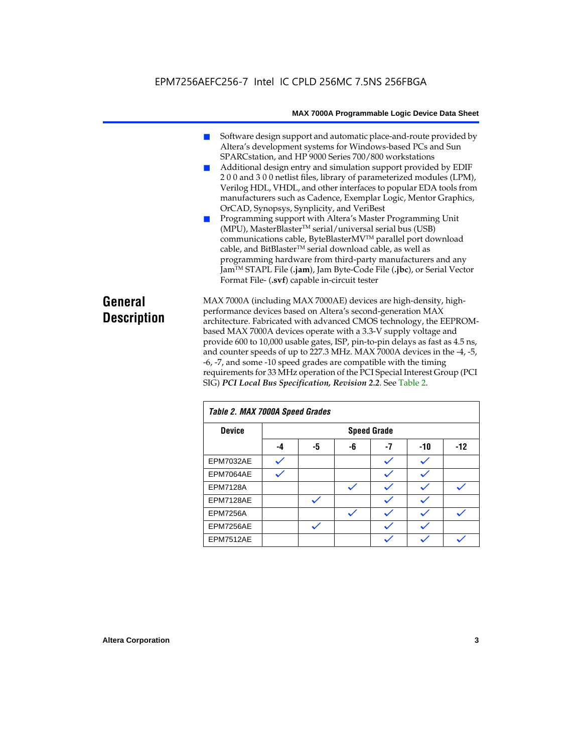- Software design support and automatic place-and-route provided by Altera's development systems for Windows-based PCs and Sun SPARCstation, and HP 9000 Series 700/800 workstations
- Additional design entry and simulation support provided by EDIF 2 0 0 and 3 0 0 netlist files, library of parameterized modules (LPM), Verilog HDL, VHDL, and other interfaces to popular EDA tools from manufacturers such as Cadence, Exemplar Logic, Mentor Graphics, OrCAD, Synopsys, Synplicity, and VeriBest
- Programming support with Altera's Master Programming Unit (MPU), MasterBlaster™ serial/universal serial bus (USB) communications cable, ByteBlasterMV™ parallel port download cable, and BitBlaster™ serial download cable, as well as programming hardware from third-party manufacturers and any Jam™ STAPL File (**.jam**), Jam Byte-Code File (**.jbc**), or Serial Vector Format File- (**.svf**) capable in-circuit tester

## General Description

MAX 7000A (including MAX 7000AE) devices are high-density, high-performance devices based on Altera's second-generation MAX architecture. Fabricated with advanced CMOS technology, the EEPROM-based MAX 7000A devices operate with a 3.3-V supply voltage and provide 600 to 10,000 usable gates, ISP, pin-to-pin delays as fast as 4.5 ns, and counter speeds of up to 227.3 MHz. MAX 7000A devices in the -4, -5, -6, -7, and some -10 speed grades are compatible with the timing requirements for 33 MHz operation of the PCI Special Interest Group (PCI SIG) ***PCI Local Bus Specification, Revision 2.2***. See Table 2.

**Table 2. MAX 7000A Speed Grades**

| Device | Speed Grade | | | | | |
|---|---|---|---|---|---|---|
| | -4 | -5 | -6 | -7 | -10 | -12 |
| EPM7032AE | ✓ | | | ✓ | ✓ | |
| EPM7064AE | ✓ | | | ✓ | ✓ | |
| EPM7128A | | | ✓ | ✓ | ✓ | ✓ |
| EPM7128AE | | ✓ | | ✓ | ✓ | |
| EPM7256A | | | ✓ | ✓ | ✓ | ✓ |
| EPM7256AE | | ✓ | | ✓ | ✓ | |
| EPM7512AE | | | | ✓ | ✓ | ✓ |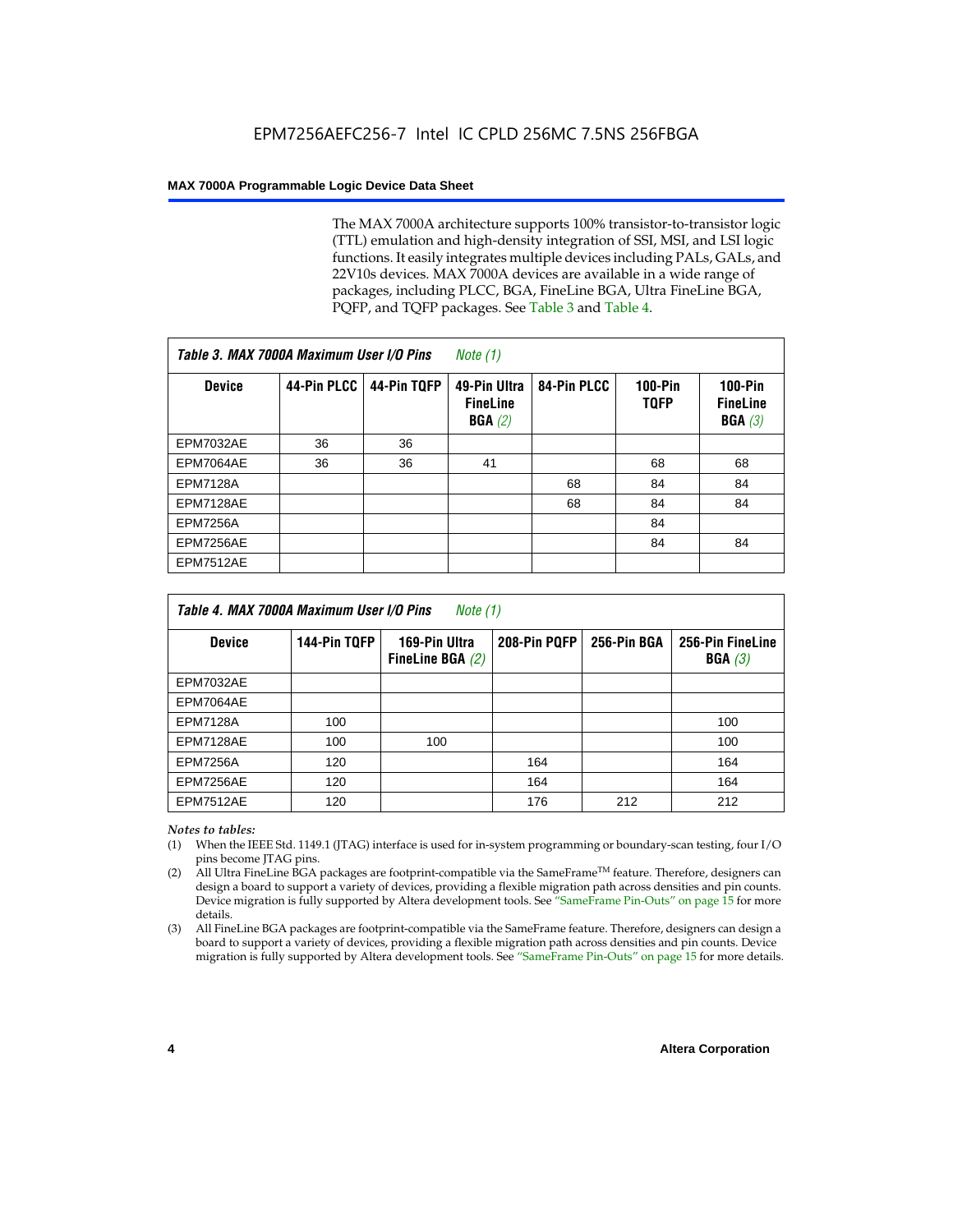The MAX 7000A architecture supports 100% transistor-to-transistor logic (TTL) emulation and high-density integration of SSI, MSI, and LSI logic functions. It easily integrates multiple devices including PALs, GALs, and 22V10s devices. MAX 7000A devices are available in a wide range of packages, including PLCC, BGA, FineLine BGA, Ultra FineLine BGA, PQFP, and TQFP packages. See Table 3 and Table 4.

*Table 3. MAX 7000A Maximum User I/O Pins Note (1)*

| Device | 44-Pin PLCC | 44-Pin TQFP | 49-Pin Ultra FineLine BGA *(2)* | 84-Pin PLCC | 100-Pin TQFP | 100-Pin FineLine BGA *(3)* |
|---|---|---|---|---|---|---|
| EPM7032AE | 36 | 36 | | | | |
| EPM7064AE | 36 | 36 | 41 | | 68 | 68 |
| EPM7128A | | | | 68 | 84 | 84 |
| EPM7128AE | | | | 68 | 84 | 84 |
| EPM7256A | | | | | 84 | |
| EPM7256AE | | | | | 84 | 84 |
| EPM7512AE | | | | | | |

*Table 4. MAX 7000A Maximum User I/O Pins Note (1)*

| Device | 144-Pin TQFP | 169-Pin Ultra FineLine BGA *(2)* | 208-Pin PQFP | 256-Pin BGA | 256-Pin FineLine BGA *(3)* |
|---|---|---|---|---|---|
| EPM7032AE | | | | | |
| EPM7064AE | | | | | |
| EPM7128A | 100 | | | | 100 |
| EPM7128AE | 100 | 100 | | | 100 |
| EPM7256A | 120 | | 164 | | 164 |
| EPM7256AE | 120 | | 164 | | 164 |
| EPM7512AE | 120 | | 176 | 212 | 212 |

*Notes to tables:*

(1) When the IEEE Std. 1149.1 (JTAG) interface is used for in-system programming or boundary-scan testing, four I/O pins become JTAG pins.

(2) All Ultra FineLine BGA packages are footprint-compatible via the SameFrame™ feature. Therefore, designers can design a board to support a variety of devices, providing a flexible migration path across densities and pin counts. Device migration is fully supported by Altera development tools. See "SameFrame Pin-Outs" on page 15 for more details.

(3) All FineLine BGA packages are footprint-compatible via the SameFrame feature. Therefore, designers can design a board to support a variety of devices, providing a flexible migration path across densities and pin counts. Device migration is fully supported by Altera development tools. See "SameFrame Pin-Outs" on page 15 for more details.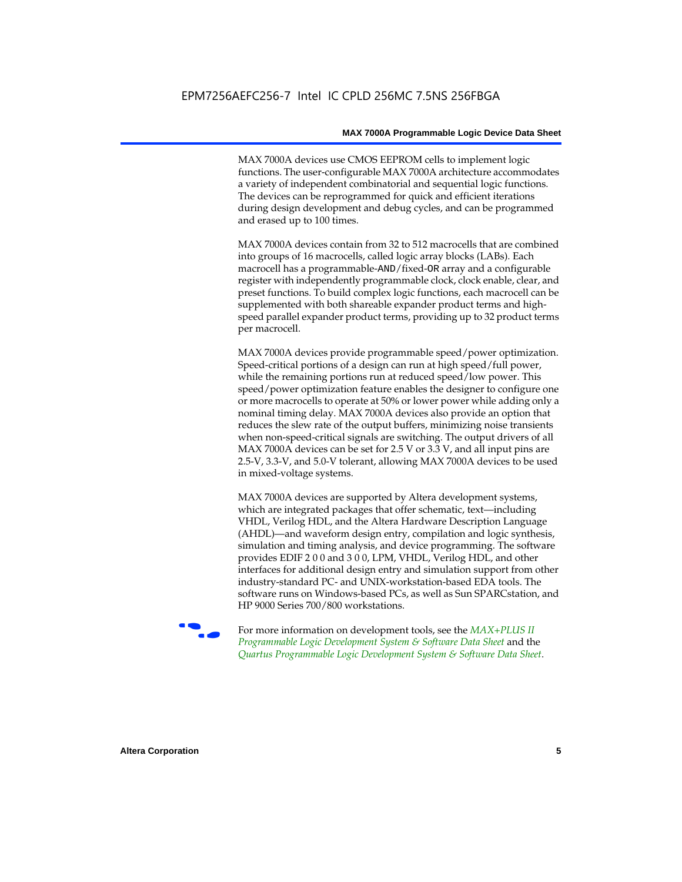MAX 7000A devices use CMOS EEPROM cells to implement logic functions. The user-configurable MAX 7000A architecture accommodates a variety of independent combinatorial and sequential logic functions. The devices can be reprogrammed for quick and efficient iterations during design development and debug cycles, and can be programmed and erased up to 100 times.

MAX 7000A devices contain from 32 to 512 macrocells that are combined into groups of 16 macrocells, called logic array blocks (LABs). Each macrocell has a programmable-AND/fixed-OR array and a configurable register with independently programmable clock, clock enable, clear, and preset functions. To build complex logic functions, each macrocell can be supplemented with both shareable expander product terms and high-speed parallel expander product terms, providing up to 32 product terms per macrocell.

MAX 7000A devices provide programmable speed/power optimization. Speed-critical portions of a design can run at high speed/full power, while the remaining portions run at reduced speed/low power. This speed/power optimization feature enables the designer to configure one or more macrocells to operate at 50% or lower power while adding only a nominal timing delay. MAX 7000A devices also provide an option that reduces the slew rate of the output buffers, minimizing noise transients when non-speed-critical signals are switching. The output drivers of all MAX 7000A devices can be set for 2.5 V or 3.3 V, and all input pins are 2.5-V, 3.3-V, and 5.0-V tolerant, allowing MAX 7000A devices to be used in mixed-voltage systems.

MAX 7000A devices are supported by Altera development systems, which are integrated packages that offer schematic, text—including VHDL, Verilog HDL, and the Altera Hardware Description Language (AHDL)—and waveform design entry, compilation and logic synthesis, simulation and timing analysis, and device programming. The software provides EDIF 2 0 0 and 3 0 0, LPM, VHDL, Verilog HDL, and other interfaces for additional design entry and simulation support from other industry-standard PC- and UNIX-workstation-based EDA tools. The software runs on Windows-based PCs, as well as Sun SPARCstation, and HP 9000 Series 700/800 workstations.

For more information on development tools, see the *MAX+PLUS II Programmable Logic Development System & Software Data Sheet* and the *Quartus Programmable Logic Development System & Software Data Sheet*.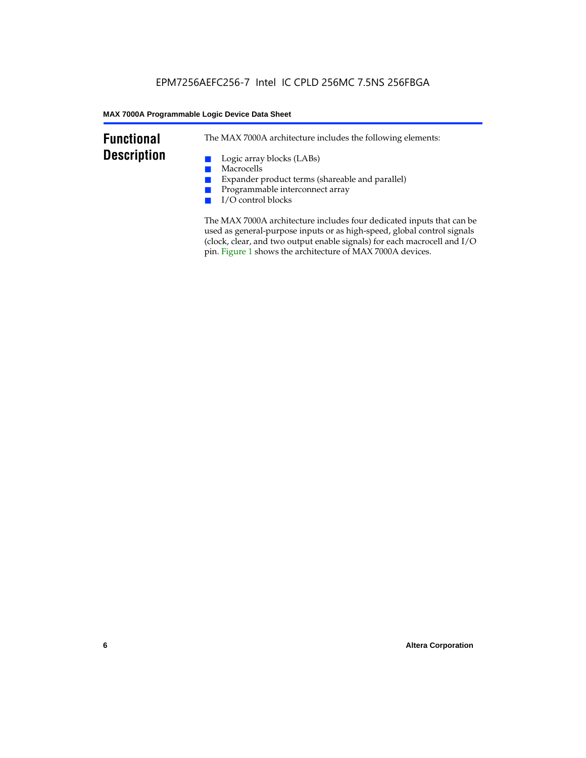## Functional Description

The MAX 7000A architecture includes the following elements:

- Logic array blocks (LABs)
- Macrocells
- Expander product terms (shareable and parallel)
- Programmable interconnect array
- I/O control blocks

The MAX 7000A architecture includes four dedicated inputs that can be used as general-purpose inputs or as high-speed, global control signals (clock, clear, and two output enable signals) for each macrocell and I/O pin. Figure 1 shows the architecture of MAX 7000A devices.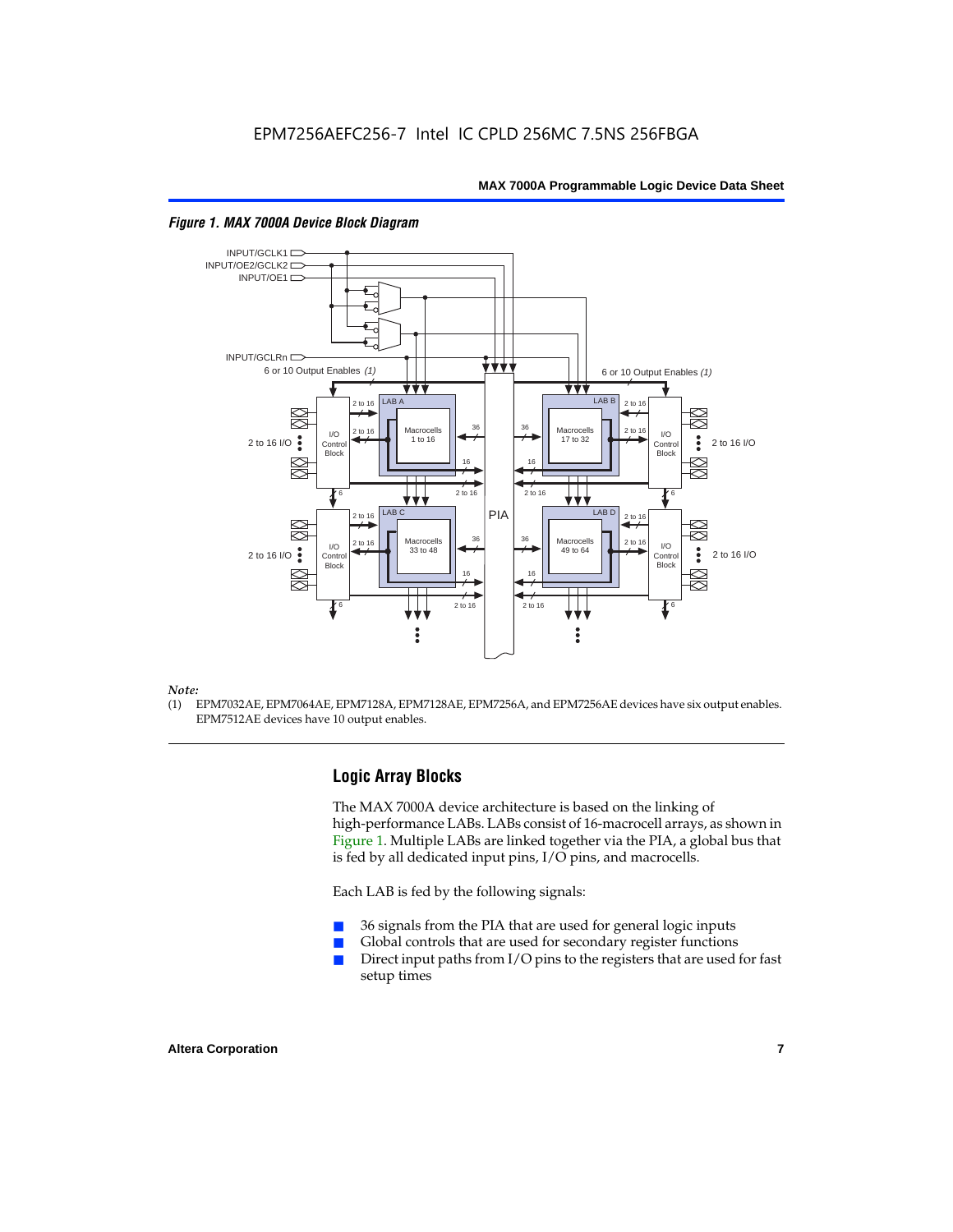*Figure 1. MAX 7000A Device Block Diagram*

INPUT/GCLK1
INPUT/OE2/GCLK2
INPUT/OE1
INPUT/GCLRn

6 or 10 Output Enables *(1)*

6 or 10 Output Enables *(1)*

LAB A — Macrocells 1 to 16
LAB B — Macrocells 17 to 32
LAB C — Macrocells 33 to 48
LAB D — Macrocells 49 to 64

PIA

2 to 16 I/O

I/O Control Block

*Note:*

(1) EPM7032AE, EPM7064AE, EPM7128A, EPM7128AE, EPM7256A, and EPM7256AE devices have six output enables. EPM7512AE devices have 10 output enables.

## Logic Array Blocks

The MAX 7000A device architecture is based on the linking of high-performance LABs. LABs consist of 16-macrocell arrays, as shown in Figure 1. Multiple LABs are linked together via the PIA, a global bus that is fed by all dedicated input pins, I/O pins, and macrocells.

Each LAB is fed by the following signals:

- 36 signals from the PIA that are used for general logic inputs
- Global controls that are used for secondary register functions
- Direct input paths from I/O pins to the registers that are used for fast setup times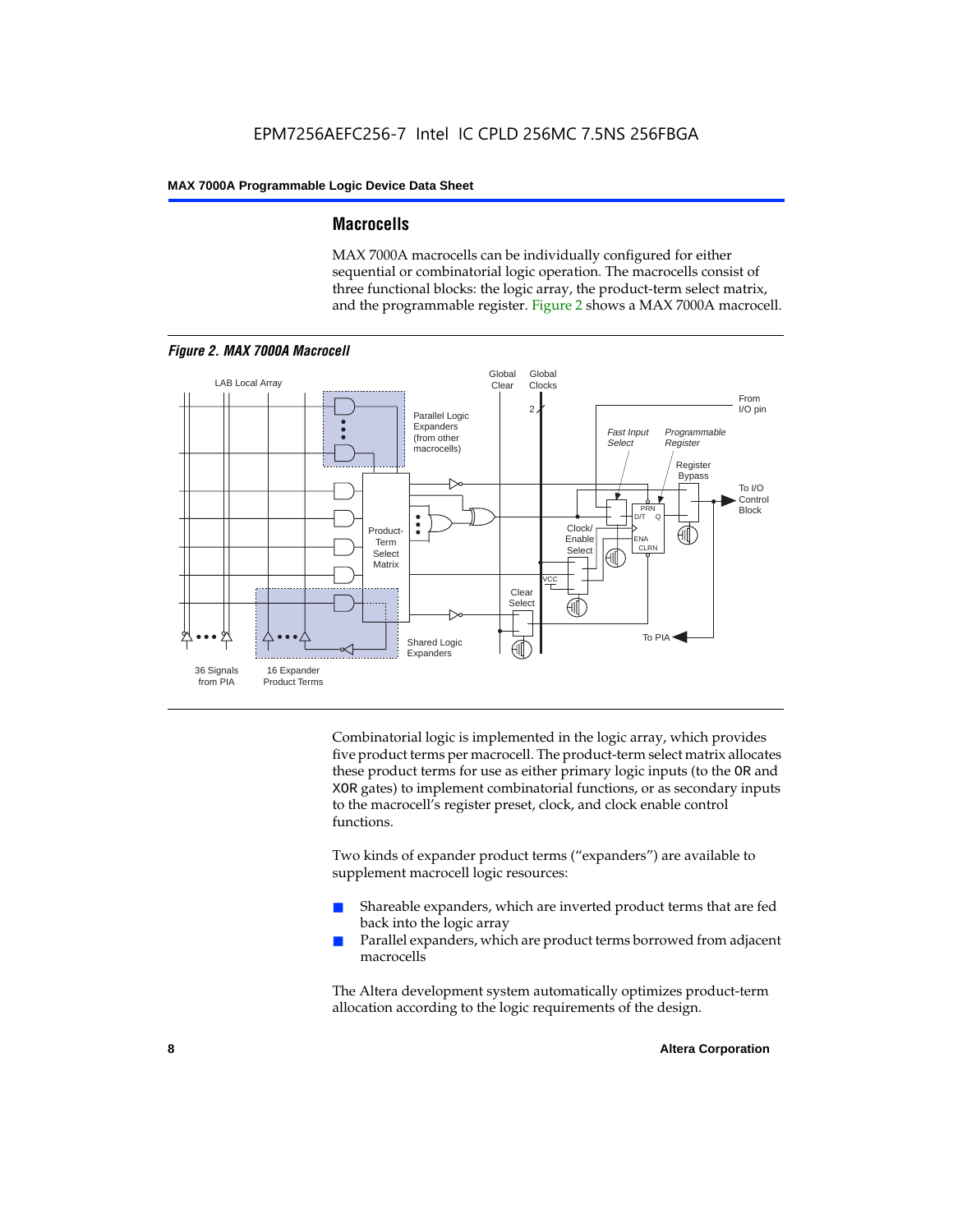## Macrocells

MAX 7000A macrocells can be individually configured for either sequential or combinatorial logic operation. The macrocells consist of three functional blocks: the logic array, the product-term select matrix, and the programmable register. Figure 2 shows a MAX 7000A macrocell.

*Figure 2. MAX 7000A Macrocell*

Combinatorial logic is implemented in the logic array, which provides five product terms per macrocell. The product-term select matrix allocates these product terms for use as either primary logic inputs (to the OR and XOR gates) to implement combinatorial functions, or as secondary inputs to the macrocell's register preset, clock, and clock enable control functions.

Two kinds of expander product terms ("expanders") are available to supplement macrocell logic resources:

- Shareable expanders, which are inverted product terms that are fed back into the logic array
- Parallel expanders, which are product terms borrowed from adjacent macrocells

The Altera development system automatically optimizes product-term allocation according to the logic requirements of the design.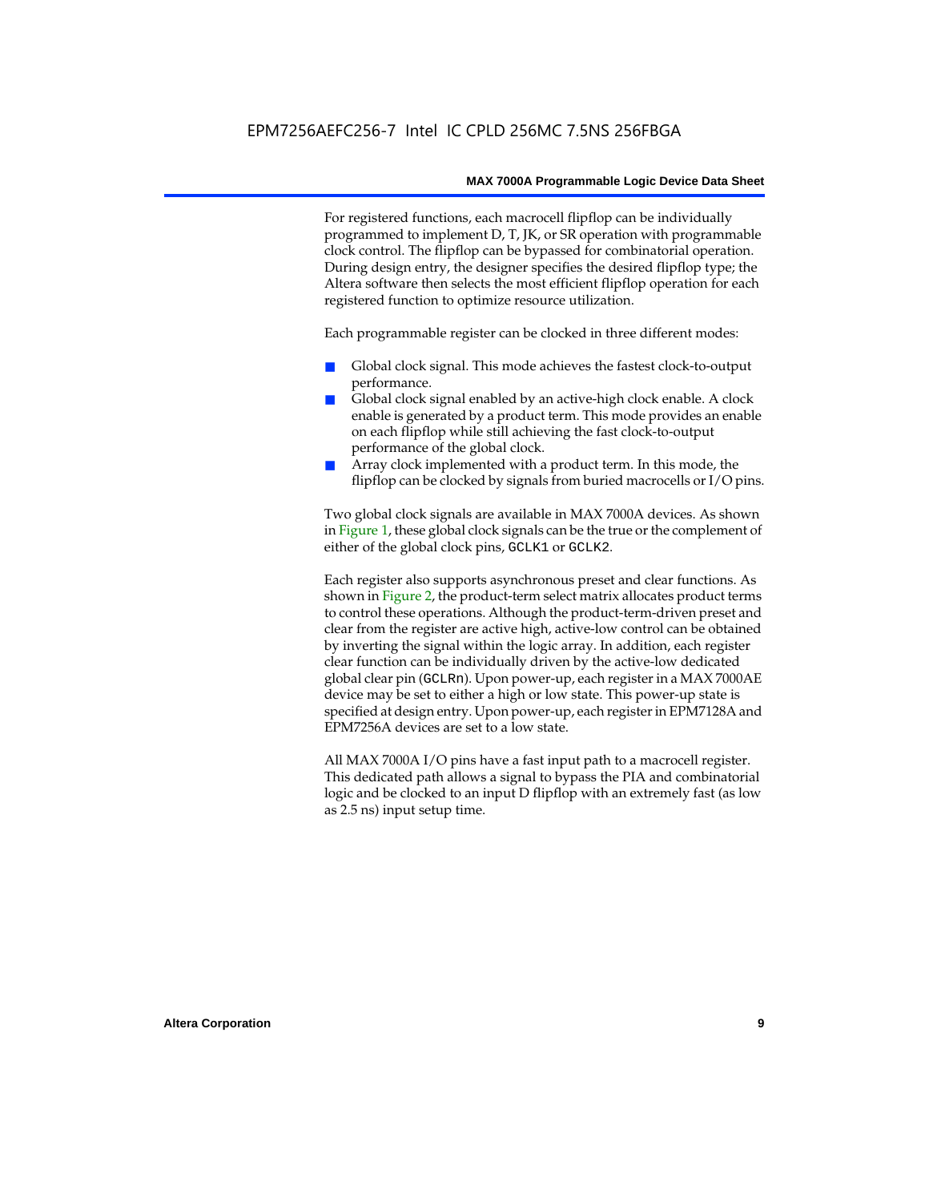For registered functions, each macrocell flipflop can be individually programmed to implement D, T, JK, or SR operation with programmable clock control. The flipflop can be bypassed for combinatorial operation. During design entry, the designer specifies the desired flipflop type; the Altera software then selects the most efficient flipflop operation for each registered function to optimize resource utilization.

Each programmable register can be clocked in three different modes:

- Global clock signal. This mode achieves the fastest clock-to-output performance.
- Global clock signal enabled by an active-high clock enable. A clock enable is generated by a product term. This mode provides an enable on each flipflop while still achieving the fast clock-to-output performance of the global clock.
- Array clock implemented with a product term. In this mode, the flipflop can be clocked by signals from buried macrocells or I/O pins.

Two global clock signals are available in MAX 7000A devices. As shown in Figure 1, these global clock signals can be the true or the complement of either of the global clock pins, `GCLK1` or `GCLK2`.

Each register also supports asynchronous preset and clear functions. As shown in Figure 2, the product-term select matrix allocates product terms to control these operations. Although the product-term-driven preset and clear from the register are active high, active-low control can be obtained by inverting the signal within the logic array. In addition, each register clear function can be individually driven by the active-low dedicated global clear pin (`GCLRn`). Upon power-up, each register in a MAX 7000AE device may be set to either a high or low state. This power-up state is specified at design entry. Upon power-up, each register in EPM7128A and EPM7256A devices are set to a low state.

All MAX 7000A I/O pins have a fast input path to a macrocell register. This dedicated path allows a signal to bypass the PIA and combinatorial logic and be clocked to an input D flipflop with an extremely fast (as low as 2.5 ns) input setup time.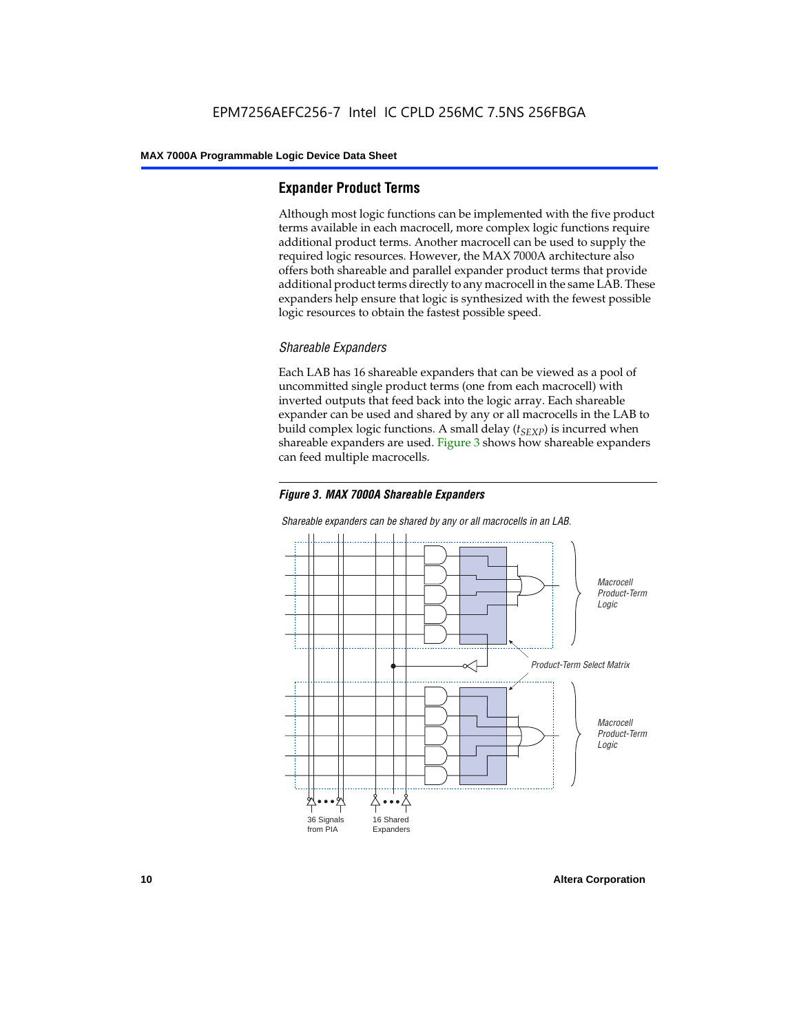## Expander Product Terms

Although most logic functions can be implemented with the five product terms available in each macrocell, more complex logic functions require additional product terms. Another macrocell can be used to supply the required logic resources. However, the MAX 7000A architecture also offers both shareable and parallel expander product terms that provide additional product terms directly to any macrocell in the same LAB. These expanders help ensure that logic is synthesized with the fewest possible logic resources to obtain the fastest possible speed.

### *Shareable Expanders*

Each LAB has 16 shareable expanders that can be viewed as a pool of uncommitted single product terms (one from each macrocell) with inverted outputs that feed back into the logic array. Each shareable expander can be used and shared by any or all macrocells in the LAB to build complex logic functions. A small delay ($t_{SEXP}$) is incurred when shareable expanders are used. Figure 3 shows how shareable expanders can feed multiple macrocells.

***Figure 3. MAX 7000A Shareable Expanders***

*Shareable expanders can be shared by any or all macrocells in an LAB.*

*Macrocell Product-Term Logic*

*Product-Term Select Matrix*

*Macrocell Product-Term Logic*

36 Signals from PIA

16 Shared Expanders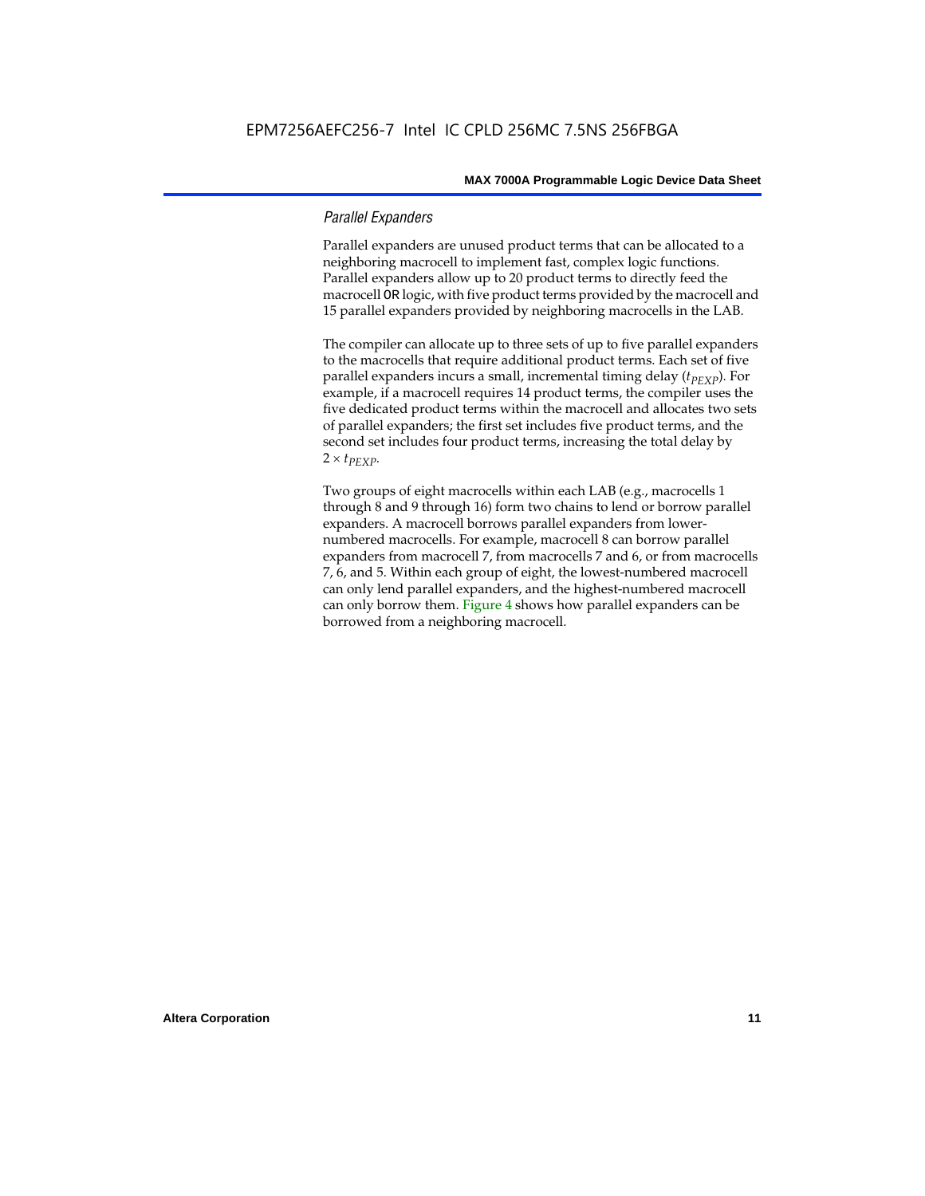### *Parallel Expanders*

Parallel expanders are unused product terms that can be allocated to a neighboring macrocell to implement fast, complex logic functions. Parallel expanders allow up to 20 product terms to directly feed the macrocell `OR` logic, with five product terms provided by the macrocell and 15 parallel expanders provided by neighboring macrocells in the LAB.

The compiler can allocate up to three sets of up to five parallel expanders to the macrocells that require additional product terms. Each set of five parallel expanders incurs a small, incremental timing delay ($t_{PEXP}$). For example, if a macrocell requires 14 product terms, the compiler uses the five dedicated product terms within the macrocell and allocates two sets of parallel expanders; the first set includes five product terms, and the second set includes four product terms, increasing the total delay by $2 \times t_{PEXP}$.

Two groups of eight macrocells within each LAB (e.g., macrocells 1 through 8 and 9 through 16) form two chains to lend or borrow parallel expanders. A macrocell borrows parallel expanders from lower-numbered macrocells. For example, macrocell 8 can borrow parallel expanders from macrocell 7, from macrocells 7 and 6, or from macrocells 7, 6, and 5. Within each group of eight, the lowest-numbered macrocell can only lend parallel expanders, and the highest-numbered macrocell can only borrow them. Figure 4 shows how parallel expanders can be borrowed from a neighboring macrocell.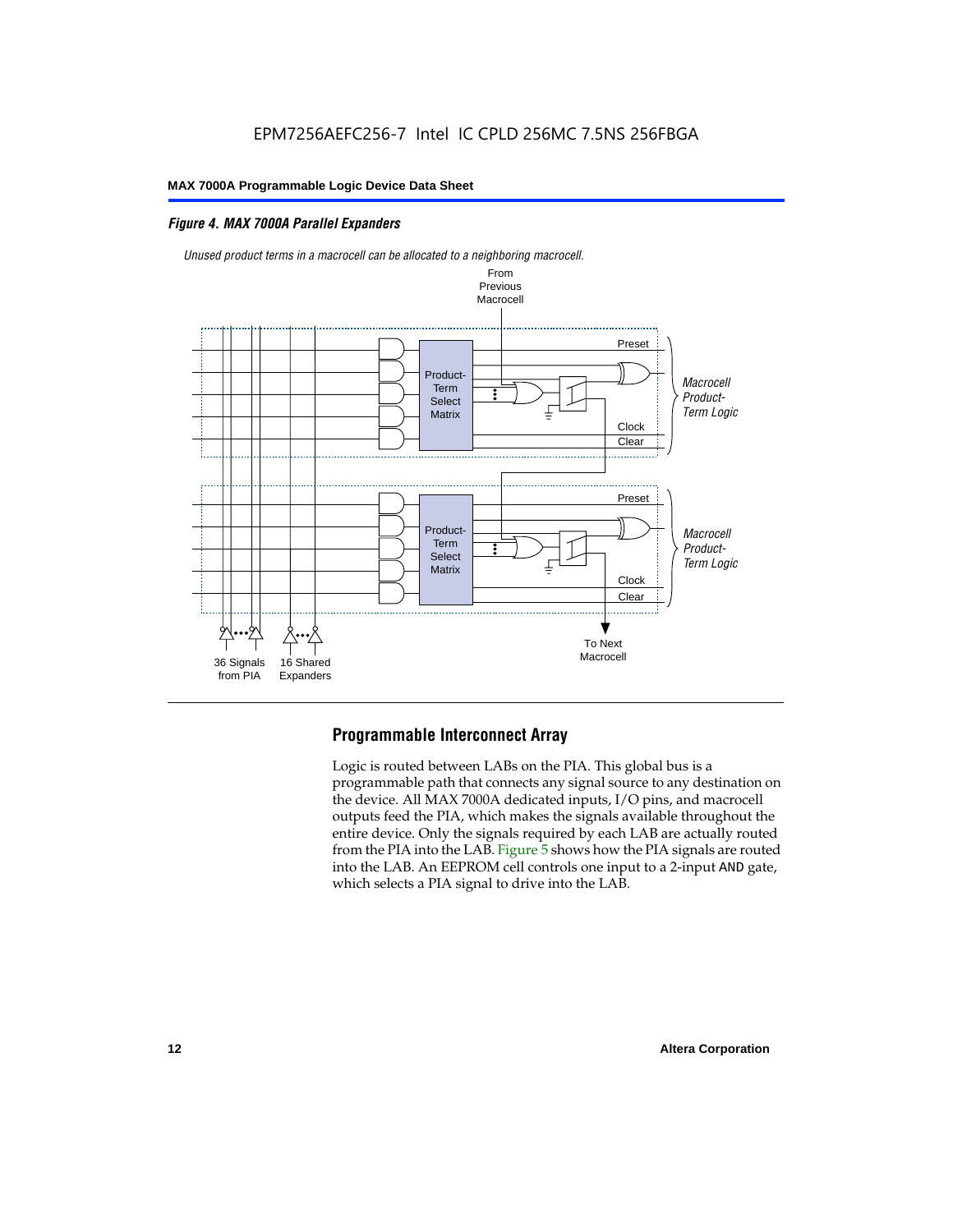*Figure 4. MAX 7000A Parallel Expanders*

*Unused product terms in a macrocell can be allocated to a neighboring macrocell.*

## Programmable Interconnect Array

Logic is routed between LABs on the PIA. This global bus is a programmable path that connects any signal source to any destination on the device. All MAX 7000A dedicated inputs, I/O pins, and macrocell outputs feed the PIA, which makes the signals available throughout the entire device. Only the signals required by each LAB are actually routed from the PIA into the LAB. Figure 5 shows how the PIA signals are routed into the LAB. An EEPROM cell controls one input to a 2-input AND gate, which selects a PIA signal to drive into the LAB.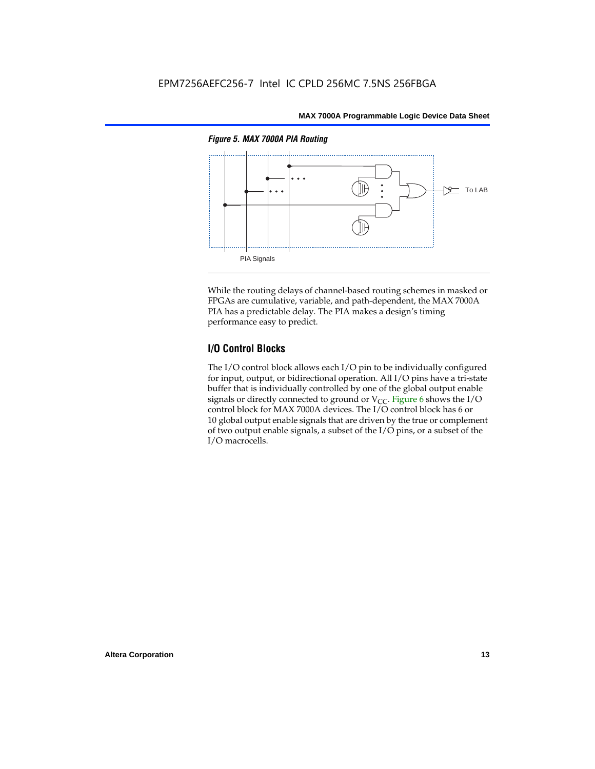*Figure 5. MAX 7000A PIA Routing*

To LAB

PIA Signals

While the routing delays of channel-based routing schemes in masked or FPGAs are cumulative, variable, and path-dependent, the MAX 7000A PIA has a predictable delay. The PIA makes a design's timing performance easy to predict.

## I/O Control Blocks

The I/O control block allows each I/O pin to be individually configured for input, output, or bidirectional operation. All I/O pins have a tri-state buffer that is individually controlled by one of the global output enable signals or directly connected to ground or $V_{CC}$. Figure 6 shows the I/O control block for MAX 7000A devices. The I/O control block has 6 or 10 global output enable signals that are driven by the true or complement of two output enable signals, a subset of the I/O pins, or a subset of the I/O macrocells.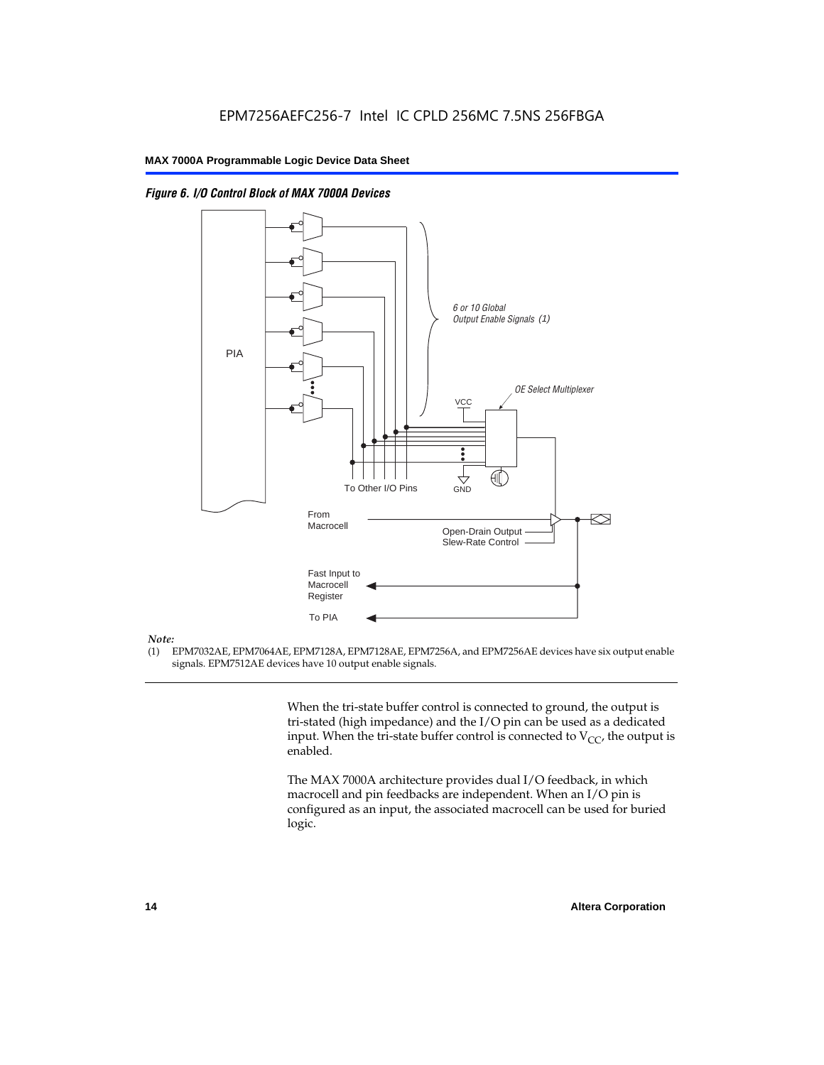*Figure 6. I/O Control Block of MAX 7000A Devices*

*Note:*

(1) EPM7032AE, EPM7064AE, EPM7128A, EPM7128AE, EPM7256A, and EPM7256AE devices have six output enable signals. EPM7512AE devices have 10 output enable signals.

When the tri-state buffer control is connected to ground, the output is tri-stated (high impedance) and the I/O pin can be used as a dedicated input. When the tri-state buffer control is connected to $V_{CC}$, the output is enabled.

The MAX 7000A architecture provides dual I/O feedback, in which macrocell and pin feedbacks are independent. When an I/O pin is configured as an input, the associated macrocell can be used for buried logic.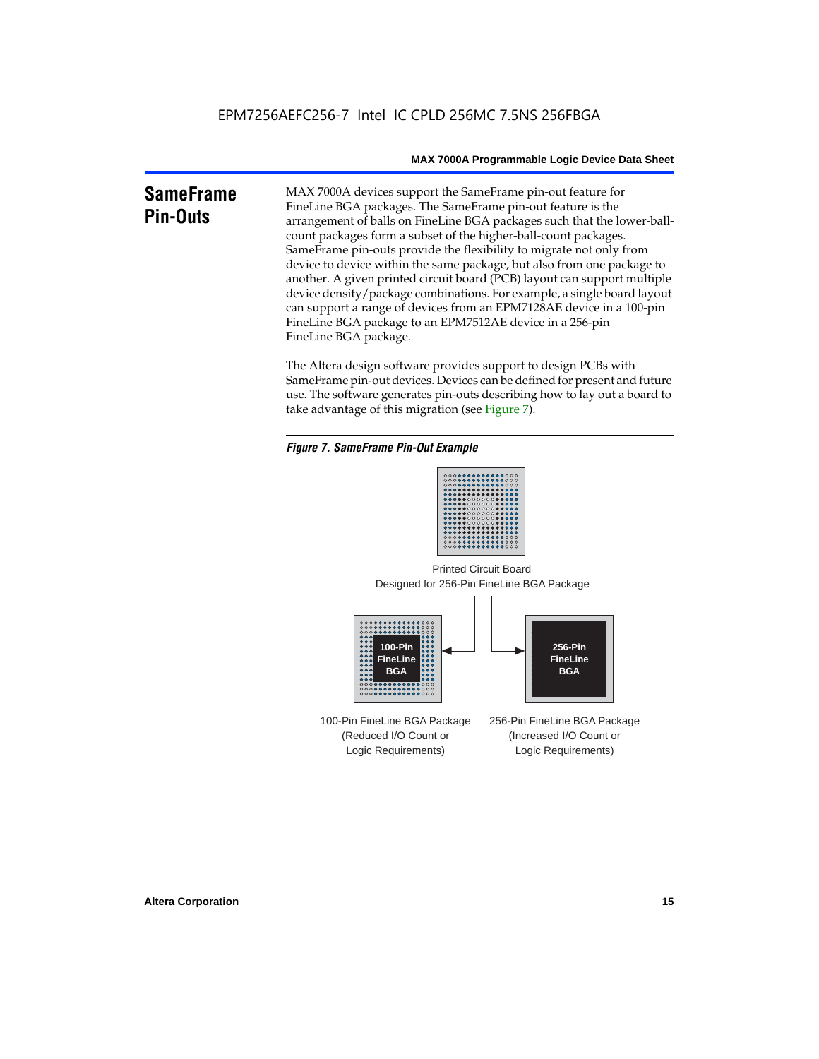## SameFrame Pin-Outs

MAX 7000A devices support the SameFrame pin-out feature for FineLine BGA packages. The SameFrame pin-out feature is the arrangement of balls on FineLine BGA packages such that the lower-ball-count packages form a subset of the higher-ball-count packages. SameFrame pin-outs provide the flexibility to migrate not only from device to device within the same package, but also from one package to another. A given printed circuit board (PCB) layout can support multiple device density/package combinations. For example, a single board layout can support a range of devices from an EPM7128AE device in a 100-pin FineLine BGA package to an EPM7512AE device in a 256-pin FineLine BGA package.

The Altera design software provides support to design PCBs with SameFrame pin-out devices. Devices can be defined for present and future use. The software generates pin-outs describing how to lay out a board to take advantage of this migration (see Figure 7).

*Figure 7. SameFrame Pin-Out Example*

Printed Circuit Board
Designed for 256-Pin FineLine BGA Package

100-Pin FineLine BGA

256-Pin FineLine BGA

100-Pin FineLine BGA Package (Reduced I/O Count or Logic Requirements)

256-Pin FineLine BGA Package (Increased I/O Count or Logic Requirements)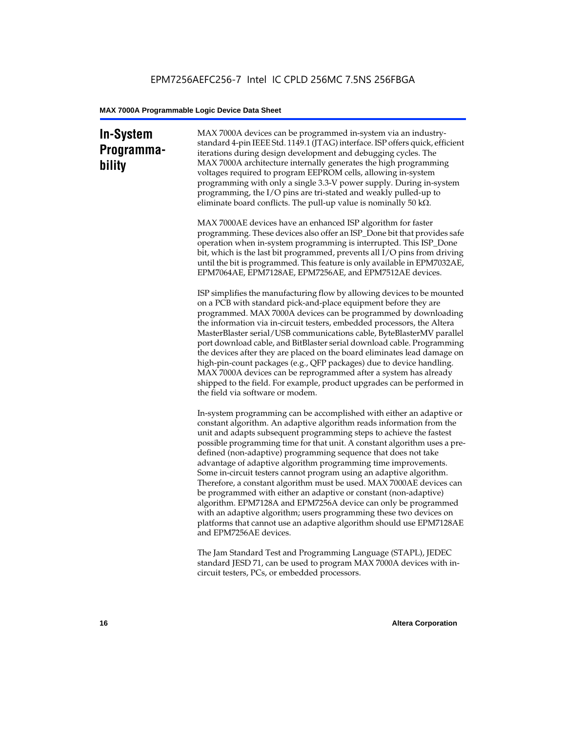# In-System Programmability

MAX 7000A devices can be programmed in-system via an industry-standard 4-pin IEEE Std. 1149.1 (JTAG) interface. ISP offers quick, efficient iterations during design development and debugging cycles. The MAX 7000A architecture internally generates the high programming voltages required to program EEPROM cells, allowing in-system programming with only a single 3.3-V power supply. During in-system programming, the I/O pins are tri-stated and weakly pulled-up to eliminate board conflicts. The pull-up value is nominally 50 kΩ.

MAX 7000AE devices have an enhanced ISP algorithm for faster programming. These devices also offer an ISP_Done bit that provides safe operation when in-system programming is interrupted. This ISP_Done bit, which is the last bit programmed, prevents all I/O pins from driving until the bit is programmed. This feature is only available in EPM7032AE, EPM7064AE, EPM7128AE, EPM7256AE, and EPM7512AE devices.

ISP simplifies the manufacturing flow by allowing devices to be mounted on a PCB with standard pick-and-place equipment before they are programmed. MAX 7000A devices can be programmed by downloading the information via in-circuit testers, embedded processors, the Altera MasterBlaster serial/USB communications cable, ByteBlasterMV parallel port download cable, and BitBlaster serial download cable. Programming the devices after they are placed on the board eliminates lead damage on high-pin-count packages (e.g., QFP packages) due to device handling. MAX 7000A devices can be reprogrammed after a system has already shipped to the field. For example, product upgrades can be performed in the field via software or modem.

In-system programming can be accomplished with either an adaptive or constant algorithm. An adaptive algorithm reads information from the unit and adapts subsequent programming steps to achieve the fastest possible programming time for that unit. A constant algorithm uses a pre-defined (non-adaptive) programming sequence that does not take advantage of adaptive algorithm programming time improvements. Some in-circuit testers cannot program using an adaptive algorithm. Therefore, a constant algorithm must be used. MAX 7000AE devices can be programmed with either an adaptive or constant (non-adaptive) algorithm. EPM7128A and EPM7256A device can only be programmed with an adaptive algorithm; users programming these two devices on platforms that cannot use an adaptive algorithm should use EPM7128AE and EPM7256AE devices.

The Jam Standard Test and Programming Language (STAPL), JEDEC standard JESD 71, can be used to program MAX 7000A devices with in-circuit testers, PCs, or embedded processors.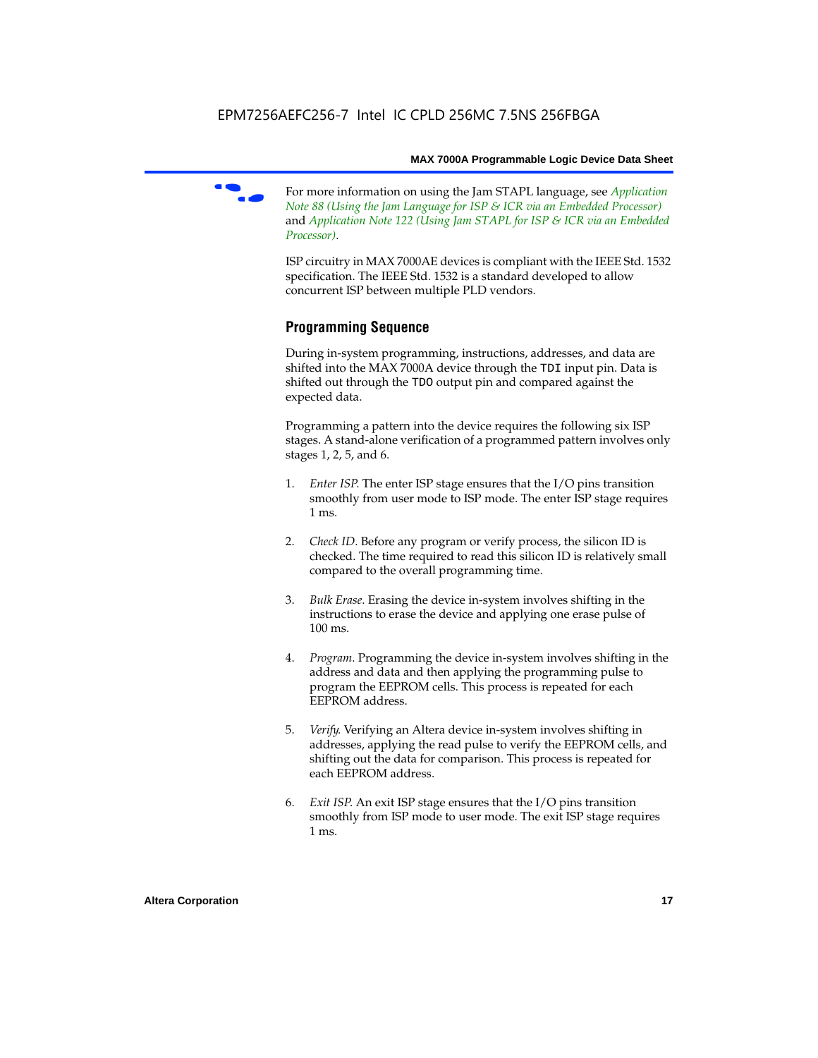For more information on using the Jam STAPL language, see *Application Note 88 (Using the Jam Language for ISP & ICR via an Embedded Processor)* and *Application Note 122 (Using Jam STAPL for ISP & ICR via an Embedded Processor)*.

ISP circuitry in MAX 7000AE devices is compliant with the IEEE Std. 1532 specification. The IEEE Std. 1532 is a standard developed to allow concurrent ISP between multiple PLD vendors.

## Programming Sequence

During in-system programming, instructions, addresses, and data are shifted into the MAX 7000A device through the `TDI` input pin. Data is shifted out through the `TDO` output pin and compared against the expected data.

Programming a pattern into the device requires the following six ISP stages. A stand-alone verification of a programmed pattern involves only stages 1, 2, 5, and 6.

1. *Enter ISP*. The enter ISP stage ensures that the I/O pins transition smoothly from user mode to ISP mode. The enter ISP stage requires 1 ms.

2. *Check ID*. Before any program or verify process, the silicon ID is checked. The time required to read this silicon ID is relatively small compared to the overall programming time.

3. *Bulk Erase*. Erasing the device in-system involves shifting in the instructions to erase the device and applying one erase pulse of 100 ms.

4. *Program*. Programming the device in-system involves shifting in the address and data and then applying the programming pulse to program the EEPROM cells. This process is repeated for each EEPROM address.

5. *Verify*. Verifying an Altera device in-system involves shifting in addresses, applying the read pulse to verify the EEPROM cells, and shifting out the data for comparison. This process is repeated for each EEPROM address.

6. *Exit ISP*. An exit ISP stage ensures that the I/O pins transition smoothly from ISP mode to user mode. The exit ISP stage requires 1 ms.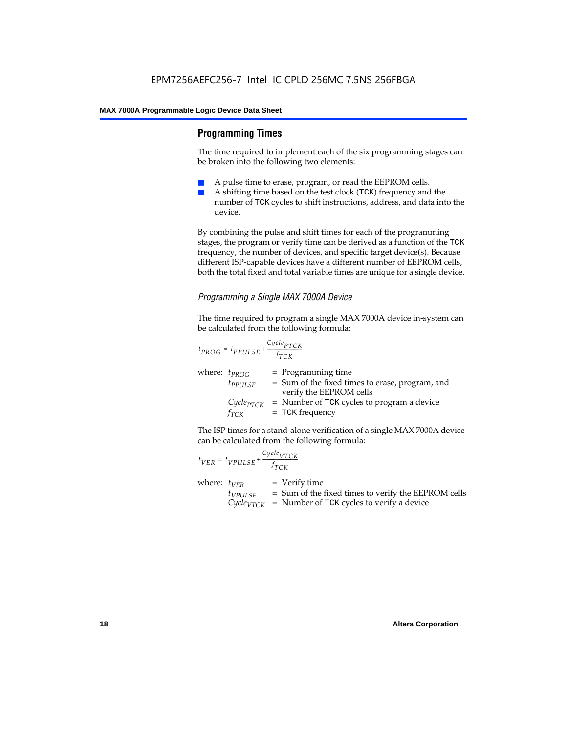## Programming Times

The time required to implement each of the six programming stages can be broken into the following two elements:

- A pulse time to erase, program, or read the EEPROM cells.
- A shifting time based on the test clock (TCK) frequency and the number of TCK cycles to shift instructions, address, and data into the device.

By combining the pulse and shift times for each of the programming stages, the program or verify time can be derived as a function of the TCK frequency, the number of devices, and specific target device(s). Because different ISP-capable devices have a different number of EEPROM cells, both the total fixed and total variable times are unique for a single device.

### *Programming a Single MAX 7000A Device*

The time required to program a single MAX 7000A device in-system can be calculated from the following formula:

$$t_{PROG} = t_{PPULSE} + \frac{Cycle_{PTCK}}{f_{TCK}}$$

where: $t_{PROG}$ = Programming time
$t_{PPULSE}$ = Sum of the fixed times to erase, program, and verify the EEPROM cells
$Cycle_{PTCK}$ = Number of TCK cycles to program a device
$f_{TCK}$ = TCK frequency

The ISP times for a stand-alone verification of a single MAX 7000A device can be calculated from the following formula:

$$t_{VER} = t_{VPULSE} + \frac{Cycle_{VTCK}}{f_{TCK}}$$

where: $t_{VER}$ = Verify time
$t_{VPULSE}$ = Sum of the fixed times to verify the EEPROM cells
$Cycle_{VTCK}$ = Number of TCK cycles to verify a device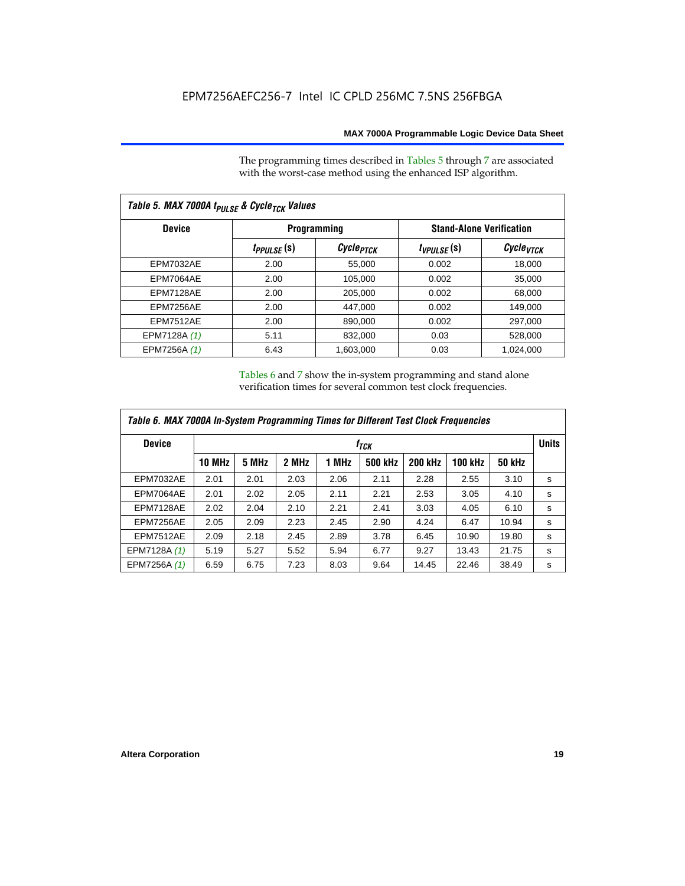The programming times described in Tables 5 through 7 are associated with the worst-case method using the enhanced ISP algorithm.

| Table 5. MAX 7000A $t_{PULSE}$ & $Cycle_{TCK}$ Values | | | | |
|---|---|---|---|---|
| Device | Programming | | Stand-Alone Verification | |
| | $t_{PPULSE}$ (s) | $Cycle_{PTCK}$ | $t_{VPULSE}$ (s) | $Cycle_{VTCK}$ |
| EPM7032AE | 2.00 | 55,000 | 0.002 | 18,000 |
| EPM7064AE | 2.00 | 105,000 | 0.002 | 35,000 |
| EPM7128AE | 2.00 | 205,000 | 0.002 | 68,000 |
| EPM7256AE | 2.00 | 447,000 | 0.002 | 149,000 |
| EPM7512AE | 2.00 | 890,000 | 0.002 | 297,000 |
| EPM7128A *(1)* | 5.11 | 832,000 | 0.03 | 528,000 |
| EPM7256A *(1)* | 6.43 | 1,603,000 | 0.03 | 1,024,000 |

Tables 6 and 7 show the in-system programming and stand alone verification times for several common test clock frequencies.

| Table 6. MAX 7000A In-System Programming Times for Different Test Clock Frequencies | | | | | | | | | |
|---|---|---|---|---|---|---|---|---|---|
| Device | $f_{TCK}$ | | | | | | | | Units |
| | 10 MHz | 5 MHz | 2 MHz | 1 MHz | 500 kHz | 200 kHz | 100 kHz | 50 kHz | |
| EPM7032AE | 2.01 | 2.01 | 2.03 | 2.06 | 2.11 | 2.28 | 2.55 | 3.10 | s |
| EPM7064AE | 2.01 | 2.02 | 2.05 | 2.11 | 2.21 | 2.53 | 3.05 | 4.10 | s |
| EPM7128AE | 2.02 | 2.04 | 2.10 | 2.21 | 2.41 | 3.03 | 4.05 | 6.10 | s |
| EPM7256AE | 2.05 | 2.09 | 2.23 | 2.45 | 2.90 | 4.24 | 6.47 | 10.94 | s |
| EPM7512AE | 2.09 | 2.18 | 2.45 | 2.89 | 3.78 | 6.45 | 10.90 | 19.80 | s |
| EPM7128A *(1)* | 5.19 | 5.27 | 5.52 | 5.94 | 6.77 | 9.27 | 13.43 | 21.75 | s |
| EPM7256A *(1)* | 6.59 | 6.75 | 7.23 | 8.03 | 9.64 | 14.45 | 22.46 | 38.49 | s |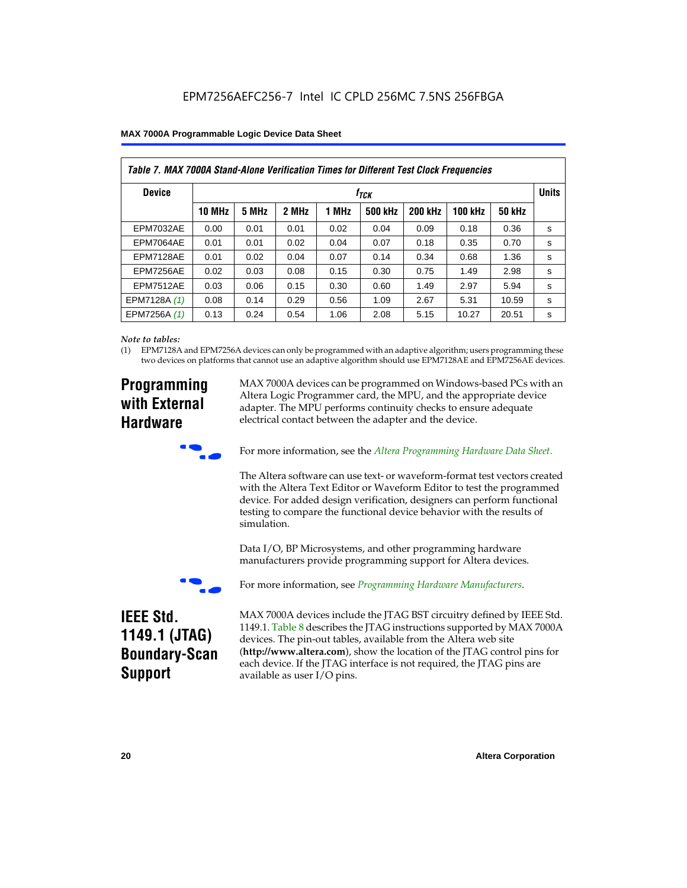*Table 7. MAX 7000A Stand-Alone Verification Times for Different Test Clock Frequencies*

| Device | $f_{TCK}$ | | | | | | | | Units |
|---|---|---|---|---|---|---|---|---|---|
| | 10 MHz | 5 MHz | 2 MHz | 1 MHz | 500 kHz | 200 kHz | 100 kHz | 50 kHz | |
| EPM7032AE | 0.00 | 0.01 | 0.01 | 0.02 | 0.04 | 0.09 | 0.18 | 0.36 | s |
| EPM7064AE | 0.01 | 0.01 | 0.02 | 0.04 | 0.07 | 0.18 | 0.35 | 0.70 | s |
| EPM7128AE | 0.01 | 0.02 | 0.04 | 0.07 | 0.14 | 0.34 | 0.68 | 1.36 | s |
| EPM7256AE | 0.02 | 0.03 | 0.08 | 0.15 | 0.30 | 0.75 | 1.49 | 2.98 | s |
| EPM7512AE | 0.03 | 0.06 | 0.15 | 0.30 | 0.60 | 1.49 | 2.97 | 5.94 | s |
| EPM7128A *(1)* | 0.08 | 0.14 | 0.29 | 0.56 | 1.09 | 2.67 | 5.31 | 10.59 | s |
| EPM7256A *(1)* | 0.13 | 0.24 | 0.54 | 1.06 | 2.08 | 5.15 | 10.27 | 20.51 | s |

*Note to tables:*

(1) EPM7128A and EPM7256A devices can only be programmed with an adaptive algorithm; users programming these two devices on platforms that cannot use an adaptive algorithm should use EPM7128AE and EPM7256AE devices.

## Programming with External Hardware

MAX 7000A devices can be programmed on Windows-based PCs with an Altera Logic Programmer card, the MPU, and the appropriate device adapter. The MPU performs continuity checks to ensure adequate electrical contact between the adapter and the device.

For more information, see the *Altera Programming Hardware Data Sheet*.

The Altera software can use text- or waveform-format test vectors created with the Altera Text Editor or Waveform Editor to test the programmed device. For added design verification, designers can perform functional testing to compare the functional device behavior with the results of simulation.

Data I/O, BP Microsystems, and other programming hardware manufacturers provide programming support for Altera devices.

For more information, see *Programming Hardware Manufacturers*.

## IEEE Std. 1149.1 (JTAG) Boundary-Scan Support

MAX 7000A devices include the JTAG BST circuitry defined by IEEE Std. 1149.1. Table 8 describes the JTAG instructions supported by MAX 7000A devices. The pin-out tables, available from the Altera web site (**http://www.altera.com**), show the location of the JTAG control pins for each device. If the JTAG interface is not required, the JTAG pins are available as user I/O pins.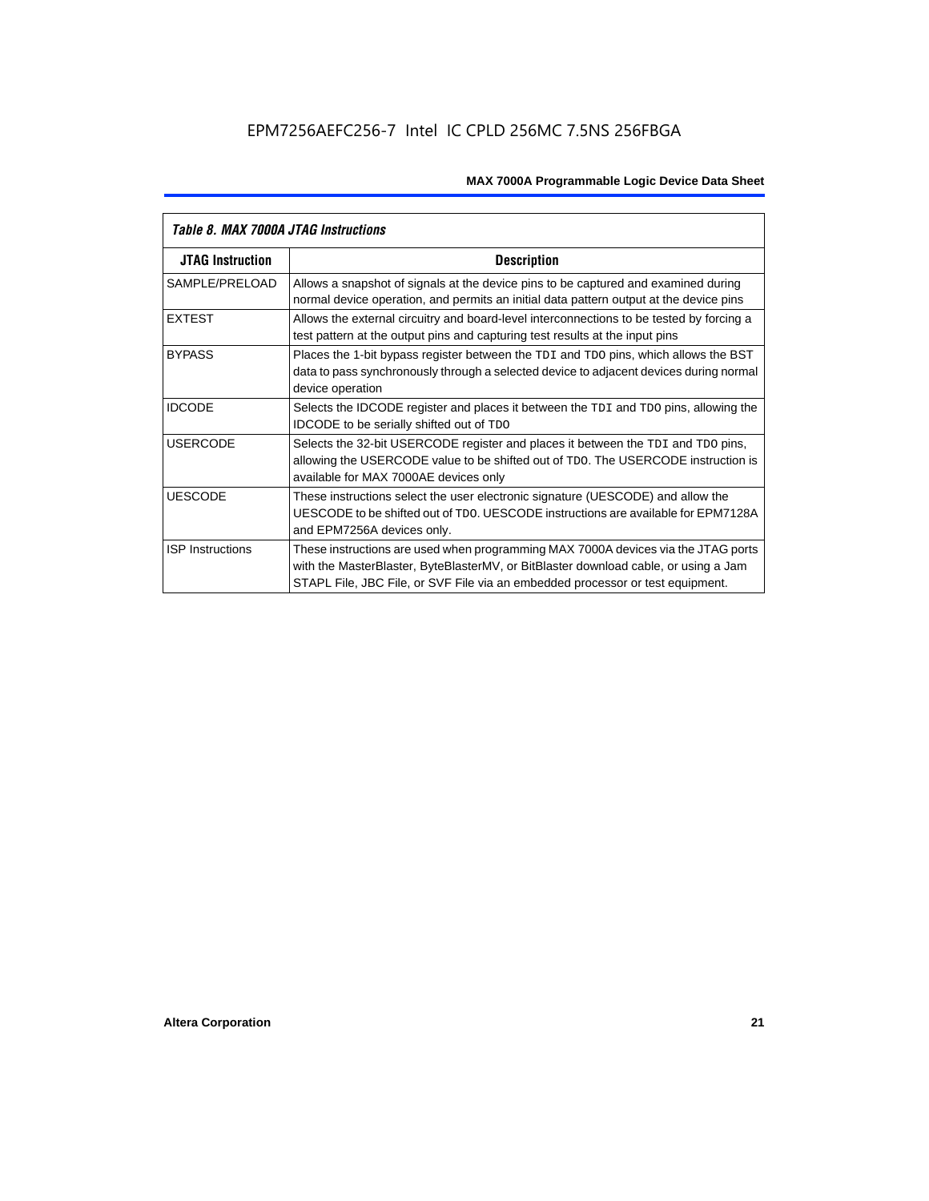*Table 8. MAX 7000A JTAG Instructions*

| JTAG Instruction | Description |
|---|---|
| SAMPLE/PRELOAD | Allows a snapshot of signals at the device pins to be captured and examined during normal device operation, and permits an initial data pattern output at the device pins |
| EXTEST | Allows the external circuitry and board-level interconnections to be tested by forcing a test pattern at the output pins and capturing test results at the input pins |
| BYPASS | Places the 1-bit bypass register between the TDI and TDO pins, which allows the BST data to pass synchronously through a selected device to adjacent devices during normal device operation |
| IDCODE | Selects the IDCODE register and places it between the TDI and TDO pins, allowing the IDCODE to be serially shifted out of TDO |
| USERCODE | Selects the 32-bit USERCODE register and places it between the TDI and TDO pins, allowing the USERCODE value to be shifted out of TDO. The USERCODE instruction is available for MAX 7000AE devices only |
| UESCODE | These instructions select the user electronic signature (UESCODE) and allow the UESCODE to be shifted out of TDO. UESCODE instructions are available for EPM7128A and EPM7256A devices only. |
| ISP Instructions | These instructions are used when programming MAX 7000A devices via the JTAG ports with the MasterBlaster, ByteBlasterMV, or BitBlaster download cable, or using a Jam STAPL File, JBC File, or SVF File via an embedded processor or test equipment. |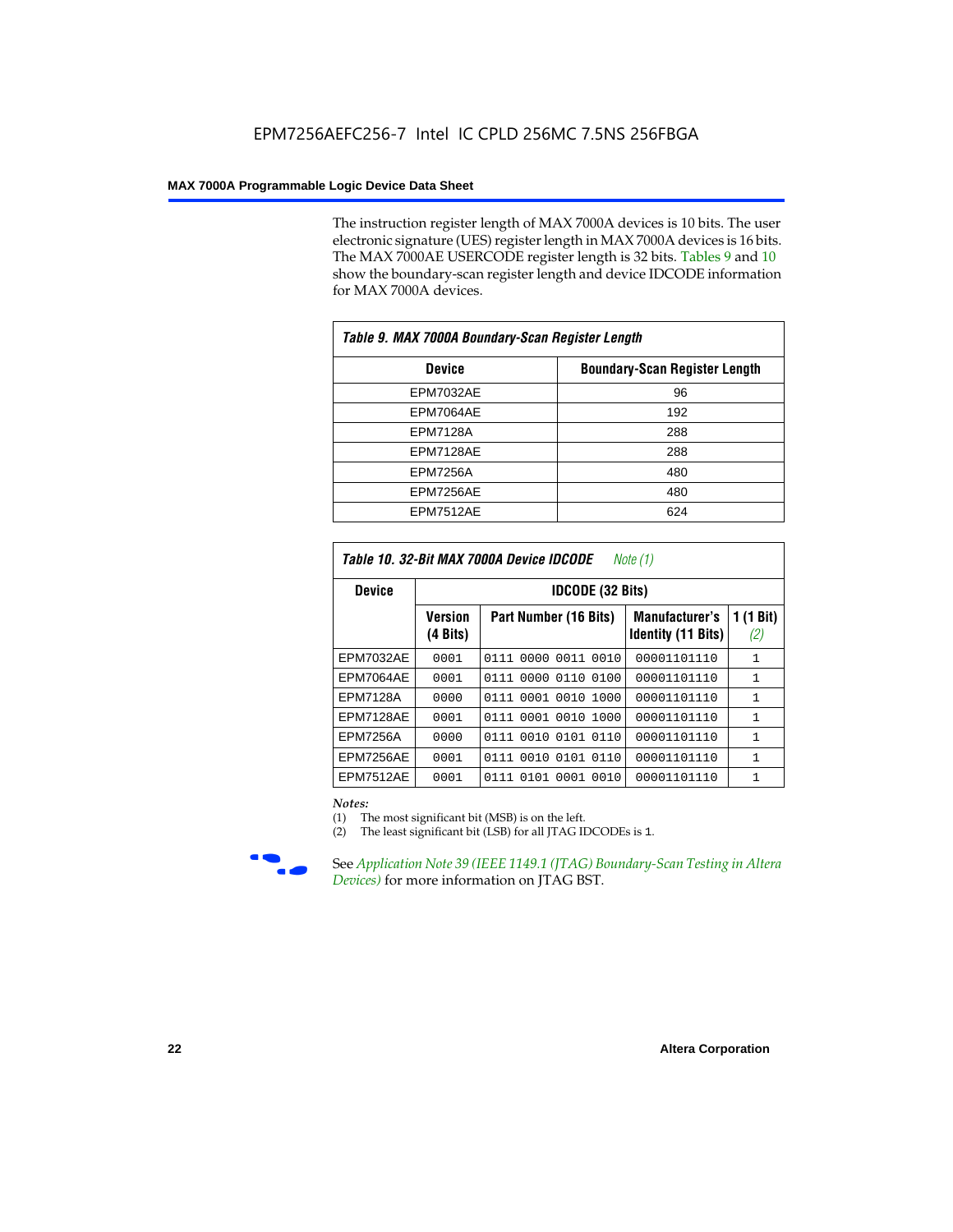The instruction register length of MAX 7000A devices is 10 bits. The user electronic signature (UES) register length in MAX 7000A devices is 16 bits. The MAX 7000AE USERCODE register length is 32 bits. Tables 9 and 10 show the boundary-scan register length and device IDCODE information for MAX 7000A devices.

*Table 9. MAX 7000A Boundary-Scan Register Length*

| Device | Boundary-Scan Register Length |
|---|---|
| EPM7032AE | 96 |
| EPM7064AE | 192 |
| EPM7128A | 288 |
| EPM7128AE | 288 |
| EPM7256A | 480 |
| EPM7256AE | 480 |
| EPM7512AE | 624 |

*Table 10. 32-Bit MAX 7000A Device IDCODE* *Note (1)*

| Device | IDCODE (32 Bits) | | | |
|---|---|---|---|---|
| | Version (4 Bits) | Part Number (16 Bits) | Manufacturer's Identity (11 Bits) | 1 (1 Bit) *(2)* |
| EPM7032AE | 0001 | 0111 0000 0011 0010 | 00001101110 | 1 |
| EPM7064AE | 0001 | 0111 0000 0110 0100 | 00001101110 | 1 |
| EPM7128A | 0000 | 0111 0001 0010 1000 | 00001101110 | 1 |
| EPM7128AE | 0001 | 0111 0001 0010 1000 | 00001101110 | 1 |
| EPM7256A | 0000 | 0111 0010 0101 0110 | 00001101110 | 1 |
| EPM7256AE | 0001 | 0111 0010 0101 0110 | 00001101110 | 1 |
| EPM7512AE | 0001 | 0111 0101 0001 0010 | 00001101110 | 1 |

*Notes:*
(1) The most significant bit (MSB) is on the left.
(2) The least significant bit (LSB) for all JTAG IDCODEs is 1.

See *Application Note 39 (IEEE 1149.1 (JTAG) Boundary-Scan Testing in Altera Devices)* for more information on JTAG BST.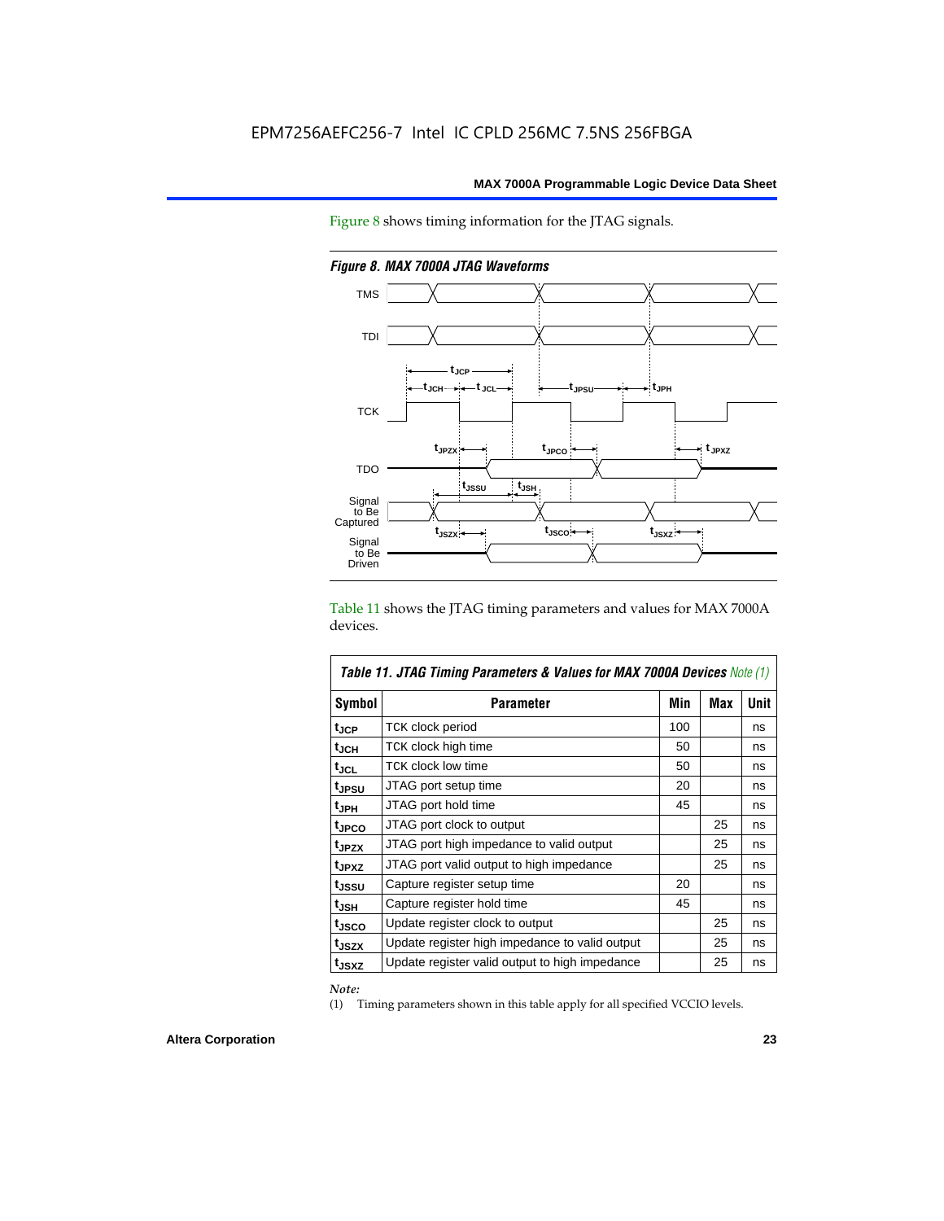Figure 8 shows timing information for the JTAG signals.

*Figure 8. MAX 7000A JTAG Waveforms*

Table 11 shows the JTAG timing parameters and values for MAX 7000A devices.

**Table 11. JTAG Timing Parameters & Values for MAX 7000A Devices** *Note (1)*

| Symbol | Parameter | Min | Max | Unit |
|---|---|---|---|---|
| $t_{JCP}$ | TCK clock period | 100 | | ns |
| $t_{JCH}$ | TCK clock high time | 50 | | ns |
| $t_{JCL}$ | TCK clock low time | 50 | | ns |
| $t_{JPSU}$ | JTAG port setup time | 20 | | ns |
| $t_{JPH}$ | JTAG port hold time | 45 | | ns |
| $t_{JPCO}$ | JTAG port clock to output | | 25 | ns |
| $t_{JPZX}$ | JTAG port high impedance to valid output | | 25 | ns |
| $t_{JPXZ}$ | JTAG port valid output to high impedance | | 25 | ns |
| $t_{JSSU}$ | Capture register setup time | 20 | | ns |
| $t_{JSH}$ | Capture register hold time | 45 | | ns |
| $t_{JSCO}$ | Update register clock to output | | 25 | ns |
| $t_{JSZX}$ | Update register high impedance to valid output | | 25 | ns |
| $t_{JSXZ}$ | Update register valid output to high impedance | | 25 | ns |

*Note:*

(1) Timing parameters shown in this table apply for all specified VCCIO levels.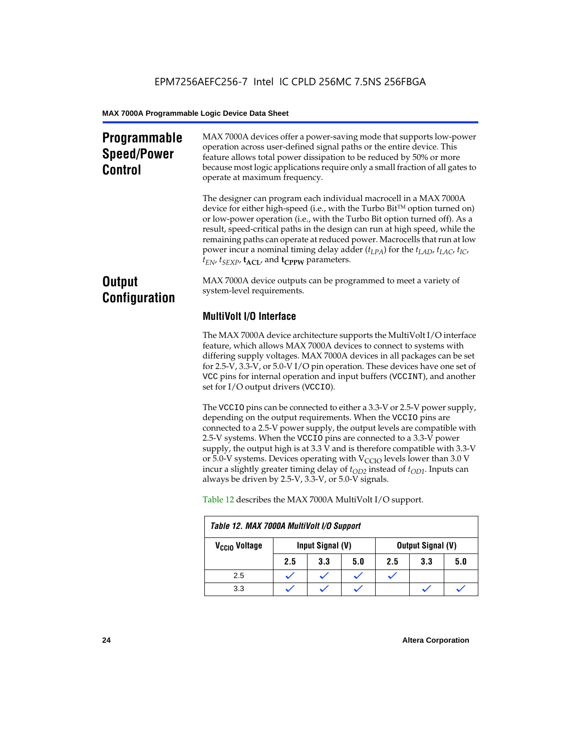## Programmable Speed/Power Control

MAX 7000A devices offer a power-saving mode that supports low-power operation across user-defined signal paths or the entire device. This feature allows total power dissipation to be reduced by 50% or more because most logic applications require only a small fraction of all gates to operate at maximum frequency.

The designer can program each individual macrocell in a MAX 7000A device for either high-speed (i.e., with the Turbo Bit™ option turned on) or low-power operation (i.e., with the Turbo Bit option turned off). As a result, speed-critical paths in the design can run at high speed, while the remaining paths can operate at reduced power. Macrocells that run at low power incur a nominal timing delay adder ($t_{LPA}$) for the $t_{LAD}$, $t_{LAC}$, $t_{IC}$, $t_{EN}$, $t_{SEXP}$, $\mathbf{t_{ACL}}$, and $\mathbf{t_{CPPW}}$ parameters.

## Output Configuration

MAX 7000A device outputs can be programmed to meet a variety of system-level requirements.

### MultiVolt I/O Interface

The MAX 7000A device architecture supports the MultiVolt I/O interface feature, which allows MAX 7000A devices to connect to systems with differing supply voltages. MAX 7000A devices in all packages can be set for 2.5-V, 3.3-V, or 5.0-V I/O pin operation. These devices have one set of VCC pins for internal operation and input buffers (VCCINT), and another set for I/O output drivers (VCCIO).

The VCCIO pins can be connected to either a 3.3-V or 2.5-V power supply, depending on the output requirements. When the VCCIO pins are connected to a 2.5-V power supply, the output levels are compatible with 2.5-V systems. When the VCCIO pins are connected to a 3.3-V power supply, the output high is at 3.3 V and is therefore compatible with 3.3-V or 5.0-V systems. Devices operating with $V_{CCIO}$ levels lower than 3.0 V incur a slightly greater timing delay of $t_{OD2}$ instead of $t_{OD1}$. Inputs can always be driven by 2.5-V, 3.3-V, or 5.0-V signals.

Table 12 describes the MAX 7000A MultiVolt I/O support.

*Table 12. MAX 7000A MultiVolt I/O Support*

| $V_{CCIO}$ Voltage | Input Signal (V) | | | Output Signal (V) | | |
|---|---|---|---|---|---|---|
| | 2.5 | 3.3 | 5.0 | 2.5 | 3.3 | 5.0 |
| 2.5 | ✓ | ✓ | ✓ | ✓ | | |
| 3.3 | ✓ | ✓ | ✓ | | ✓ | ✓ |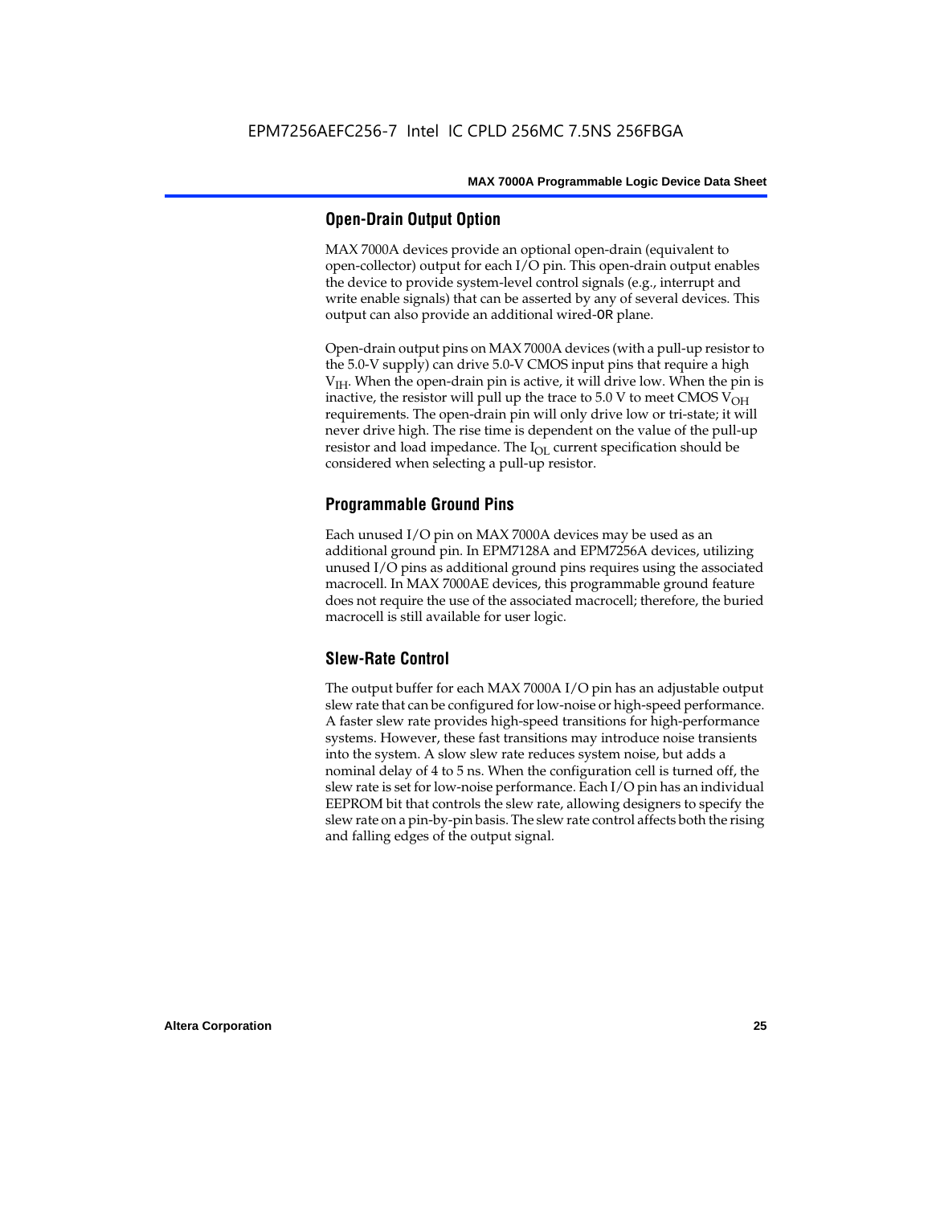## Open-Drain Output Option

MAX 7000A devices provide an optional open-drain (equivalent to open-collector) output for each I/O pin. This open-drain output enables the device to provide system-level control signals (e.g., interrupt and write enable signals) that can be asserted by any of several devices. This output can also provide an additional wired-OR plane.

Open-drain output pins on MAX 7000A devices (with a pull-up resistor to the 5.0-V supply) can drive 5.0-V CMOS input pins that require a high $V_{IH}$. When the open-drain pin is active, it will drive low. When the pin is inactive, the resistor will pull up the trace to 5.0 V to meet CMOS $V_{OH}$ requirements. The open-drain pin will only drive low or tri-state; it will never drive high. The rise time is dependent on the value of the pull-up resistor and load impedance. The $I_{OL}$ current specification should be considered when selecting a pull-up resistor.

## Programmable Ground Pins

Each unused I/O pin on MAX 7000A devices may be used as an additional ground pin. In EPM7128A and EPM7256A devices, utilizing unused I/O pins as additional ground pins requires using the associated macrocell. In MAX 7000AE devices, this programmable ground feature does not require the use of the associated macrocell; therefore, the buried macrocell is still available for user logic.

## Slew-Rate Control

The output buffer for each MAX 7000A I/O pin has an adjustable output slew rate that can be configured for low-noise or high-speed performance. A faster slew rate provides high-speed transitions for high-performance systems. However, these fast transitions may introduce noise transients into the system. A slow slew rate reduces system noise, but adds a nominal delay of 4 to 5 ns. When the configuration cell is turned off, the slew rate is set for low-noise performance. Each I/O pin has an individual EEPROM bit that controls the slew rate, allowing designers to specify the slew rate on a pin-by-pin basis. The slew rate control affects both the rising and falling edges of the output signal.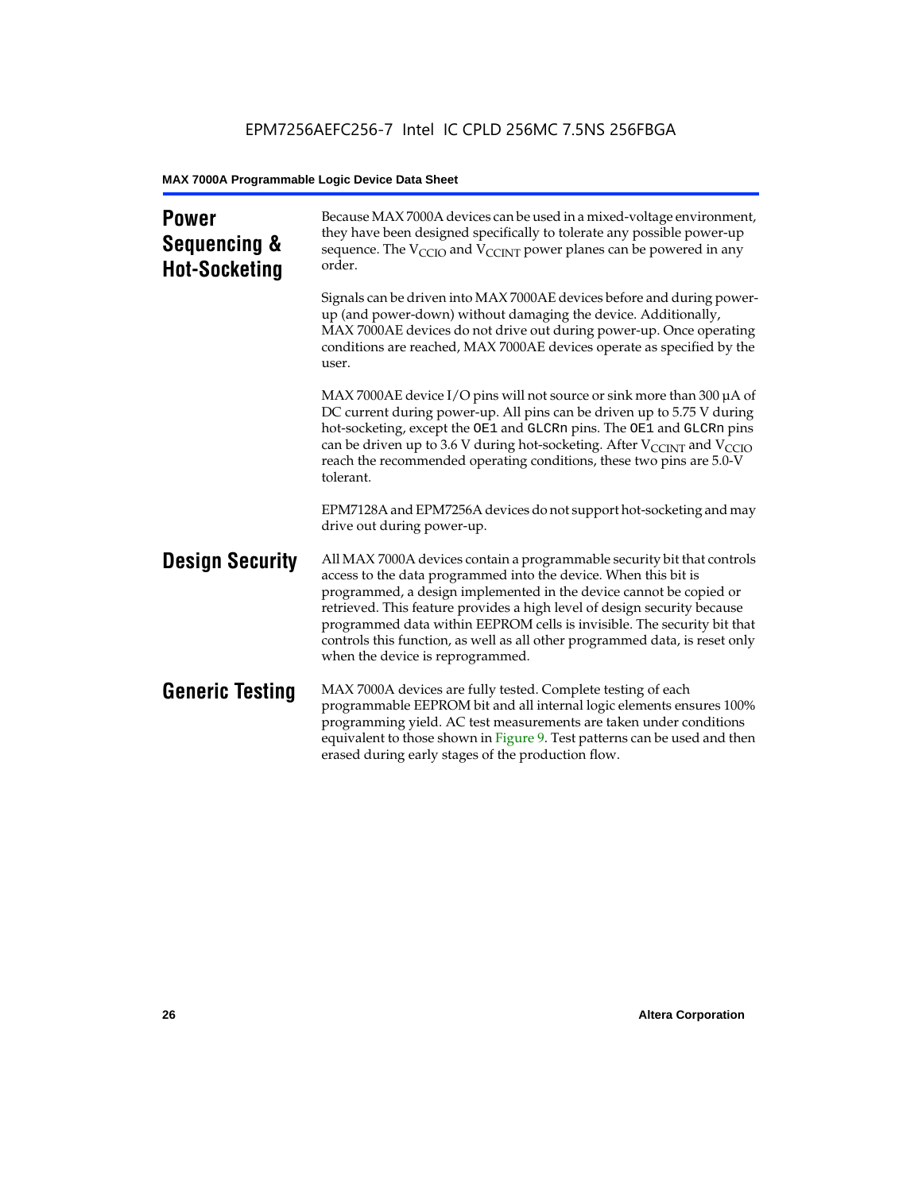# Power Sequencing & Hot-Socketing

Because MAX 7000A devices can be used in a mixed-voltage environment, they have been designed specifically to tolerate any possible power-up sequence. The $V_{CCIO}$ and $V_{CCINT}$ power planes can be powered in any order.

Signals can be driven into MAX 7000AE devices before and during power-up (and power-down) without damaging the device. Additionally, MAX 7000AE devices do not drive out during power-up. Once operating conditions are reached, MAX 7000AE devices operate as specified by the user.

MAX 7000AE device I/O pins will not source or sink more than 300 µA of DC current during power-up. All pins can be driven up to 5.75 V during hot-socketing, except the `OE1` and `GLCRn` pins. The `OE1` and `GLCRn` pins can be driven up to 3.6 V during hot-socketing. After $V_{CCINT}$ and $V_{CCIO}$ reach the recommended operating conditions, these two pins are 5.0-V tolerant.

EPM7128A and EPM7256A devices do not support hot-socketing and may drive out during power-up.

# Design Security

All MAX 7000A devices contain a programmable security bit that controls access to the data programmed into the device. When this bit is programmed, a design implemented in the device cannot be copied or retrieved. This feature provides a high level of design security because programmed data within EEPROM cells is invisible. The security bit that controls this function, as well as all other programmed data, is reset only when the device is reprogrammed.

# Generic Testing

MAX 7000A devices are fully tested. Complete testing of each programmable EEPROM bit and all internal logic elements ensures 100% programming yield. AC test measurements are taken under conditions equivalent to those shown in Figure 9. Test patterns can be used and then erased during early stages of the production flow.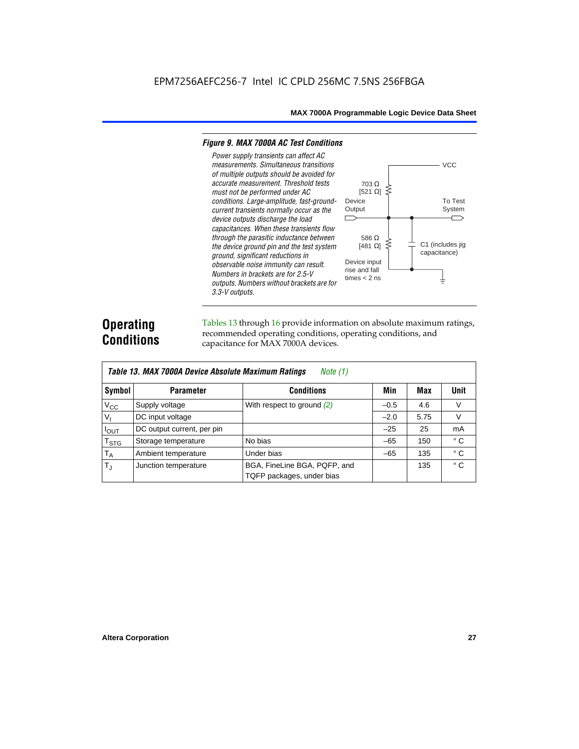EPM7256AEFC256-7 Intel IC CPLD 256MC 7.5NS 256FBGA

### *Figure 9. MAX 7000A AC Test Conditions*

*Power supply transients can affect AC measurements. Simultaneous transitions of multiple outputs should be avoided for accurate measurement. Threshold tests must not be performed under AC conditions. Large-amplitude, fast-ground-current transients normally occur as the device outputs discharge the load capacitances. When these transients flow through the parasitic inductance between the device ground pin and the test system ground, significant reductions in observable noise immunity can result. Numbers in brackets are for 2.5-V outputs. Numbers without brackets are for 3.3-V outputs.*

VCC

703 Ω [521 Ω]

Device Output

To Test System

586 Ω [481 Ω]

C1 (includes jig capacitance)

Device input rise and fall times < 2 ns

## Operating Conditions

Tables 13 through 16 provide information on absolute maximum ratings, recommended operating conditions, operating conditions, and capacitance for MAX 7000A devices.

| *Table 13. MAX 7000A Device Absolute Maximum Ratings* *Note (1)* | | | | | |
|---|---|---|---|---|---|
| **Symbol** | **Parameter** | **Conditions** | **Min** | **Max** | **Unit** |
| $V_{CC}$ | Supply voltage | With respect to ground *(2)* | –0.5 | 4.6 | V |
| $V_I$ | DC input voltage | | –2.0 | 5.75 | V |
| $I_{OUT}$ | DC output current, per pin | | –25 | 25 | mA |
| $T_{STG}$ | Storage temperature | No bias | –65 | 150 | ° C |
| $T_A$ | Ambient temperature | Under bias | –65 | 135 | ° C |
| $T_J$ | Junction temperature | BGA, FineLine BGA, PQFP, and TQFP packages, under bias | | 135 | ° C |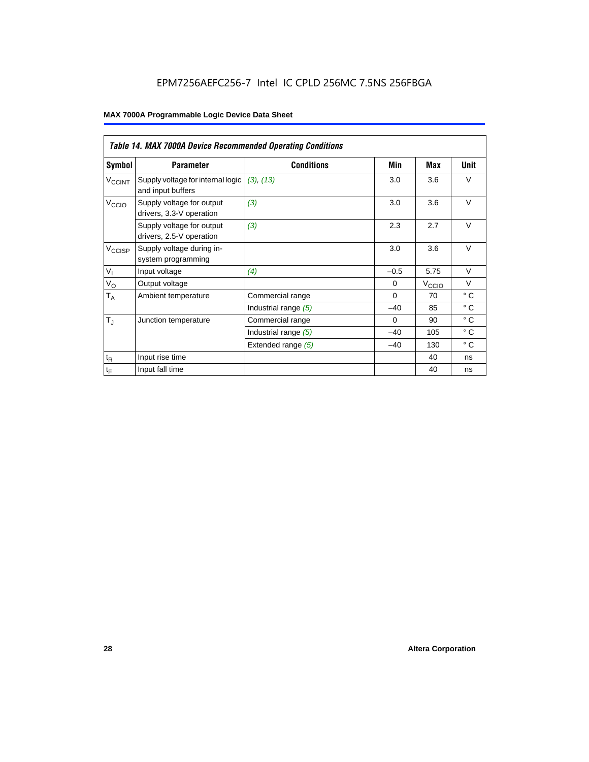EPM7256AEFC256-7 Intel IC CPLD 256MC 7.5NS 256FBGA

**Table 14. MAX 7000A Device Recommended Operating Conditions**

| Symbol | Parameter | Conditions | Min | Max | Unit |
|---|---|---|---|---|---|
| $V_{CCINT}$ | Supply voltage for internal logic and input buffers | *(3), (13)* | 3.0 | 3.6 | V |
| $V_{CCIO}$ | Supply voltage for output drivers, 3.3-V operation | *(3)* | 3.0 | 3.6 | V |
| | Supply voltage for output drivers, 2.5-V operation | *(3)* | 2.3 | 2.7 | V |
| $V_{CCISP}$ | Supply voltage during in-system programming | | 3.0 | 3.6 | V |
| $V_I$ | Input voltage | *(4)* | –0.5 | 5.75 | V |
| $V_O$ | Output voltage | | 0 | $V_{CCIO}$ | V |
| $T_A$ | Ambient temperature | Commercial range | 0 | 70 | ° C |
| | | Industrial range *(5)* | –40 | 85 | ° C |
| $T_J$ | Junction temperature | Commercial range | 0 | 90 | ° C |
| | | Industrial range *(5)* | –40 | 105 | ° C |
| | | Extended range *(5)* | –40 | 130 | ° C |
| $t_R$ | Input rise time | | | 40 | ns |
| $t_F$ | Input fall time | | | 40 | ns |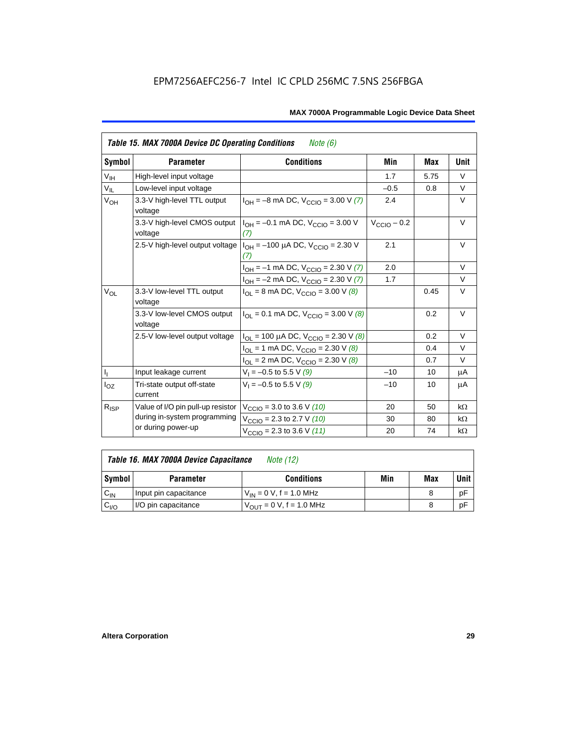EPM7256AEFC256-7 Intel IC CPLD 256MC 7.5NS 256FBGA

**Table 15. MAX 7000A Device DC Operating Conditions** *Note (6)*

| Symbol | Parameter | Conditions | Min | Max | Unit |
|---|---|---|---|---|---|
| $V_{IH}$ | High-level input voltage | | 1.7 | 5.75 | V |
| $V_{IL}$ | Low-level input voltage | | –0.5 | 0.8 | V |
| $V_{OH}$ | 3.3-V high-level TTL output voltage | $I_{OH}$ = –8 mA DC, $V_{CCIO}$ = 3.00 V *(7)* | 2.4 | | V |
| | 3.3-V high-level CMOS output voltage | $I_{OH}$ = –0.1 mA DC, $V_{CCIO}$ = 3.00 V *(7)* | $V_{CCIO}$ – 0.2 | | V |
| | 2.5-V high-level output voltage | $I_{OH}$ = –100 µA DC, $V_{CCIO}$ = 2.30 V *(7)* | 2.1 | | V |
| | | $I_{OH}$ = –1 mA DC, $V_{CCIO}$ = 2.30 V *(7)* | 2.0 | | V |
| | | $I_{OH}$ = –2 mA DC, $V_{CCIO}$ = 2.30 V *(7)* | 1.7 | | V |
| $V_{OL}$ | 3.3-V low-level TTL output voltage | $I_{OL}$ = 8 mA DC, $V_{CCIO}$ = 3.00 V *(8)* | | 0.45 | V |
| | 3.3-V low-level CMOS output voltage | $I_{OL}$ = 0.1 mA DC, $V_{CCIO}$ = 3.00 V *(8)* | | 0.2 | V |
| | 2.5-V low-level output voltage | $I_{OL}$ = 100 µA DC, $V_{CCIO}$ = 2.30 V *(8)* | | 0.2 | V |
| | | $I_{OL}$ = 1 mA DC, $V_{CCIO}$ = 2.30 V *(8)* | | 0.4 | V |
| | | $I_{OL}$ = 2 mA DC, $V_{CCIO}$ = 2.30 V *(8)* | | 0.7 | V |
| $I_I$ | Input leakage current | $V_I$ = –0.5 to 5.5 V *(9)* | –10 | 10 | µA |
| $I_{OZ}$ | Tri-state output off-state current | $V_I$ = –0.5 to 5.5 V *(9)* | –10 | 10 | µA |
| $R_{ISP}$ | Value of I/O pin pull-up resistor during in-system programming or during power-up | $V_{CCIO}$ = 3.0 to 3.6 V *(10)* | 20 | 50 | kΩ |
| | | $V_{CCIO}$ = 2.3 to 2.7 V *(10)* | 30 | 80 | kΩ |
| | | $V_{CCIO}$ = 2.3 to 3.6 V *(11)* | 20 | 74 | kΩ |

**Table 16. MAX 7000A Device Capacitance** *Note (12)*

| Symbol | Parameter | Conditions | Min | Max | Unit |
|---|---|---|---|---|---|
| $C_{IN}$ | Input pin capacitance | $V_{IN}$ = 0 V, f = 1.0 MHz | | 8 | pF |
| $C_{I/O}$ | I/O pin capacitance | $V_{OUT}$ = 0 V, f = 1.0 MHz | | 8 | pF |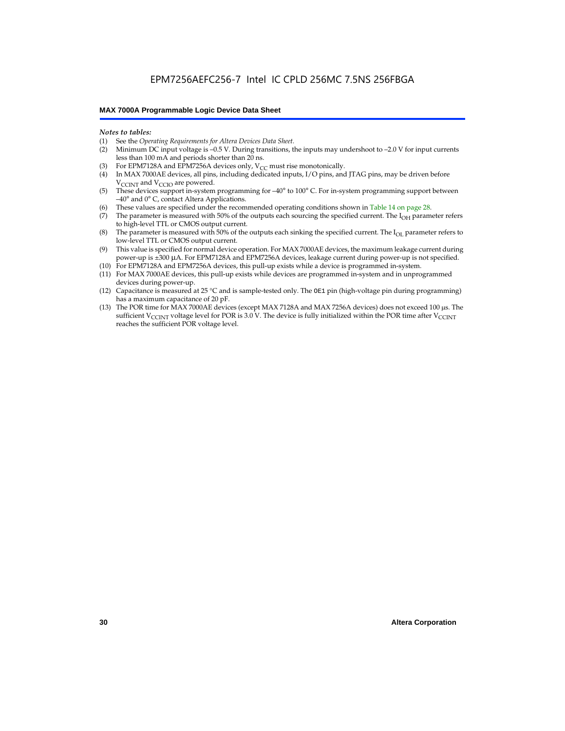*Notes to tables:*

(1) See the *Operating Requirements for Altera Devices Data Sheet*.

(2) Minimum DC input voltage is –0.5 V. During transitions, the inputs may undershoot to –2.0 V for input currents less than 100 mA and periods shorter than 20 ns.

(3) For EPM7128A and EPM7256A devices only, $V_{CC}$ must rise monotonically.

(4) In MAX 7000AE devices, all pins, including dedicated inputs, I/O pins, and JTAG pins, may be driven before $V_{CCINT}$ and $V_{CCIO}$ are powered.

(5) These devices support in-system programming for –40° to 100° C. For in-system programming support between –40° and 0° C, contact Altera Applications.

(6) These values are specified under the recommended operating conditions shown in Table 14 on page 28.

(7) The parameter is measured with 50% of the outputs each sourcing the specified current. The $I_{OH}$ parameter refers to high-level TTL or CMOS output current.

(8) The parameter is measured with 50% of the outputs each sinking the specified current. The $I_{OL}$ parameter refers to low-level TTL or CMOS output current.

(9) This value is specified for normal device operation. For MAX 7000AE devices, the maximum leakage current during power-up is ±300 µA. For EPM7128A and EPM7256A devices, leakage current during power-up is not specified.

(10) For EPM7128A and EPM7256A devices, this pull-up exists while a device is programmed in-system.

(11) For MAX 7000AE devices, this pull-up exists while devices are programmed in-system and in unprogrammed devices during power-up.

(12) Capacitance is measured at 25 °C and is sample-tested only. The `OE1` pin (high-voltage pin during programming) has a maximum capacitance of 20 pF.

(13) The POR time for MAX 7000AE devices (except MAX 7128A and MAX 7256A devices) does not exceed 100 µs. The sufficient $V_{CCINT}$ voltage level for POR is 3.0 V. The device is fully initialized within the POR time after $V_{CCINT}$ reaches the sufficient POR voltage level.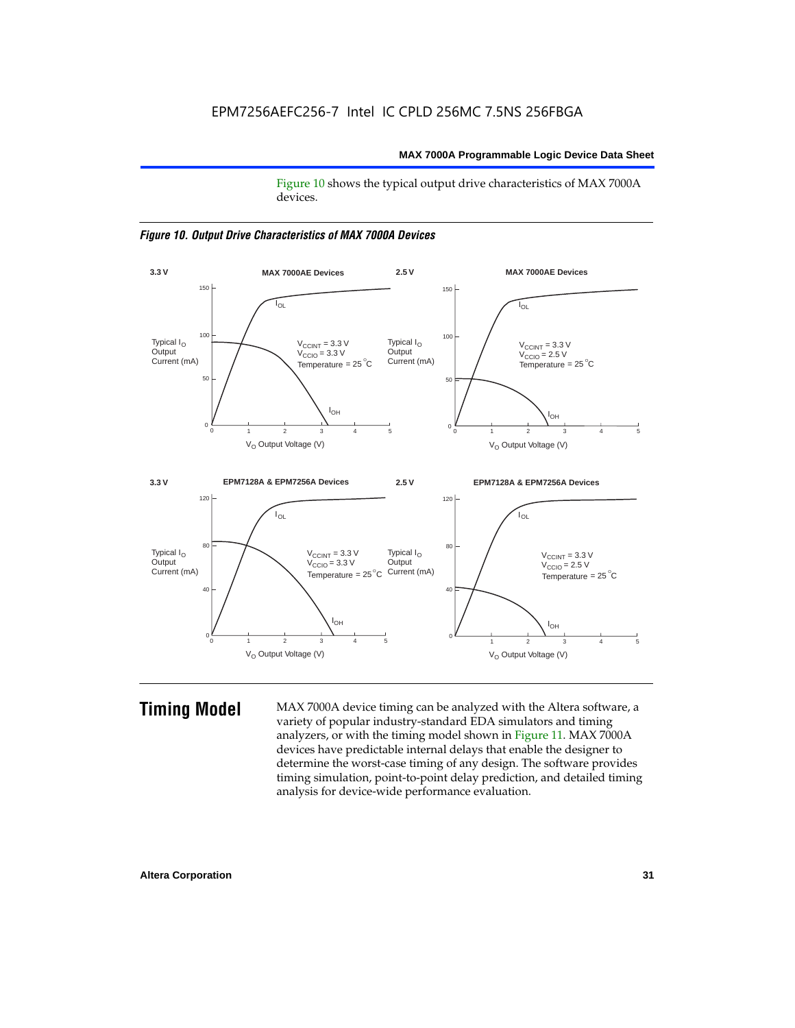Figure 10 shows the typical output drive characteristics of MAX 7000A devices.

*Figure 10. Output Drive Characteristics of MAX 7000A Devices*

## Timing Model

MAX 7000A device timing can be analyzed with the Altera software, a variety of popular industry-standard EDA simulators and timing analyzers, or with the timing model shown in Figure 11. MAX 7000A devices have predictable internal delays that enable the designer to determine the worst-case timing of any design. The software provides timing simulation, point-to-point delay prediction, and detailed timing analysis for device-wide performance evaluation.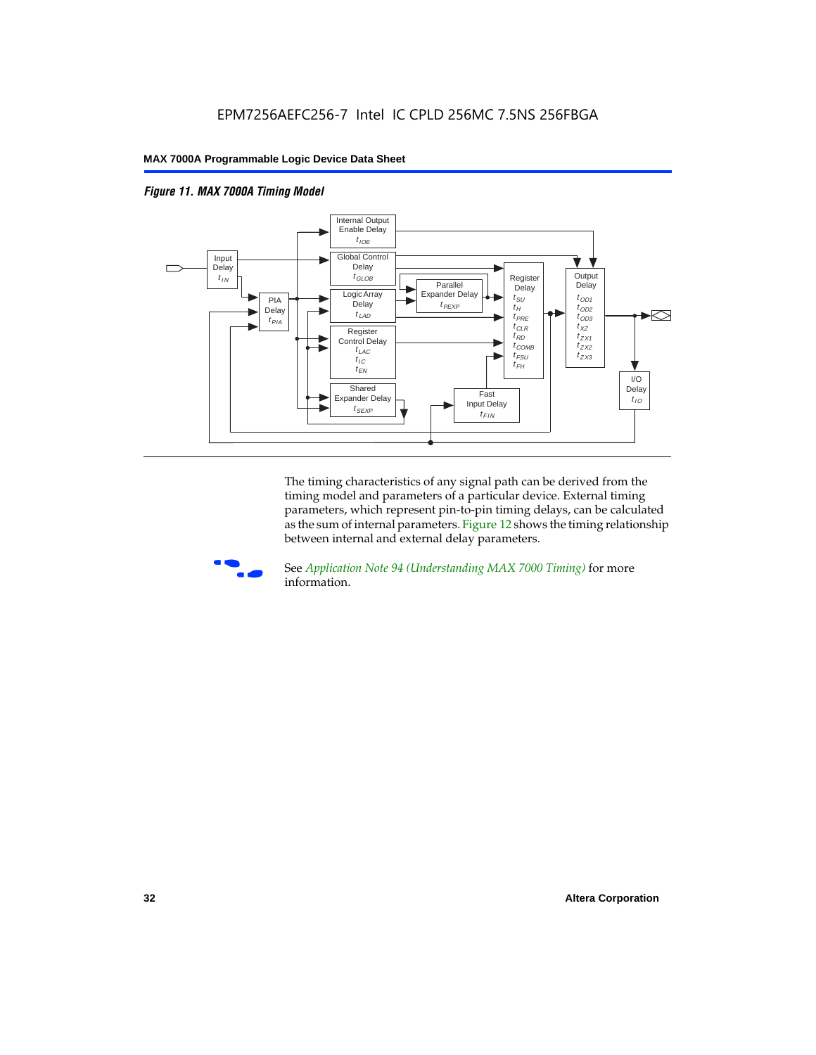*Figure 11. MAX 7000A Timing Model*

The timing characteristics of any signal path can be derived from the timing model and parameters of a particular device. External timing parameters, which represent pin-to-pin timing delays, can be calculated as the sum of internal parameters. Figure 12 shows the timing relationship between internal and external delay parameters.

See *Application Note 94 (Understanding MAX 7000 Timing)* for more information.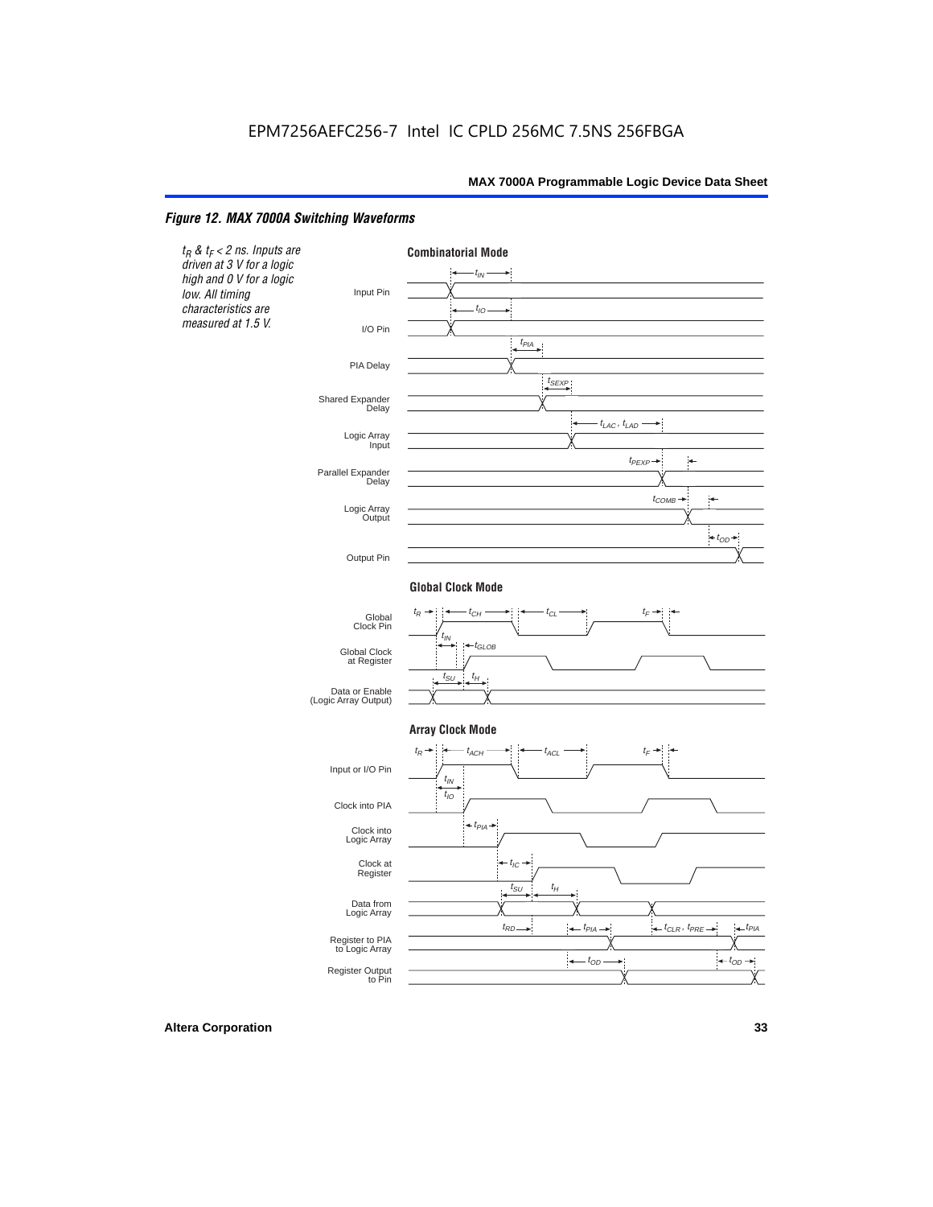EPM7256AEFC256-7 Intel IC CPLD 256MC 7.5NS 256FBGA

*Figure 12. MAX 7000A Switching Waveforms*

*$t_R$ & $t_F$ < 2 ns. Inputs are driven at 3 V for a logic high and 0 V for a logic low. All timing characteristics are measured at 1.5 V.*

**Combinatorial Mode**

Input Pin — $t_{IN}$

I/O Pin — $t_{IO}$

PIA Delay — $t_{PIA}$

Shared Expander Delay — $t_{SEXP}$

Logic Array Input — $t_{LAC}$, $t_{LAD}$

Parallel Expander Delay — $t_{PEXP}$

Logic Array Output — $t_{COMB}$

Output Pin — $t_{OD}$

**Global Clock Mode**

Global Clock Pin — $t_R$, $t_{CH}$, $t_{CL}$, $t_F$

Global Clock at Register — $t_{IN}$, $t_{GLOB}$

Data or Enable (Logic Array Output) — $t_{SU}$, $t_H$

**Array Clock Mode**

Input or I/O Pin — $t_R$, $t_{ACH}$, $t_{ACL}$, $t_F$

Clock into PIA — $t_{IN}$, $t_{IO}$

Clock into Logic Array — $t_{PIA}$

Clock at Register — $t_{IC}$

Data from Logic Array — $t_{SU}$, $t_H$

Register to PIA to Logic Array — $t_{RD}$, $t_{PIA}$, $t_{CLR}$, $t_{PRE}$, $t_{PIA}$

Register Output to Pin — $t_{OD}$, $t_{OD}$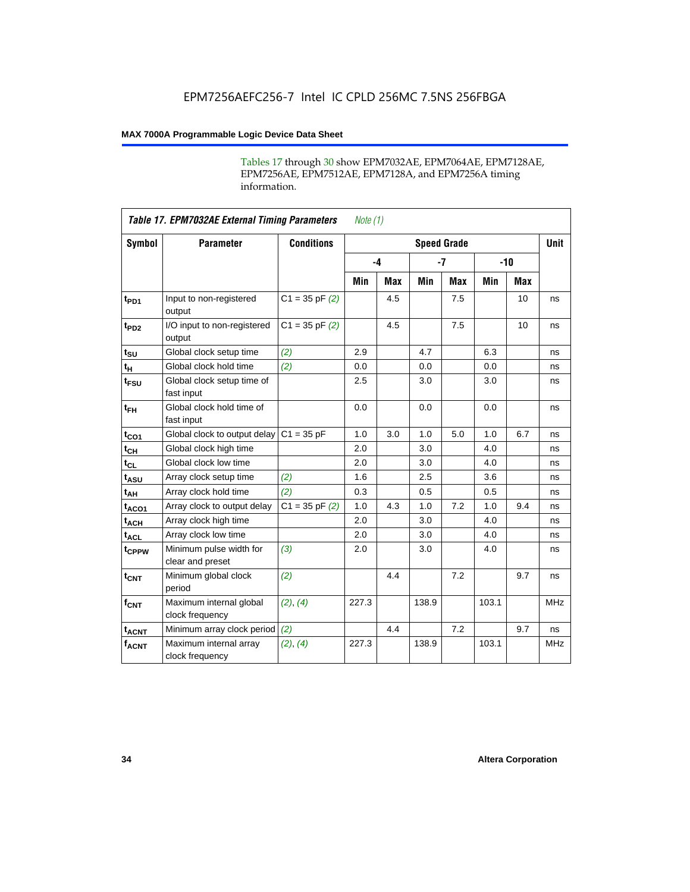Tables 17 through 30 show EPM7032AE, EPM7064AE, EPM7128AE, EPM7256AE, EPM7512AE, EPM7128A, and EPM7256A timing information.

**Table 17. EPM7032AE External Timing Parameters** *Note (1)*

| Symbol | Parameter | Conditions | Speed Grade | | | | | | Unit |
|---|---|---|---|---|---|---|---|---|---|
| | | | -4 | | -7 | | -10 | | |
| | | | Min | Max | Min | Max | Min | Max | |
| $t_{PD1}$ | Input to non-registered output | C1 = 35 pF *(2)* | | 4.5 | | 7.5 | | 10 | ns |
| $t_{PD2}$ | I/O input to non-registered output | C1 = 35 pF *(2)* | | 4.5 | | 7.5 | | 10 | ns |
| $t_{SU}$ | Global clock setup time | *(2)* | 2.9 | | 4.7 | | 6.3 | | ns |
| $t_H$ | Global clock hold time | *(2)* | 0.0 | | 0.0 | | 0.0 | | ns |
| $t_{FSU}$ | Global clock setup time of fast input | | 2.5 | | 3.0 | | 3.0 | | ns |
| $t_{FH}$ | Global clock hold time of fast input | | 0.0 | | 0.0 | | 0.0 | | ns |
| $t_{CO1}$ | Global clock to output delay | C1 = 35 pF | 1.0 | 3.0 | 1.0 | 5.0 | 1.0 | 6.7 | ns |
| $t_{CH}$ | Global clock high time | | 2.0 | | 3.0 | | 4.0 | | ns |
| $t_{CL}$ | Global clock low time | | 2.0 | | 3.0 | | 4.0 | | ns |
| $t_{ASU}$ | Array clock setup time | *(2)* | 1.6 | | 2.5 | | 3.6 | | ns |
| $t_{AH}$ | Array clock hold time | *(2)* | 0.3 | | 0.5 | | 0.5 | | ns |
| $t_{ACO1}$ | Array clock to output delay | C1 = 35 pF *(2)* | 1.0 | 4.3 | 1.0 | 7.2 | 1.0 | 9.4 | ns |
| $t_{ACH}$ | Array clock high time | | 2.0 | | 3.0 | | 4.0 | | ns |
| $t_{ACL}$ | Array clock low time | | 2.0 | | 3.0 | | 4.0 | | ns |
| $t_{CPPW}$ | Minimum pulse width for clear and preset | *(3)* | 2.0 | | 3.0 | | 4.0 | | ns |
| $t_{CNT}$ | Minimum global clock period | *(2)* | | 4.4 | | 7.2 | | 9.7 | ns |
| $f_{CNT}$ | Maximum internal global clock frequency | *(2)*, *(4)* | 227.3 | | 138.9 | | 103.1 | | MHz |
| $t_{ACNT}$ | Minimum array clock period | *(2)* | | 4.4 | | 7.2 | | 9.7 | ns |
| $f_{ACNT}$ | Maximum internal array clock frequency | *(2)*, *(4)* | 227.3 | | 138.9 | | 103.1 | | MHz |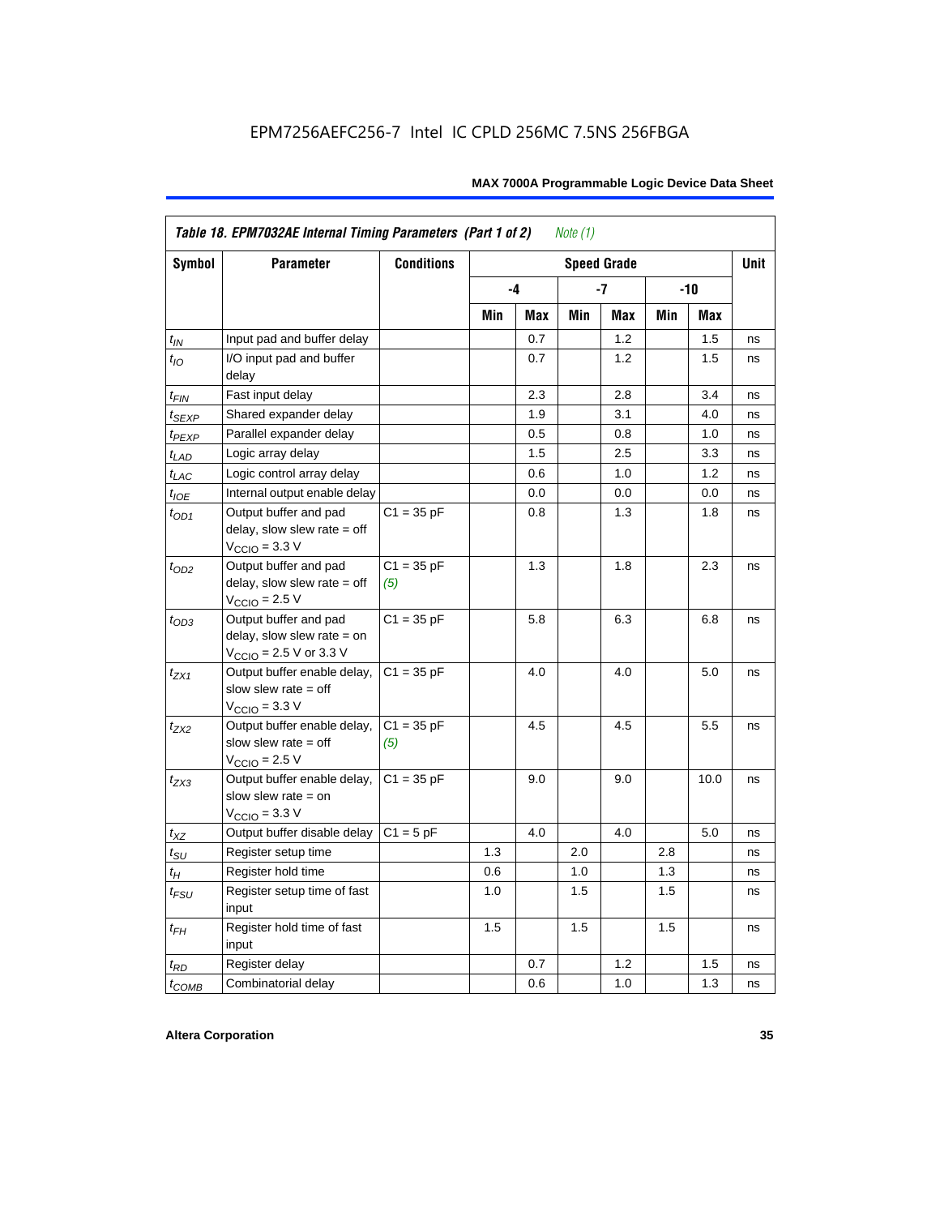Table 18. EPM7032AE Internal Timing Parameters (Part 1 of 2) *Note (1)*

| Symbol | Parameter | Conditions | Speed Grade | | | | | | Unit |
|---|---|---|---|---|---|---|---|---|---|
| | | | -4 | | -7 | | -10 | | |
| | | | Min | Max | Min | Max | Min | Max | |
| $t_{IN}$ | Input pad and buffer delay | | | 0.7 | | 1.2 | | 1.5 | ns |
| $t_{IO}$ | I/O input pad and buffer delay | | | 0.7 | | 1.2 | | 1.5 | ns |
| $t_{FIN}$ | Fast input delay | | | 2.3 | | 2.8 | | 3.4 | ns |
| $t_{SEXP}$ | Shared expander delay | | | 1.9 | | 3.1 | | 4.0 | ns |
| $t_{PEXP}$ | Parallel expander delay | | | 0.5 | | 0.8 | | 1.0 | ns |
| $t_{LAD}$ | Logic array delay | | | 1.5 | | 2.5 | | 3.3 | ns |
| $t_{LAC}$ | Logic control array delay | | | 0.6 | | 1.0 | | 1.2 | ns |
| $t_{IOE}$ | Internal output enable delay | | | 0.0 | | 0.0 | | 0.0 | ns |
| $t_{OD1}$ | Output buffer and pad delay, slow slew rate = off $V_{CCIO}$ = 3.3 V | C1 = 35 pF | | 0.8 | | 1.3 | | 1.8 | ns |
| $t_{OD2}$ | Output buffer and pad delay, slow slew rate = off $V_{CCIO}$ = 2.5 V | C1 = 35 pF *(5)* | | 1.3 | | 1.8 | | 2.3 | ns |
| $t_{OD3}$ | Output buffer and pad delay, slow slew rate = on $V_{CCIO}$ = 2.5 V or 3.3 V | C1 = 35 pF | | 5.8 | | 6.3 | | 6.8 | ns |
| $t_{ZX1}$ | Output buffer enable delay, slow slew rate = off $V_{CCIO}$ = 3.3 V | C1 = 35 pF | | 4.0 | | 4.0 | | 5.0 | ns |
| $t_{ZX2}$ | Output buffer enable delay, slow slew rate = off $V_{CCIO}$ = 2.5 V | C1 = 35 pF *(5)* | | 4.5 | | 4.5 | | 5.5 | ns |
| $t_{ZX3}$ | Output buffer enable delay, slow slew rate = on $V_{CCIO}$ = 3.3 V | C1 = 35 pF | | 9.0 | | 9.0 | | 10.0 | ns |
| $t_{XZ}$ | Output buffer disable delay | C1 = 5 pF | | 4.0 | | 4.0 | | 5.0 | ns |
| $t_{SU}$ | Register setup time | | 1.3 | | 2.0 | | 2.8 | | ns |
| $t_{H}$ | Register hold time | | 0.6 | | 1.0 | | 1.3 | | ns |
| $t_{FSU}$ | Register setup time of fast input | | 1.0 | | 1.5 | | 1.5 | | ns |
| $t_{FH}$ | Register hold time of fast input | | 1.5 | | 1.5 | | 1.5 | | ns |
| $t_{RD}$ | Register delay | | | 0.7 | | 1.2 | | 1.5 | ns |
| $t_{COMB}$ | Combinatorial delay | | | 0.6 | | 1.0 | | 1.3 | ns |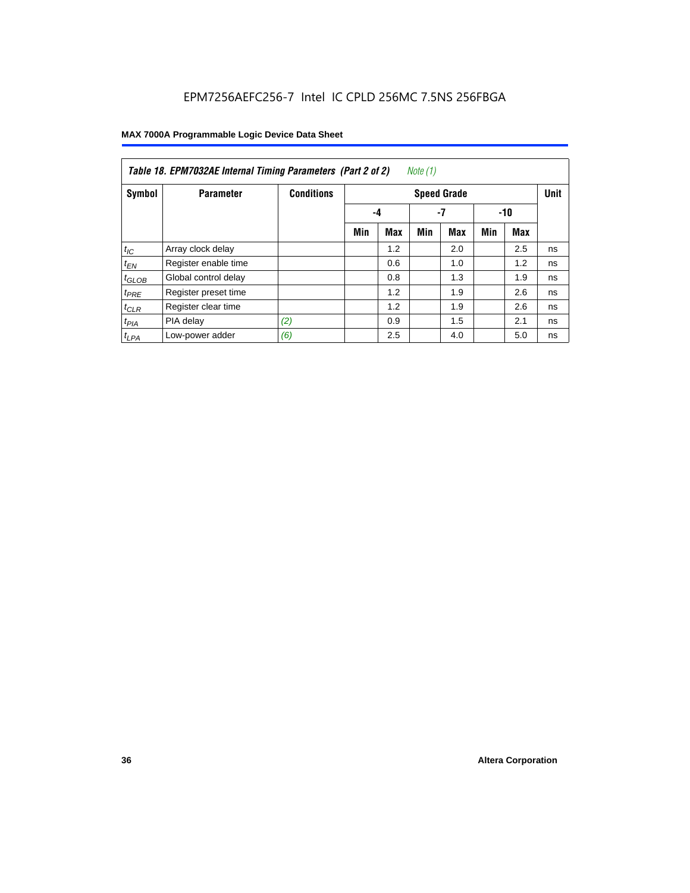**Table 18. EPM7032AE Internal Timing Parameters (Part 2 of 2)** *Note (1)*

| Symbol | Parameter | Conditions | Speed Grade | | | | | | Unit |
|---|---|---|---|---|---|---|---|---|---|
| | | | -4 | | -7 | | -10 | | |
| | | | Min | Max | Min | Max | Min | Max | |
| $t_{IC}$ | Array clock delay | | | 1.2 | | 2.0 | | 2.5 | ns |
| $t_{EN}$ | Register enable time | | | 0.6 | | 1.0 | | 1.2 | ns |
| $t_{GLOB}$ | Global control delay | | | 0.8 | | 1.3 | | 1.9 | ns |
| $t_{PRE}$ | Register preset time | | | 1.2 | | 1.9 | | 2.6 | ns |
| $t_{CLR}$ | Register clear time | | | 1.2 | | 1.9 | | 2.6 | ns |
| $t_{PIA}$ | PIA delay | *(2)* | | 0.9 | | 1.5 | | 2.1 | ns |
| $t_{LPA}$ | Low-power adder | *(6)* | | 2.5 | | 4.0 | | 5.0 | ns |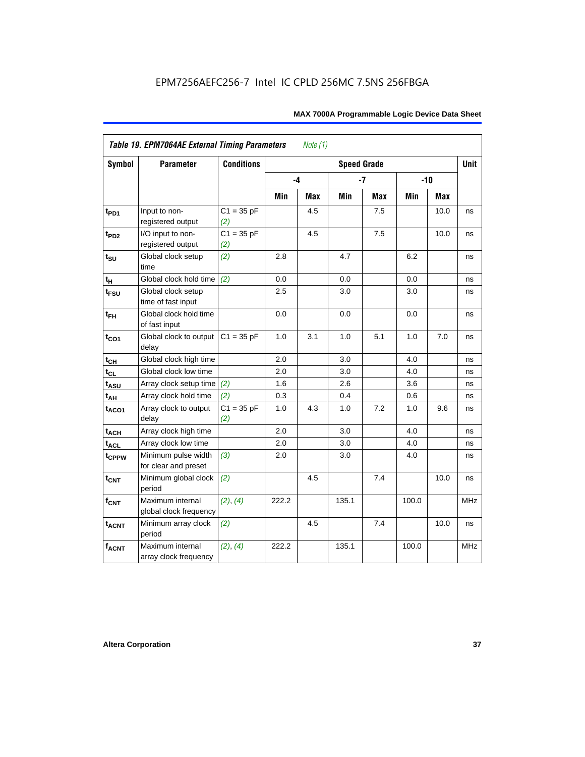EPM7256AEFC256-7 Intel IC CPLD 256MC 7.5NS 256FBGA

**Table 19. EPM7064AE External Timing Parameters** *Note (1)*

| Symbol | Parameter | Conditions | Speed Grade | | | | | | Unit |
|---|---|---|---|---|---|---|---|---|---|
| | | | -4 | | -7 | | -10 | | |
| | | | Min | Max | Min | Max | Min | Max | |
| $t_{PD1}$ | Input to non-registered output | C1 = 35 pF *(2)* | | 4.5 | | 7.5 | | 10.0 | ns |
| $t_{PD2}$ | I/O input to non-registered output | C1 = 35 pF *(2)* | | 4.5 | | 7.5 | | 10.0 | ns |
| $t_{SU}$ | Global clock setup time | *(2)* | 2.8 | | 4.7 | | 6.2 | | ns |
| $t_{H}$ | Global clock hold time | *(2)* | 0.0 | | 0.0 | | 0.0 | | ns |
| $t_{FSU}$ | Global clock setup time of fast input | | 2.5 | | 3.0 | | 3.0 | | ns |
| $t_{FH}$ | Global clock hold time of fast input | | 0.0 | | 0.0 | | 0.0 | | ns |
| $t_{CO1}$ | Global clock to output delay | C1 = 35 pF | 1.0 | 3.1 | 1.0 | 5.1 | 1.0 | 7.0 | ns |
| $t_{CH}$ | Global clock high time | | 2.0 | | 3.0 | | 4.0 | | ns |
| $t_{CL}$ | Global clock low time | | 2.0 | | 3.0 | | 4.0 | | ns |
| $t_{ASU}$ | Array clock setup time | *(2)* | 1.6 | | 2.6 | | 3.6 | | ns |
| $t_{AH}$ | Array clock hold time | *(2)* | 0.3 | | 0.4 | | 0.6 | | ns |
| $t_{ACO1}$ | Array clock to output delay | C1 = 35 pF *(2)* | 1.0 | 4.3 | 1.0 | 7.2 | 1.0 | 9.6 | ns |
| $t_{ACH}$ | Array clock high time | | 2.0 | | 3.0 | | 4.0 | | ns |
| $t_{ACL}$ | Array clock low time | | 2.0 | | 3.0 | | 4.0 | | ns |
| $t_{CPPW}$ | Minimum pulse width for clear and preset | *(3)* | 2.0 | | 3.0 | | 4.0 | | ns |
| $t_{CNT}$ | Minimum global clock period | *(2)* | | 4.5 | | 7.4 | | 10.0 | ns |
| $f_{CNT}$ | Maximum internal global clock frequency | *(2)*, *(4)* | 222.2 | | 135.1 | | 100.0 | | MHz |
| $t_{ACNT}$ | Minimum array clock period | *(2)* | | 4.5 | | 7.4 | | 10.0 | ns |
| $f_{ACNT}$ | Maximum internal array clock frequency | *(2)*, *(4)* | 222.2 | | 135.1 | | 100.0 | | MHz |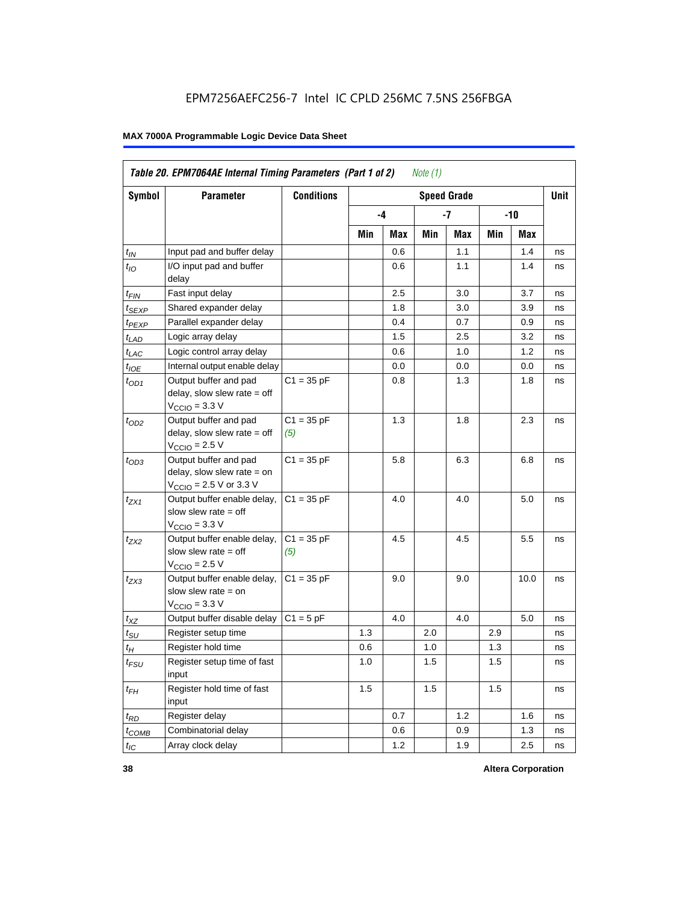**Table 20. EPM7064AE Internal Timing Parameters (Part 1 of 2)** *Note (1)*

| Symbol | Parameter | Conditions | Speed Grade | | | | | | Unit |
|---|---|---|---|---|---|---|---|---|---|
| | | | -4 | | -7 | | -10 | | |
| | | | Min | Max | Min | Max | Min | Max | |
| $t_{IN}$ | Input pad and buffer delay | | | 0.6 | | 1.1 | | 1.4 | ns |
| $t_{IO}$ | I/O input pad and buffer delay | | | 0.6 | | 1.1 | | 1.4 | ns |
| $t_{FIN}$ | Fast input delay | | | 2.5 | | 3.0 | | 3.7 | ns |
| $t_{SEXP}$ | Shared expander delay | | | 1.8 | | 3.0 | | 3.9 | ns |
| $t_{PEXP}$ | Parallel expander delay | | | 0.4 | | 0.7 | | 0.9 | ns |
| $t_{LAD}$ | Logic array delay | | | 1.5 | | 2.5 | | 3.2 | ns |
| $t_{LAC}$ | Logic control array delay | | | 0.6 | | 1.0 | | 1.2 | ns |
| $t_{IOE}$ | Internal output enable delay | | | 0.0 | | 0.0 | | 0.0 | ns |
| $t_{OD1}$ | Output buffer and pad delay, slow slew rate = off $V_{CCIO}$ = 3.3 V | C1 = 35 pF | | 0.8 | | 1.3 | | 1.8 | ns |
| $t_{OD2}$ | Output buffer and pad delay, slow slew rate = off $V_{CCIO}$ = 2.5 V | C1 = 35 pF *(5)* | | 1.3 | | 1.8 | | 2.3 | ns |
| $t_{OD3}$ | Output buffer and pad delay, slow slew rate = on $V_{CCIO}$ = 2.5 V or 3.3 V | C1 = 35 pF | | 5.8 | | 6.3 | | 6.8 | ns |
| $t_{ZX1}$ | Output buffer enable delay, slow slew rate = off $V_{CCIO}$ = 3.3 V | C1 = 35 pF | | 4.0 | | 4.0 | | 5.0 | ns |
| $t_{ZX2}$ | Output buffer enable delay, slow slew rate = off $V_{CCIO}$ = 2.5 V | C1 = 35 pF *(5)* | | 4.5 | | 4.5 | | 5.5 | ns |
| $t_{ZX3}$ | Output buffer enable delay, slow slew rate = on $V_{CCIO}$ = 3.3 V | C1 = 35 pF | | 9.0 | | 9.0 | | 10.0 | ns |
| $t_{XZ}$ | Output buffer disable delay | C1 = 5 pF | | 4.0 | | 4.0 | | 5.0 | ns |
| $t_{SU}$ | Register setup time | | 1.3 | | 2.0 | | 2.9 | | ns |
| $t_{H}$ | Register hold time | | 0.6 | | 1.0 | | 1.3 | | ns |
| $t_{FSU}$ | Register setup time of fast input | | 1.0 | | 1.5 | | 1.5 | | ns |
| $t_{FH}$ | Register hold time of fast input | | 1.5 | | 1.5 | | 1.5 | | ns |
| $t_{RD}$ | Register delay | | | 0.7 | | 1.2 | | 1.6 | ns |
| $t_{COMB}$ | Combinatorial delay | | | 0.6 | | 0.9 | | 1.3 | ns |
| $t_{IC}$ | Array clock delay | | | 1.2 | | 1.9 | | 2.5 | ns |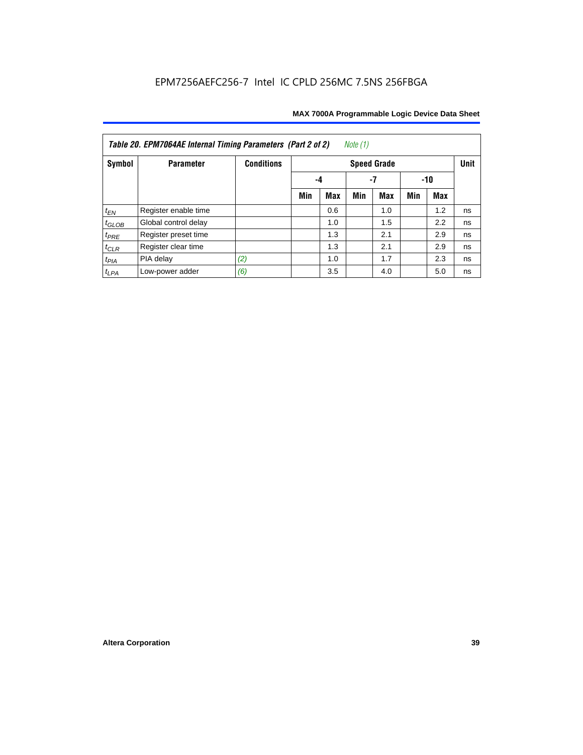Table 20. EPM7064AE Internal Timing Parameters (Part 2 of 2) *Note (1)*

| Symbol | Parameter | Conditions | Speed Grade | | | | | | Unit |
|---|---|---|---|---|---|---|---|---|---|
| | | | -4 | | -7 | | -10 | | |
| | | | Min | Max | Min | Max | Min | Max | |
| $t_{EN}$ | Register enable time | | | 0.6 | | 1.0 | | 1.2 | ns |
| $t_{GLOB}$ | Global control delay | | | 1.0 | | 1.5 | | 2.2 | ns |
| $t_{PRE}$ | Register preset time | | | 1.3 | | 2.1 | | 2.9 | ns |
| $t_{CLR}$ | Register clear time | | | 1.3 | | 2.1 | | 2.9 | ns |
| $t_{PIA}$ | PIA delay | *(2)* | | 1.0 | | 1.7 | | 2.3 | ns |
| $t_{LPA}$ | Low-power adder | *(6)* | | 3.5 | | 4.0 | | 5.0 | ns |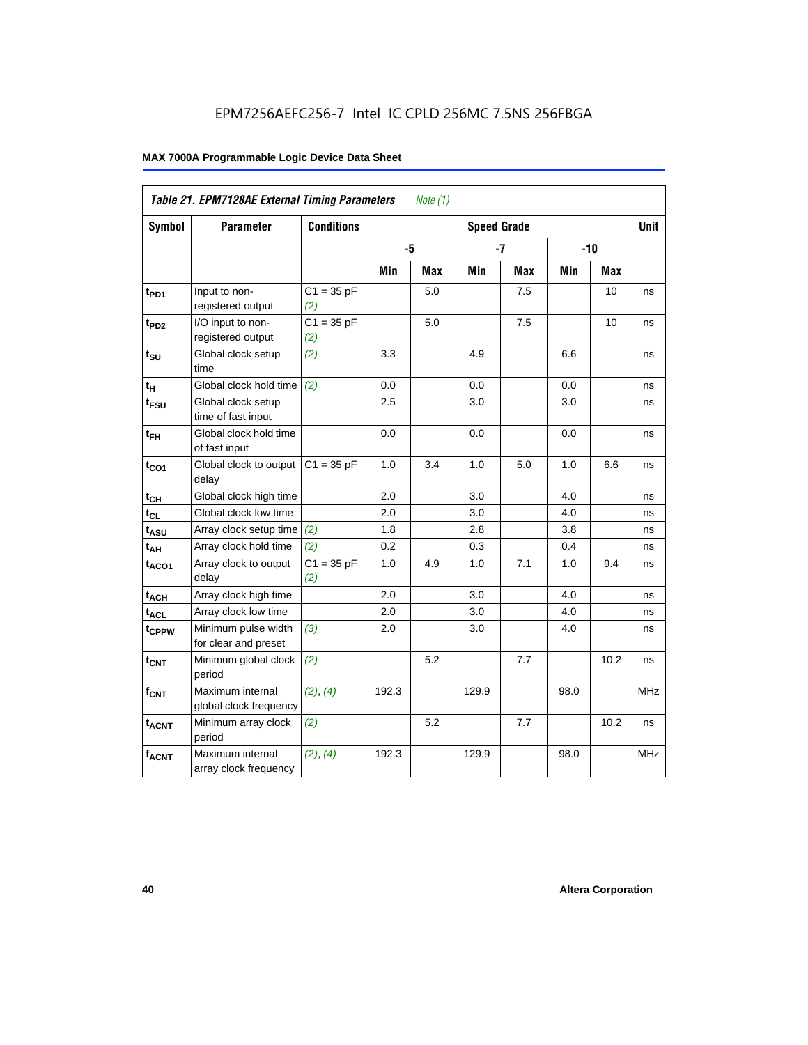## Table 21. EPM7128AE External Timing Parameters *Note (1)*

| Symbol | Parameter | Conditions | Speed Grade | | | | | | Unit |
|---|---|---|---|---|---|---|---|---|---|
| | | | -5 | | -7 | | -10 | | |
| | | | Min | Max | Min | Max | Min | Max | |
| $t_{PD1}$ | Input to non-registered output | C1 = 35 pF *(2)* | | 5.0 | | 7.5 | | 10 | ns |
| $t_{PD2}$ | I/O input to non-registered output | C1 = 35 pF *(2)* | | 5.0 | | 7.5 | | 10 | ns |
| $t_{SU}$ | Global clock setup time | *(2)* | 3.3 | | 4.9 | | 6.6 | | ns |
| $t_{H}$ | Global clock hold time | *(2)* | 0.0 | | 0.0 | | 0.0 | | ns |
| $t_{FSU}$ | Global clock setup time of fast input | | 2.5 | | 3.0 | | 3.0 | | ns |
| $t_{FH}$ | Global clock hold time of fast input | | 0.0 | | 0.0 | | 0.0 | | ns |
| $t_{CO1}$ | Global clock to output delay | C1 = 35 pF | 1.0 | 3.4 | 1.0 | 5.0 | 1.0 | 6.6 | ns |
| $t_{CH}$ | Global clock high time | | 2.0 | | 3.0 | | 4.0 | | ns |
| $t_{CL}$ | Global clock low time | | 2.0 | | 3.0 | | 4.0 | | ns |
| $t_{ASU}$ | Array clock setup time | *(2)* | 1.8 | | 2.8 | | 3.8 | | ns |
| $t_{AH}$ | Array clock hold time | *(2)* | 0.2 | | 0.3 | | 0.4 | | ns |
| $t_{ACO1}$ | Array clock to output delay | C1 = 35 pF *(2)* | 1.0 | 4.9 | 1.0 | 7.1 | 1.0 | 9.4 | ns |
| $t_{ACH}$ | Array clock high time | | 2.0 | | 3.0 | | 4.0 | | ns |
| $t_{ACL}$ | Array clock low time | | 2.0 | | 3.0 | | 4.0 | | ns |
| $t_{CPPW}$ | Minimum pulse width for clear and preset | *(3)* | 2.0 | | 3.0 | | 4.0 | | ns |
| $t_{CNT}$ | Minimum global clock period | *(2)* | | 5.2 | | 7.7 | | 10.2 | ns |
| $f_{CNT}$ | Maximum internal global clock frequency | *(2)*, *(4)* | 192.3 | | 129.9 | | 98.0 | | MHz |
| $t_{ACNT}$ | Minimum array clock period | *(2)* | | 5.2 | | 7.7 | | 10.2 | ns |
| $f_{ACNT}$ | Maximum internal array clock frequency | *(2)*, *(4)* | 192.3 | | 129.9 | | 98.0 | | MHz |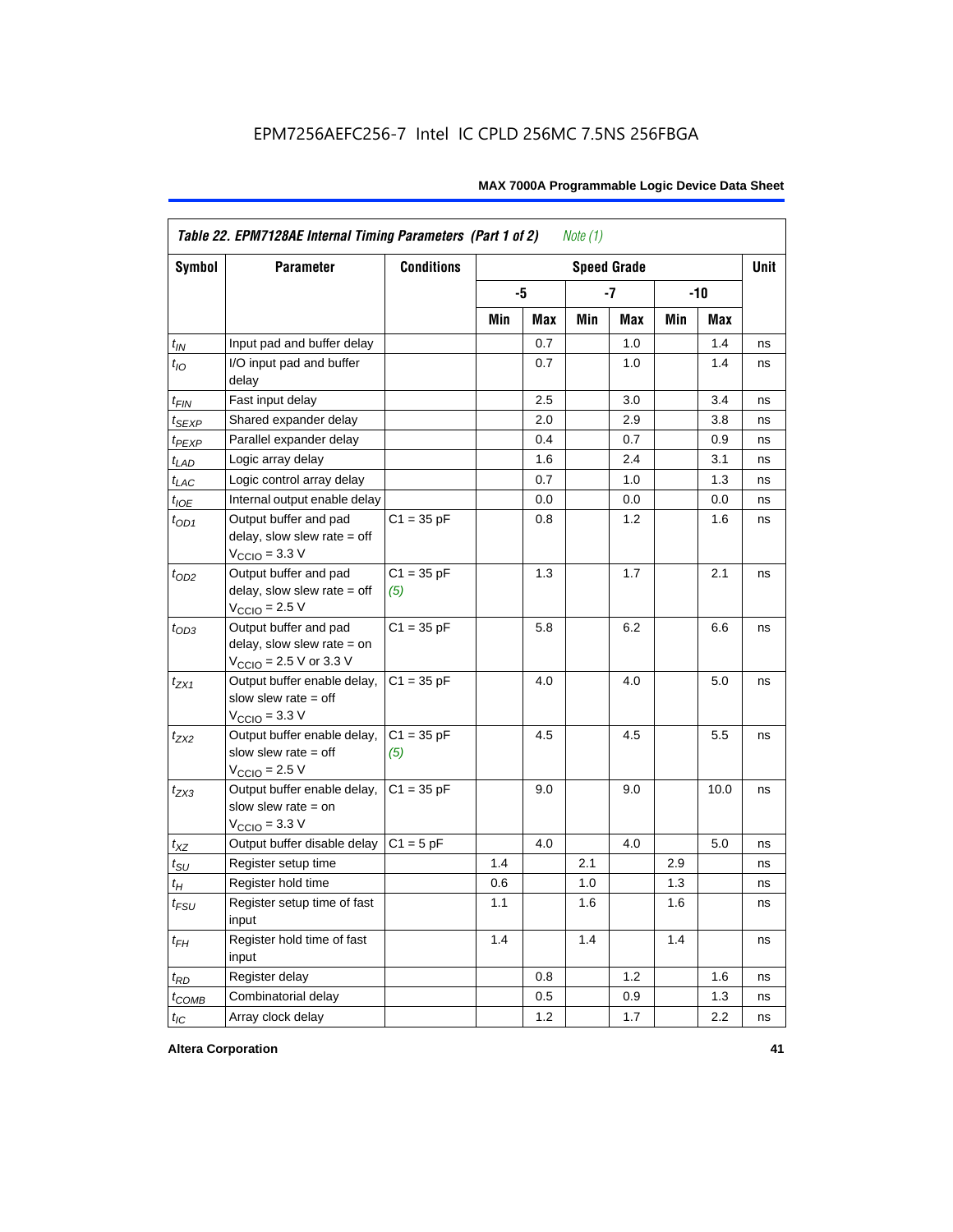**Table 22. EPM7128AE Internal Timing Parameters (Part 1 of 2)** *Note (1)*

| Symbol | Parameter | Conditions | Speed Grade | | | | | | Unit |
|---|---|---|---|---|---|---|---|---|---|
| | | | -5 | | -7 | | -10 | | |
| | | | Min | Max | Min | Max | Min | Max | |
| $t_{IN}$ | Input pad and buffer delay | | | 0.7 | | 1.0 | | 1.4 | ns |
| $t_{IO}$ | I/O input pad and buffer delay | | | 0.7 | | 1.0 | | 1.4 | ns |
| $t_{FIN}$ | Fast input delay | | | 2.5 | | 3.0 | | 3.4 | ns |
| $t_{SEXP}$ | Shared expander delay | | | 2.0 | | 2.9 | | 3.8 | ns |
| $t_{PEXP}$ | Parallel expander delay | | | 0.4 | | 0.7 | | 0.9 | ns |
| $t_{LAD}$ | Logic array delay | | | 1.6 | | 2.4 | | 3.1 | ns |
| $t_{LAC}$ | Logic control array delay | | | 0.7 | | 1.0 | | 1.3 | ns |
| $t_{IOE}$ | Internal output enable delay | | | 0.0 | | 0.0 | | 0.0 | ns |
| $t_{OD1}$ | Output buffer and pad delay, slow slew rate = off $V_{CCIO}$ = 3.3 V | C1 = 35 pF | | 0.8 | | 1.2 | | 1.6 | ns |
| $t_{OD2}$ | Output buffer and pad delay, slow slew rate = off $V_{CCIO}$ = 2.5 V | C1 = 35 pF *(5)* | | 1.3 | | 1.7 | | 2.1 | ns |
| $t_{OD3}$ | Output buffer and pad delay, slow slew rate = on $V_{CCIO}$ = 2.5 V or 3.3 V | C1 = 35 pF | | 5.8 | | 6.2 | | 6.6 | ns |
| $t_{ZX1}$ | Output buffer enable delay, slow slew rate = off $V_{CCIO}$ = 3.3 V | C1 = 35 pF | | 4.0 | | 4.0 | | 5.0 | ns |
| $t_{ZX2}$ | Output buffer enable delay, slow slew rate = off $V_{CCIO}$ = 2.5 V | C1 = 35 pF *(5)* | | 4.5 | | 4.5 | | 5.5 | ns |
| $t_{ZX3}$ | Output buffer enable delay, slow slew rate = on $V_{CCIO}$ = 3.3 V | C1 = 35 pF | | 9.0 | | 9.0 | | 10.0 | ns |
| $t_{XZ}$ | Output buffer disable delay | C1 = 5 pF | | 4.0 | | 4.0 | | 5.0 | ns |
| $t_{SU}$ | Register setup time | | 1.4 | | 2.1 | | 2.9 | | ns |
| $t_{H}$ | Register hold time | | 0.6 | | 1.0 | | 1.3 | | ns |
| $t_{FSU}$ | Register setup time of fast input | | 1.1 | | 1.6 | | 1.6 | | ns |
| $t_{FH}$ | Register hold time of fast input | | 1.4 | | 1.4 | | 1.4 | | ns |
| $t_{RD}$ | Register delay | | | 0.8 | | 1.2 | | 1.6 | ns |
| $t_{COMB}$ | Combinatorial delay | | | 0.5 | | 0.9 | | 1.3 | ns |
| $t_{IC}$ | Array clock delay | | | 1.2 | | 1.7 | | 2.2 | ns |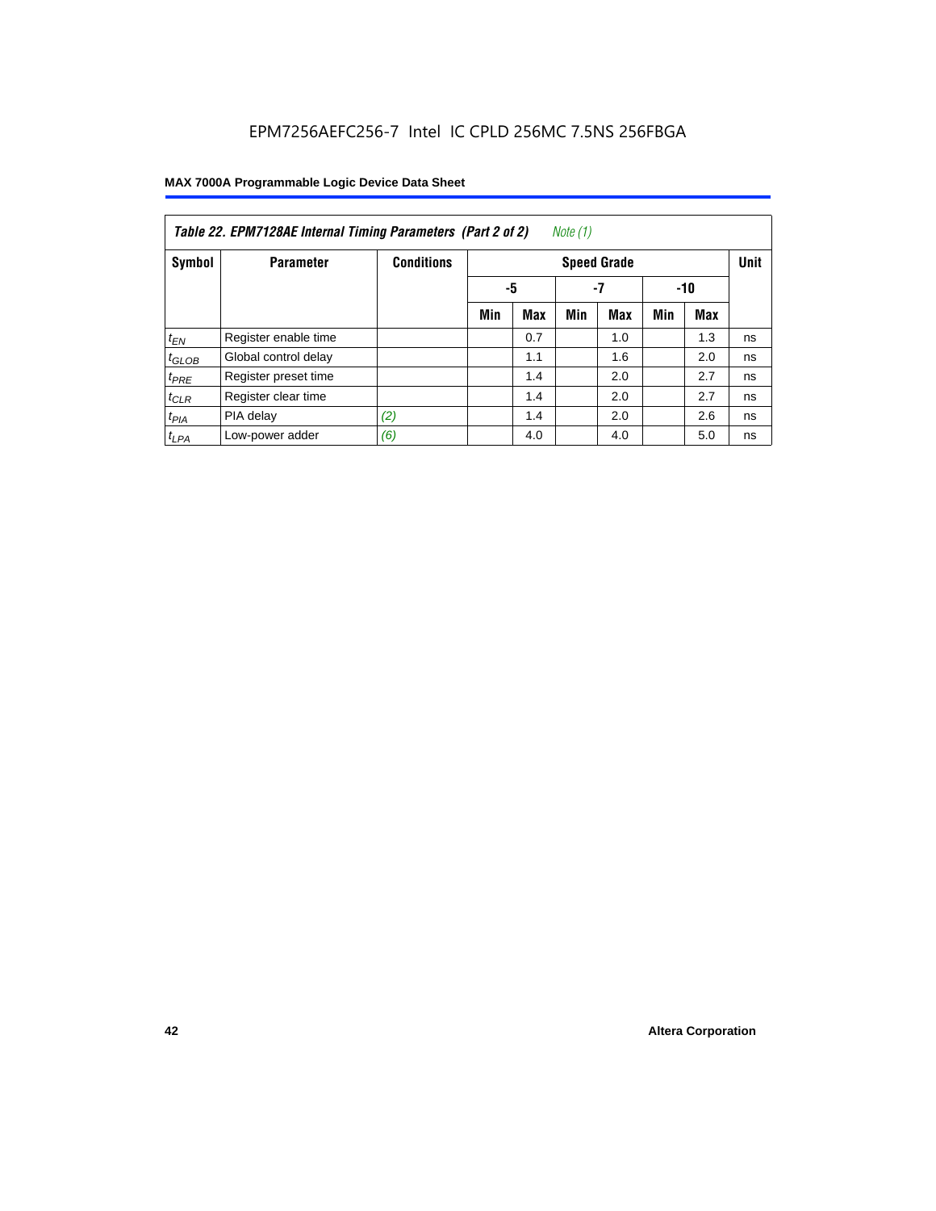EPM7256AEFC256-7 Intel IC CPLD 256MC 7.5NS 256FBGA

| *Table 22. EPM7128AE Internal Timing Parameters (Part 2 of 2) Note (1)* | | | | | | | | | |
|---|---|---|---|---|---|---|---|---|---|
| **Symbol** | **Parameter** | **Conditions** | **Speed Grade** | | | | | | **Unit** |
| | | | **-5** | | **-7** | | **-10** | | |
| | | | **Min** | **Max** | **Min** | **Max** | **Min** | **Max** | |
| $t_{EN}$ | Register enable time | | | 0.7 | | 1.0 | | 1.3 | ns |
| $t_{GLOB}$ | Global control delay | | | 1.1 | | 1.6 | | 2.0 | ns |
| $t_{PRE}$ | Register preset time | | | 1.4 | | 2.0 | | 2.7 | ns |
| $t_{CLR}$ | Register clear time | | | 1.4 | | 2.0 | | 2.7 | ns |
| $t_{PIA}$ | PIA delay | *(2)* | | 1.4 | | 2.0 | | 2.6 | ns |
| $t_{LPA}$ | Low-power adder | *(6)* | | 4.0 | | 4.0 | | 5.0 | ns |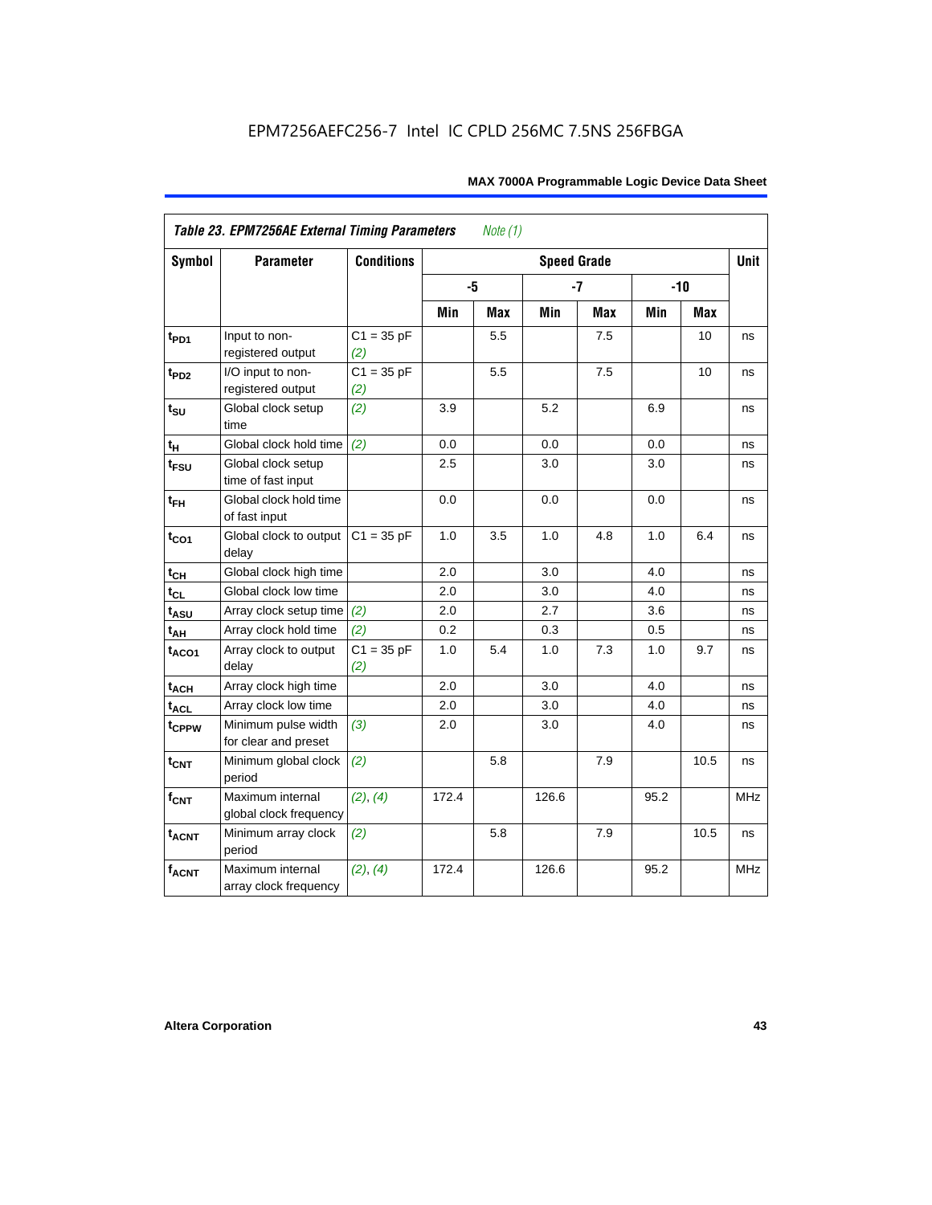EPM7256AEFC256-7 Intel IC CPLD 256MC 7.5NS 256FBGA

| *Table 23. EPM7256AE External Timing Parameters* *Note (1)* | | | | | | | | | |
|---|---|---|---|---|---|---|---|---|---|
| **Symbol** | **Parameter** | **Conditions** | **Speed Grade** | | | | | | **Unit** |
| | | | **-5** | | **-7** | | **-10** | | |
| | | | **Min** | **Max** | **Min** | **Max** | **Min** | **Max** | |
| $t_{PD1}$ | Input to non-registered output | C1 = 35 pF *(2)* | | 5.5 | | 7.5 | | 10 | ns |
| $t_{PD2}$ | I/O input to non-registered output | C1 = 35 pF *(2)* | | 5.5 | | 7.5 | | 10 | ns |
| $t_{SU}$ | Global clock setup time | *(2)* | 3.9 | | 5.2 | | 6.9 | | ns |
| $t_{H}$ | Global clock hold time | *(2)* | 0.0 | | 0.0 | | 0.0 | | ns |
| $t_{FSU}$ | Global clock setup time of fast input | | 2.5 | | 3.0 | | 3.0 | | ns |
| $t_{FH}$ | Global clock hold time of fast input | | 0.0 | | 0.0 | | 0.0 | | ns |
| $t_{CO1}$ | Global clock to output delay | C1 = 35 pF | 1.0 | 3.5 | 1.0 | 4.8 | 1.0 | 6.4 | ns |
| $t_{CH}$ | Global clock high time | | 2.0 | | 3.0 | | 4.0 | | ns |
| $t_{CL}$ | Global clock low time | | 2.0 | | 3.0 | | 4.0 | | ns |
| $t_{ASU}$ | Array clock setup time | *(2)* | 2.0 | | 2.7 | | 3.6 | | ns |
| $t_{AH}$ | Array clock hold time | *(2)* | 0.2 | | 0.3 | | 0.5 | | ns |
| $t_{ACO1}$ | Array clock to output delay | C1 = 35 pF *(2)* | 1.0 | 5.4 | 1.0 | 7.3 | 1.0 | 9.7 | ns |
| $t_{ACH}$ | Array clock high time | | 2.0 | | 3.0 | | 4.0 | | ns |
| $t_{ACL}$ | Array clock low time | | 2.0 | | 3.0 | | 4.0 | | ns |
| $t_{CPPW}$ | Minimum pulse width for clear and preset | *(3)* | 2.0 | | 3.0 | | 4.0 | | ns |
| $t_{CNT}$ | Minimum global clock period | *(2)* | | 5.8 | | 7.9 | | 10.5 | ns |
| $f_{CNT}$ | Maximum internal global clock frequency | *(2)*, *(4)* | 172.4 | | 126.6 | | 95.2 | | MHz |
| $t_{ACNT}$ | Minimum array clock period | *(2)* | | 5.8 | | 7.9 | | 10.5 | ns |
| $f_{ACNT}$ | Maximum internal array clock frequency | *(2)*, *(4)* | 172.4 | | 126.6 | | 95.2 | | MHz |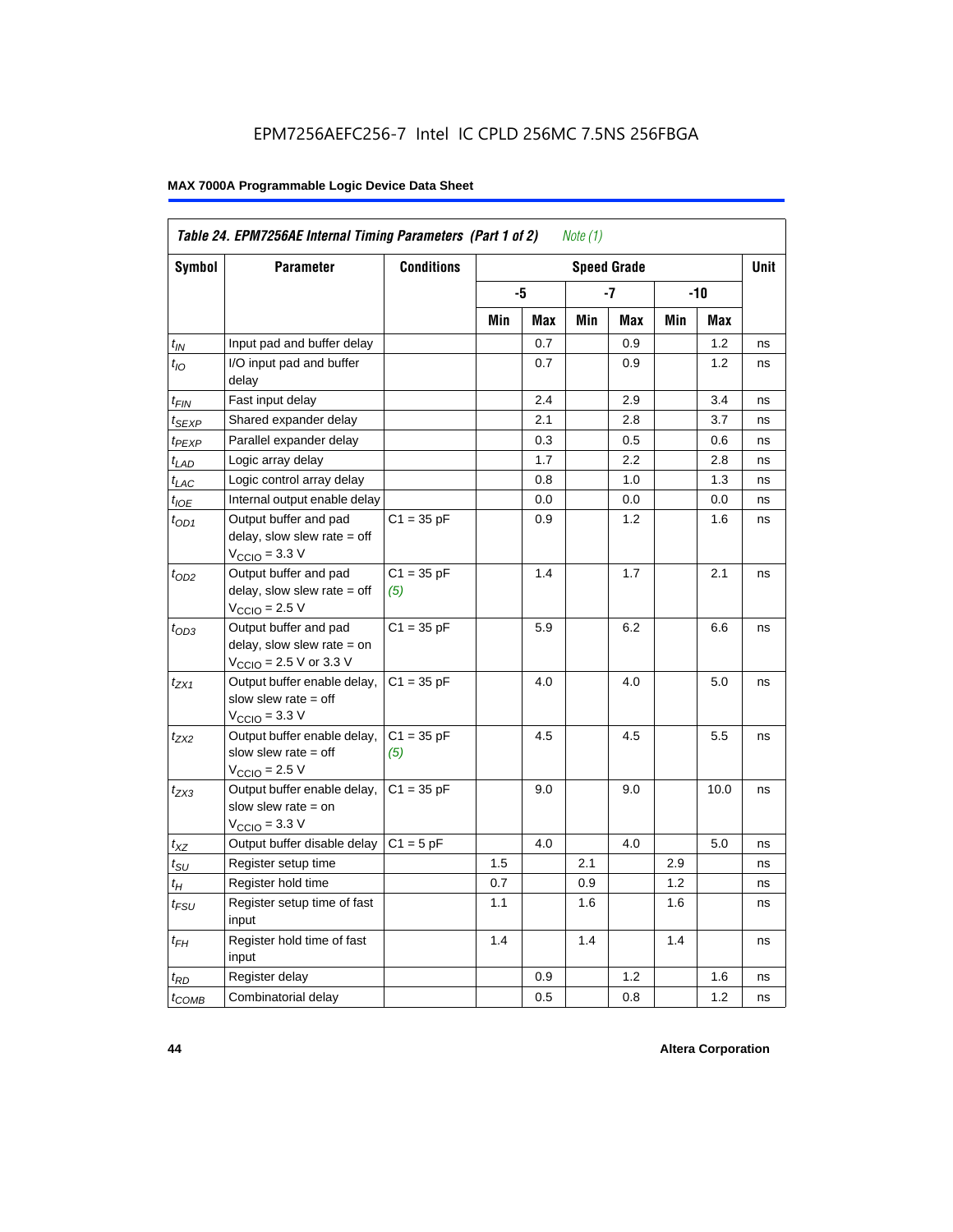EPM7256AEFC256-7 Intel IC CPLD 256MC 7.5NS 256FBGA

| Table 24. EPM7256AE Internal Timing Parameters (Part 1 of 2) *Note (1)* | | | | | | | | | |
|---|---|---|---|---|---|---|---|---|---|
| Symbol | Parameter | Conditions | Speed Grade | | | | | | Unit |
| | | | -5 | | -7 | | -10 | | |
| | | | Min | Max | Min | Max | Min | Max | |
| $t_{IN}$ | Input pad and buffer delay | | | 0.7 | | 0.9 | | 1.2 | ns |
| $t_{IO}$ | I/O input pad and buffer delay | | | 0.7 | | 0.9 | | 1.2 | ns |
| $t_{FIN}$ | Fast input delay | | | 2.4 | | 2.9 | | 3.4 | ns |
| $t_{SEXP}$ | Shared expander delay | | | 2.1 | | 2.8 | | 3.7 | ns |
| $t_{PEXP}$ | Parallel expander delay | | | 0.3 | | 0.5 | | 0.6 | ns |
| $t_{LAD}$ | Logic array delay | | | 1.7 | | 2.2 | | 2.8 | ns |
| $t_{LAC}$ | Logic control array delay | | | 0.8 | | 1.0 | | 1.3 | ns |
| $t_{IOE}$ | Internal output enable delay | | | 0.0 | | 0.0 | | 0.0 | ns |
| $t_{OD1}$ | Output buffer and pad delay, slow slew rate = off $V_{CCIO}$ = 3.3 V | C1 = 35 pF | | 0.9 | | 1.2 | | 1.6 | ns |
| $t_{OD2}$ | Output buffer and pad delay, slow slew rate = off $V_{CCIO}$ = 2.5 V | C1 = 35 pF *(5)* | | 1.4 | | 1.7 | | 2.1 | ns |
| $t_{OD3}$ | Output buffer and pad delay, slow slew rate = on $V_{CCIO}$ = 2.5 V or 3.3 V | C1 = 35 pF | | 5.9 | | 6.2 | | 6.6 | ns |
| $t_{ZX1}$ | Output buffer enable delay, slow slew rate = off $V_{CCIO}$ = 3.3 V | C1 = 35 pF | | 4.0 | | 4.0 | | 5.0 | ns |
| $t_{ZX2}$ | Output buffer enable delay, slow slew rate = off $V_{CCIO}$ = 2.5 V | C1 = 35 pF *(5)* | | 4.5 | | 4.5 | | 5.5 | ns |
| $t_{ZX3}$ | Output buffer enable delay, slow slew rate = on $V_{CCIO}$ = 3.3 V | C1 = 35 pF | | 9.0 | | 9.0 | | 10.0 | ns |
| $t_{XZ}$ | Output buffer disable delay | C1 = 5 pF | | 4.0 | | 4.0 | | 5.0 | ns |
| $t_{SU}$ | Register setup time | | 1.5 | | 2.1 | | 2.9 | | ns |
| $t_H$ | Register hold time | | 0.7 | | 0.9 | | 1.2 | | ns |
| $t_{FSU}$ | Register setup time of fast input | | 1.1 | | 1.6 | | 1.6 | | ns |
| $t_{FH}$ | Register hold time of fast input | | 1.4 | | 1.4 | | 1.4 | | ns |
| $t_{RD}$ | Register delay | | | 0.9 | | 1.2 | | 1.6 | ns |
| $t_{COMB}$ | Combinatorial delay | | | 0.5 | | 0.8 | | 1.2 | ns |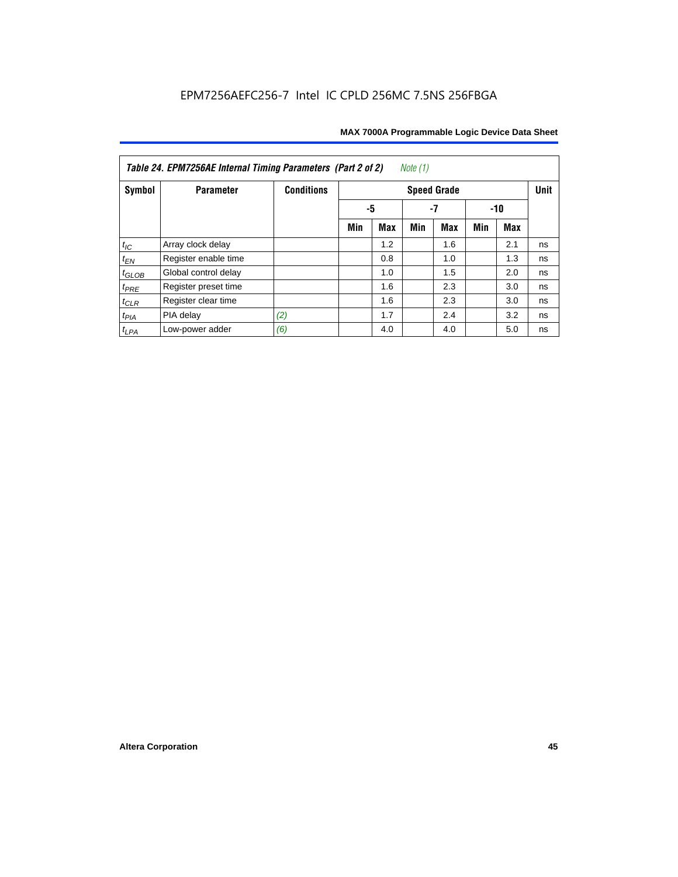**Table 24. EPM7256AE Internal Timing Parameters (Part 2 of 2)** *Note (1)*

| Symbol | Parameter | Conditions | Speed Grade | | | | | | Unit |
|---|---|---|---|---|---|---|---|---|---|
| | | | -5 | | -7 | | -10 | | |
| | | | Min | Max | Min | Max | Min | Max | |
| $t_{IC}$ | Array clock delay | | | 1.2 | | 1.6 | | 2.1 | ns |
| $t_{EN}$ | Register enable time | | | 0.8 | | 1.0 | | 1.3 | ns |
| $t_{GLOB}$ | Global control delay | | | 1.0 | | 1.5 | | 2.0 | ns |
| $t_{PRE}$ | Register preset time | | | 1.6 | | 2.3 | | 3.0 | ns |
| $t_{CLR}$ | Register clear time | | | 1.6 | | 2.3 | | 3.0 | ns |
| $t_{PIA}$ | PIA delay | *(2)* | | 1.7 | | 2.4 | | 3.2 | ns |
| $t_{LPA}$ | Low-power adder | *(6)* | | 4.0 | | 4.0 | | 5.0 | ns |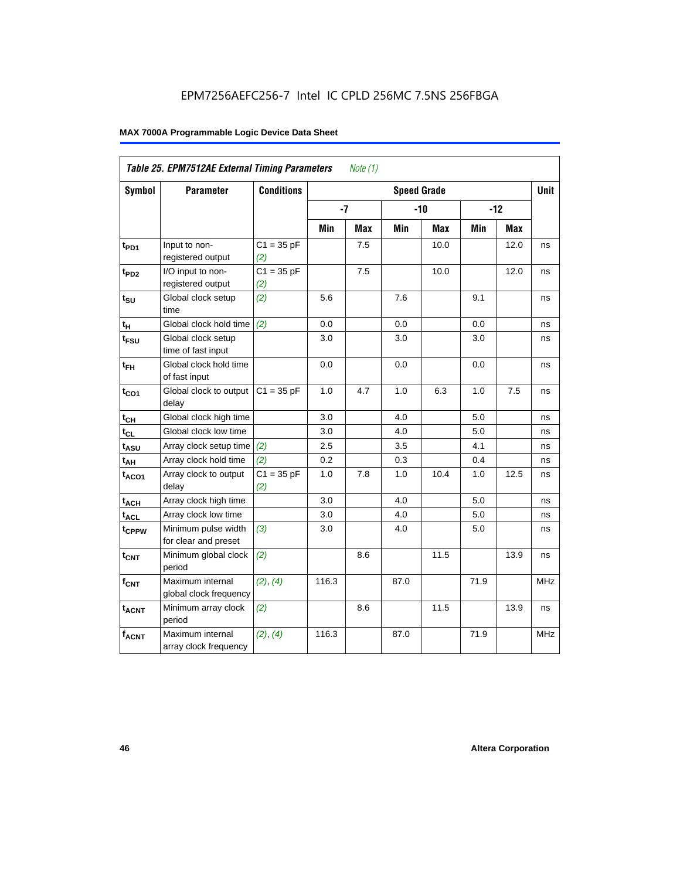EPM7256AEFC256-7 Intel IC CPLD 256MC 7.5NS 256FBGA

| *Table 25. EPM7512AE External Timing Parameters* *Note (1)* | | | | | | | | | |
|---|---|---|---|---|---|---|---|---|---|
| **Symbol** | **Parameter** | **Conditions** | **Speed Grade** | | | | | | **Unit** |
| | | | **-7** | | **-10** | | **-12** | | |
| | | | **Min** | **Max** | **Min** | **Max** | **Min** | **Max** | |
| $t_{PD1}$ | Input to non-registered output | C1 = 35 pF *(2)* | | 7.5 | | 10.0 | | 12.0 | ns |
| $t_{PD2}$ | I/O input to non-registered output | C1 = 35 pF *(2)* | | 7.5 | | 10.0 | | 12.0 | ns |
| $t_{SU}$ | Global clock setup time | *(2)* | 5.6 | | 7.6 | | 9.1 | | ns |
| $t_{H}$ | Global clock hold time | *(2)* | 0.0 | | 0.0 | | 0.0 | | ns |
| $t_{FSU}$ | Global clock setup time of fast input | | 3.0 | | 3.0 | | 3.0 | | ns |
| $t_{FH}$ | Global clock hold time of fast input | | 0.0 | | 0.0 | | 0.0 | | ns |
| $t_{CO1}$ | Global clock to output delay | C1 = 35 pF | 1.0 | 4.7 | 1.0 | 6.3 | 1.0 | 7.5 | ns |
| $t_{CH}$ | Global clock high time | | 3.0 | | 4.0 | | 5.0 | | ns |
| $t_{CL}$ | Global clock low time | | 3.0 | | 4.0 | | 5.0 | | ns |
| $t_{ASU}$ | Array clock setup time | *(2)* | 2.5 | | 3.5 | | 4.1 | | ns |
| $t_{AH}$ | Array clock hold time | *(2)* | 0.2 | | 0.3 | | 0.4 | | ns |
| $t_{ACO1}$ | Array clock to output delay | C1 = 35 pF *(2)* | 1.0 | 7.8 | 1.0 | 10.4 | 1.0 | 12.5 | ns |
| $t_{ACH}$ | Array clock high time | | 3.0 | | 4.0 | | 5.0 | | ns |
| $t_{ACL}$ | Array clock low time | | 3.0 | | 4.0 | | 5.0 | | ns |
| $t_{CPPW}$ | Minimum pulse width for clear and preset | *(3)* | 3.0 | | 4.0 | | 5.0 | | ns |
| $t_{CNT}$ | Minimum global clock period | *(2)* | | 8.6 | | 11.5 | | 13.9 | ns |
| $f_{CNT}$ | Maximum internal global clock frequency | *(2)*, *(4)* | 116.3 | | 87.0 | | 71.9 | | MHz |
| $t_{ACNT}$ | Minimum array clock period | *(2)* | | 8.6 | | 11.5 | | 13.9 | ns |
| $f_{ACNT}$ | Maximum internal array clock frequency | *(2)*, *(4)* | 116.3 | | 87.0 | | 71.9 | | MHz |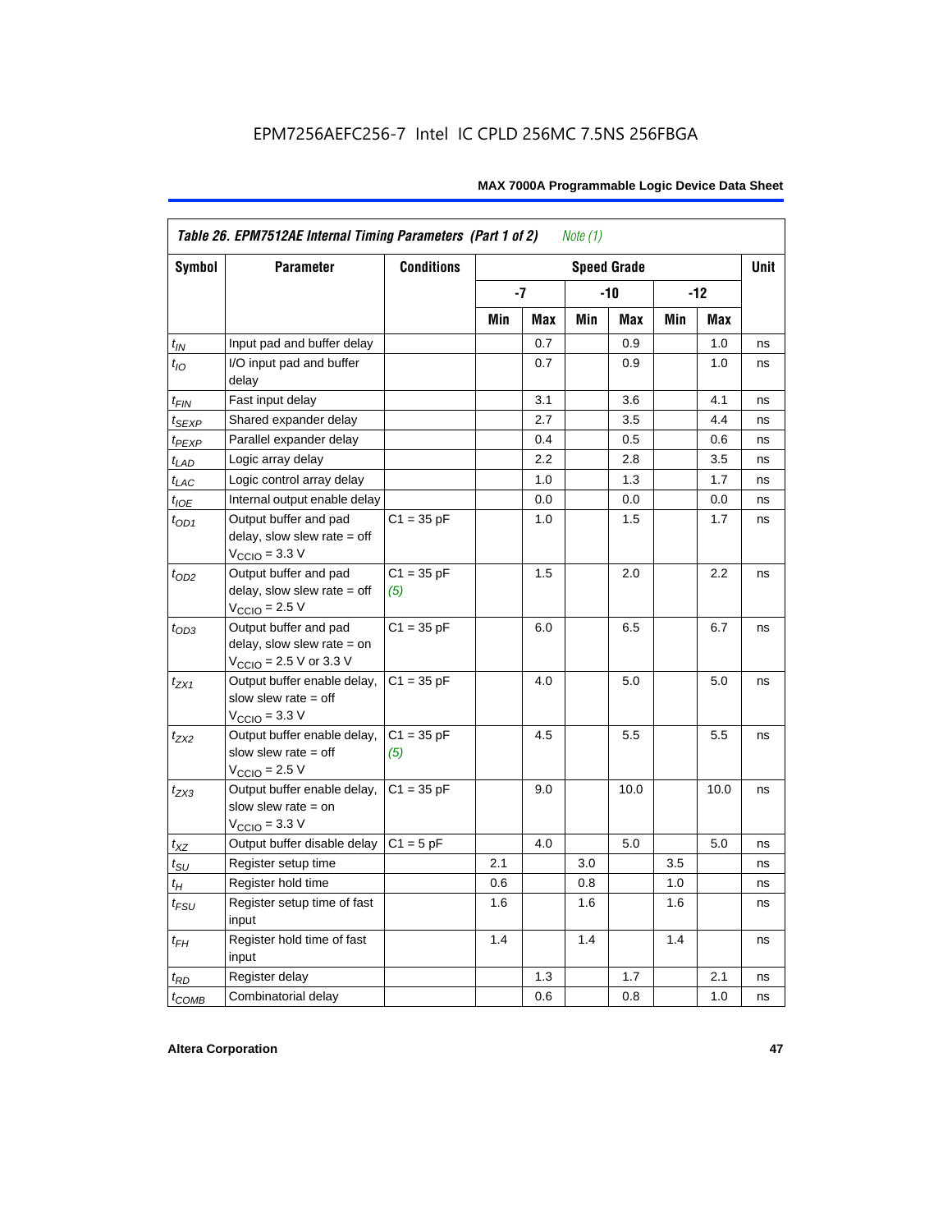**Table 26. EPM7512AE Internal Timing Parameters (Part 1 of 2)** *Note (1)*

| Symbol | Parameter | Conditions | Speed Grade | | | | | | Unit |
|---|---|---|---|---|---|---|---|---|---|
| | | | -7 | | -10 | | -12 | | |
| | | | Min | Max | Min | Max | Min | Max | |
| $t_{IN}$ | Input pad and buffer delay | | | 0.7 | | 0.9 | | 1.0 | ns |
| $t_{IO}$ | I/O input pad and buffer delay | | | 0.7 | | 0.9 | | 1.0 | ns |
| $t_{FIN}$ | Fast input delay | | | 3.1 | | 3.6 | | 4.1 | ns |
| $t_{SEXP}$ | Shared expander delay | | | 2.7 | | 3.5 | | 4.4 | ns |
| $t_{PEXP}$ | Parallel expander delay | | | 0.4 | | 0.5 | | 0.6 | ns |
| $t_{LAD}$ | Logic array delay | | | 2.2 | | 2.8 | | 3.5 | ns |
| $t_{LAC}$ | Logic control array delay | | | 1.0 | | 1.3 | | 1.7 | ns |
| $t_{IOE}$ | Internal output enable delay | | | 0.0 | | 0.0 | | 0.0 | ns |
| $t_{OD1}$ | Output buffer and pad delay, slow slew rate = off $V_{CCIO}$ = 3.3 V | C1 = 35 pF | | 1.0 | | 1.5 | | 1.7 | ns |
| $t_{OD2}$ | Output buffer and pad delay, slow slew rate = off $V_{CCIO}$ = 2.5 V | C1 = 35 pF *(5)* | | 1.5 | | 2.0 | | 2.2 | ns |
| $t_{OD3}$ | Output buffer and pad delay, slow slew rate = on $V_{CCIO}$ = 2.5 V or 3.3 V | C1 = 35 pF | | 6.0 | | 6.5 | | 6.7 | ns |
| $t_{ZX1}$ | Output buffer enable delay, slow slew rate = off $V_{CCIO}$ = 3.3 V | C1 = 35 pF | | 4.0 | | 5.0 | | 5.0 | ns |
| $t_{ZX2}$ | Output buffer enable delay, slow slew rate = off $V_{CCIO}$ = 2.5 V | C1 = 35 pF *(5)* | | 4.5 | | 5.5 | | 5.5 | ns |
| $t_{ZX3}$ | Output buffer enable delay, slow slew rate = on $V_{CCIO}$ = 3.3 V | C1 = 35 pF | | 9.0 | | 10.0 | | 10.0 | ns |
| $t_{XZ}$ | Output buffer disable delay | C1 = 5 pF | | 4.0 | | 5.0 | | 5.0 | ns |
| $t_{SU}$ | Register setup time | | 2.1 | | 3.0 | | 3.5 | | ns |
| $t_{H}$ | Register hold time | | 0.6 | | 0.8 | | 1.0 | | ns |
| $t_{FSU}$ | Register setup time of fast input | | 1.6 | | 1.6 | | 1.6 | | ns |
| $t_{FH}$ | Register hold time of fast input | | 1.4 | | 1.4 | | 1.4 | | ns |
| $t_{RD}$ | Register delay | | | 1.3 | | 1.7 | | 2.1 | ns |
| $t_{COMB}$ | Combinatorial delay | | | 0.6 | | 0.8 | | 1.0 | ns |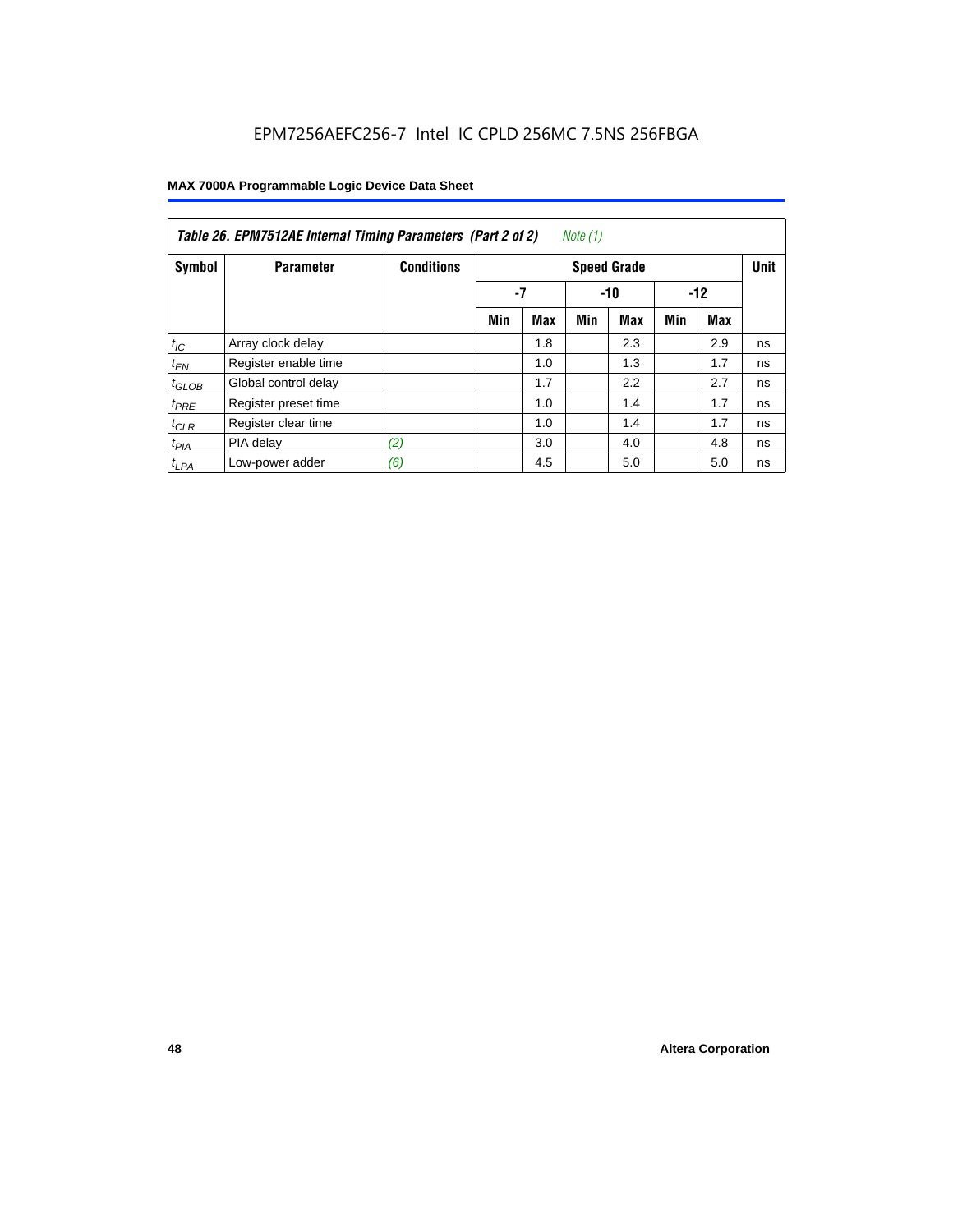## Table 26. EPM7512AE Internal Timing Parameters (Part 2 of 2) *Note (1)*

| Symbol | Parameter | Conditions | Speed Grade | | | | | | Unit |
|---|---|---|---|---|---|---|---|---|---|
| | | | -7 | | -10 | | -12 | | |
| | | | Min | Max | Min | Max | Min | Max | |
| $t_{IC}$ | Array clock delay | | | 1.8 | | 2.3 | | 2.9 | ns |
| $t_{EN}$ | Register enable time | | | 1.0 | | 1.3 | | 1.7 | ns |
| $t_{GLOB}$ | Global control delay | | | 1.7 | | 2.2 | | 2.7 | ns |
| $t_{PRE}$ | Register preset time | | | 1.0 | | 1.4 | | 1.7 | ns |
| $t_{CLR}$ | Register clear time | | | 1.0 | | 1.4 | | 1.7 | ns |
| $t_{PIA}$ | PIA delay | *(2)* | | 3.0 | | 4.0 | | 4.8 | ns |
| $t_{LPA}$ | Low-power adder | *(6)* | | 4.5 | | 5.0 | | 5.0 | ns |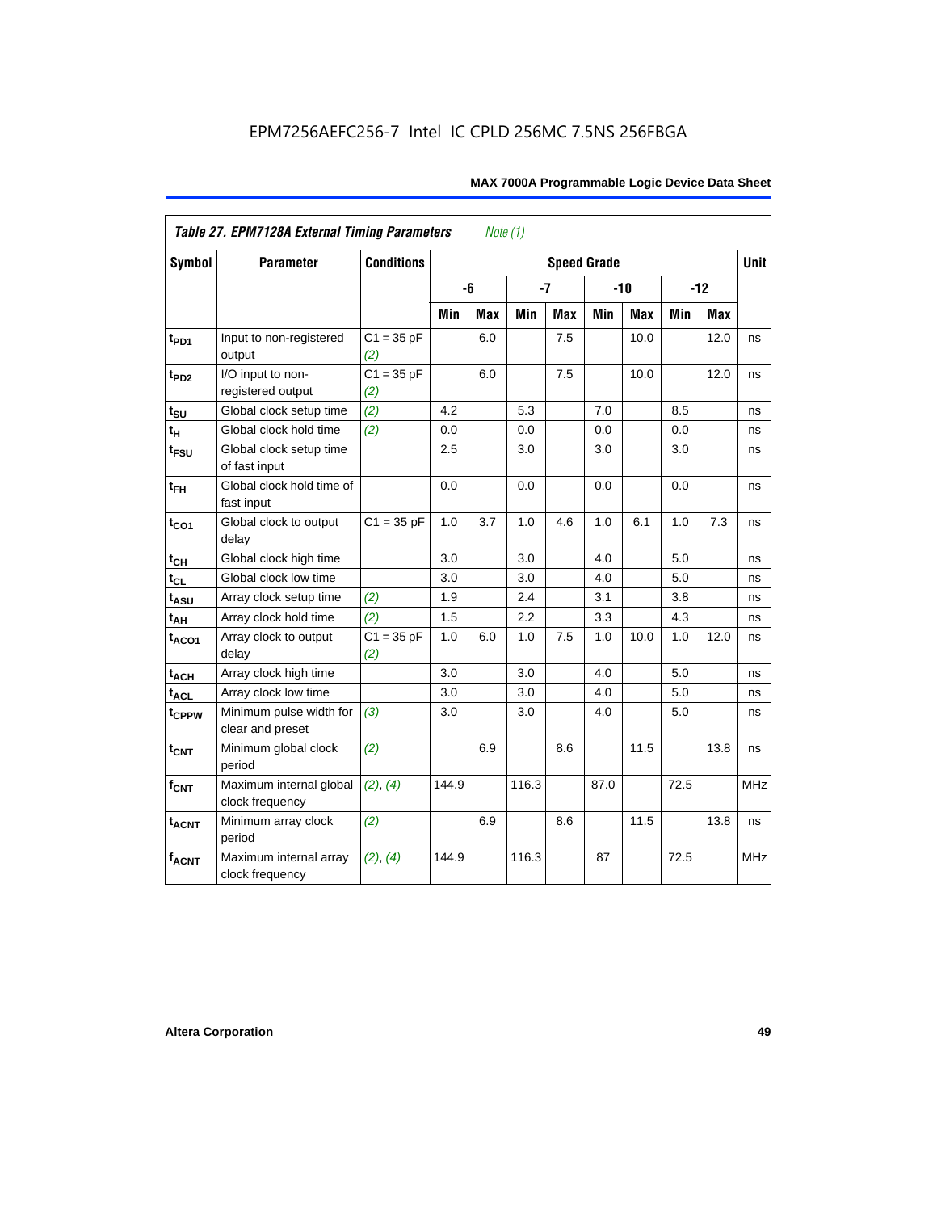### Table 27. EPM7128A External Timing Parameters *Note (1)*

| Symbol | Parameter | Conditions | Speed Grade | | | | | | | | Unit |
|---|---|---|---|---|---|---|---|---|---|---|---|
| | | | -6 | | -7 | | -10 | | -12 | | |
| | | | Min | Max | Min | Max | Min | Max | Min | Max | |
| $t_{PD1}$ | Input to non-registered output | C1 = 35 pF *(2)* | | 6.0 | | 7.5 | | 10.0 | | 12.0 | ns |
| $t_{PD2}$ | I/O input to non-registered output | C1 = 35 pF *(2)* | | 6.0 | | 7.5 | | 10.0 | | 12.0 | ns |
| $t_{SU}$ | Global clock setup time | *(2)* | 4.2 | | 5.3 | | 7.0 | | 8.5 | | ns |
| $t_{H}$ | Global clock hold time | *(2)* | 0.0 | | 0.0 | | 0.0 | | 0.0 | | ns |
| $t_{FSU}$ | Global clock setup time of fast input | | 2.5 | | 3.0 | | 3.0 | | 3.0 | | ns |
| $t_{FH}$ | Global clock hold time of fast input | | 0.0 | | 0.0 | | 0.0 | | 0.0 | | ns |
| $t_{CO1}$ | Global clock to output delay | C1 = 35 pF | 1.0 | 3.7 | 1.0 | 4.6 | 1.0 | 6.1 | 1.0 | 7.3 | ns |
| $t_{CH}$ | Global clock high time | | 3.0 | | 3.0 | | 4.0 | | 5.0 | | ns |
| $t_{CL}$ | Global clock low time | | 3.0 | | 3.0 | | 4.0 | | 5.0 | | ns |
| $t_{ASU}$ | Array clock setup time | *(2)* | 1.9 | | 2.4 | | 3.1 | | 3.8 | | ns |
| $t_{AH}$ | Array clock hold time | *(2)* | 1.5 | | 2.2 | | 3.3 | | 4.3 | | ns |
| $t_{ACO1}$ | Array clock to output delay | C1 = 35 pF *(2)* | 1.0 | 6.0 | 1.0 | 7.5 | 1.0 | 10.0 | 1.0 | 12.0 | ns |
| $t_{ACH}$ | Array clock high time | | 3.0 | | 3.0 | | 4.0 | | 5.0 | | ns |
| $t_{ACL}$ | Array clock low time | | 3.0 | | 3.0 | | 4.0 | | 5.0 | | ns |
| $t_{CPPW}$ | Minimum pulse width for clear and preset | *(3)* | 3.0 | | 3.0 | | 4.0 | | 5.0 | | ns |
| $t_{CNT}$ | Minimum global clock period | *(2)* | | 6.9 | | 8.6 | | 11.5 | | 13.8 | ns |
| $f_{CNT}$ | Maximum internal global clock frequency | *(2)*, *(4)* | 144.9 | | 116.3 | | 87.0 | | 72.5 | | MHz |
| $t_{ACNT}$ | Minimum array clock period | *(2)* | | 6.9 | | 8.6 | | 11.5 | | 13.8 | ns |
| $f_{ACNT}$ | Maximum internal array clock frequency | *(2)*, *(4)* | 144.9 | | 116.3 | | 87 | | 72.5 | | MHz |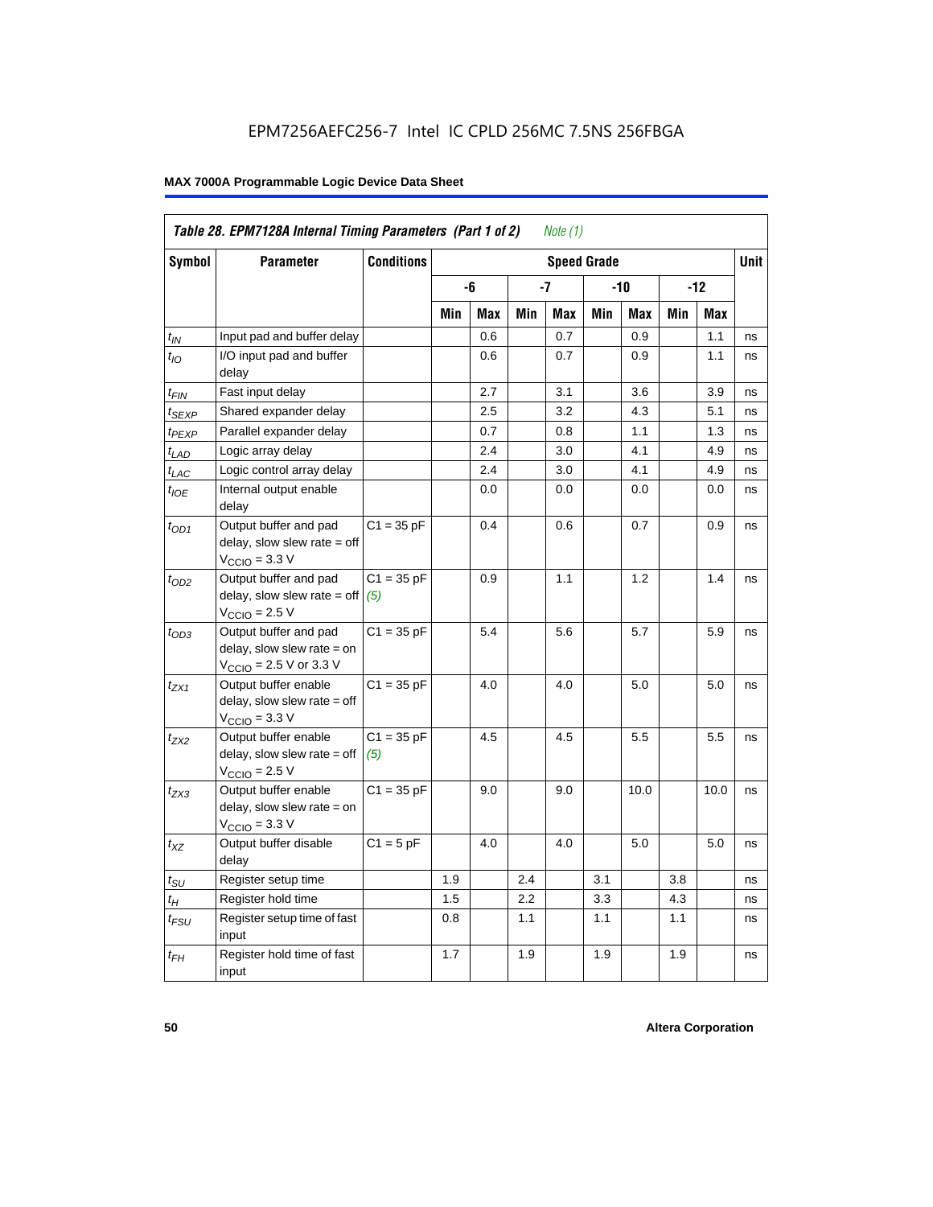EPM7256AEFC256-7 Intel IC CPLD 256MC 7.5NS 256FBGA

| Table 28. EPM7128A Internal Timing Parameters (Part 1 of 2) *Note (1)* | | | | | | | | | | | |
|---|---|---|---|---|---|---|---|---|---|---|---|
| Symbol | Parameter | Conditions | Speed Grade | | | | | | | | Unit |
| | | | -6 | | -7 | | -10 | | -12 | | |
| | | | Min | Max | Min | Max | Min | Max | Min | Max | |
| $t_{IN}$ | Input pad and buffer delay | | | 0.6 | | 0.7 | | 0.9 | | 1.1 | ns |
| $t_{IO}$ | I/O input pad and buffer delay | | | 0.6 | | 0.7 | | 0.9 | | 1.1 | ns |
| $t_{FIN}$ | Fast input delay | | | 2.7 | | 3.1 | | 3.6 | | 3.9 | ns |
| $t_{SEXP}$ | Shared expander delay | | | 2.5 | | 3.2 | | 4.3 | | 5.1 | ns |
| $t_{PEXP}$ | Parallel expander delay | | | 0.7 | | 0.8 | | 1.1 | | 1.3 | ns |
| $t_{LAD}$ | Logic array delay | | | 2.4 | | 3.0 | | 4.1 | | 4.9 | ns |
| $t_{LAC}$ | Logic control array delay | | | 2.4 | | 3.0 | | 4.1 | | 4.9 | ns |
| $t_{IOE}$ | Internal output enable delay | | | 0.0 | | 0.0 | | 0.0 | | 0.0 | ns |
| $t_{OD1}$ | Output buffer and pad delay, slow slew rate = off $V_{CCIO}$ = 3.3 V | C1 = 35 pF | | 0.4 | | 0.6 | | 0.7 | | 0.9 | ns |
| $t_{OD2}$ | Output buffer and pad delay, slow slew rate = off $V_{CCIO}$ = 2.5 V | C1 = 35 pF *(5)* | | 0.9 | | 1.1 | | 1.2 | | 1.4 | ns |
| $t_{OD3}$ | Output buffer and pad delay, slow slew rate = on $V_{CCIO}$ = 2.5 V or 3.3 V | C1 = 35 pF | | 5.4 | | 5.6 | | 5.7 | | 5.9 | ns |
| $t_{ZX1}$ | Output buffer enable delay, slow slew rate = off $V_{CCIO}$ = 3.3 V | C1 = 35 pF | | 4.0 | | 4.0 | | 5.0 | | 5.0 | ns |
| $t_{ZX2}$ | Output buffer enable delay, slow slew rate = off $V_{CCIO}$ = 2.5 V | C1 = 35 pF *(5)* | | 4.5 | | 4.5 | | 5.5 | | 5.5 | ns |
| $t_{ZX3}$ | Output buffer enable delay, slow slew rate = on $V_{CCIO}$ = 3.3 V | C1 = 35 pF | | 9.0 | | 9.0 | | 10.0 | | 10.0 | ns |
| $t_{XZ}$ | Output buffer disable delay | C1 = 5 pF | | 4.0 | | 4.0 | | 5.0 | | 5.0 | ns |
| $t_{SU}$ | Register setup time | | 1.9 | | 2.4 | | 3.1 | | 3.8 | | ns |
| $t_{H}$ | Register hold time | | 1.5 | | 2.2 | | 3.3 | | 4.3 | | ns |
| $t_{FSU}$ | Register setup time of fast input | | 0.8 | | 1.1 | | 1.1 | | 1.1 | | ns |
| $t_{FH}$ | Register hold time of fast input | | 1.7 | | 1.9 | | 1.9 | | 1.9 | | ns |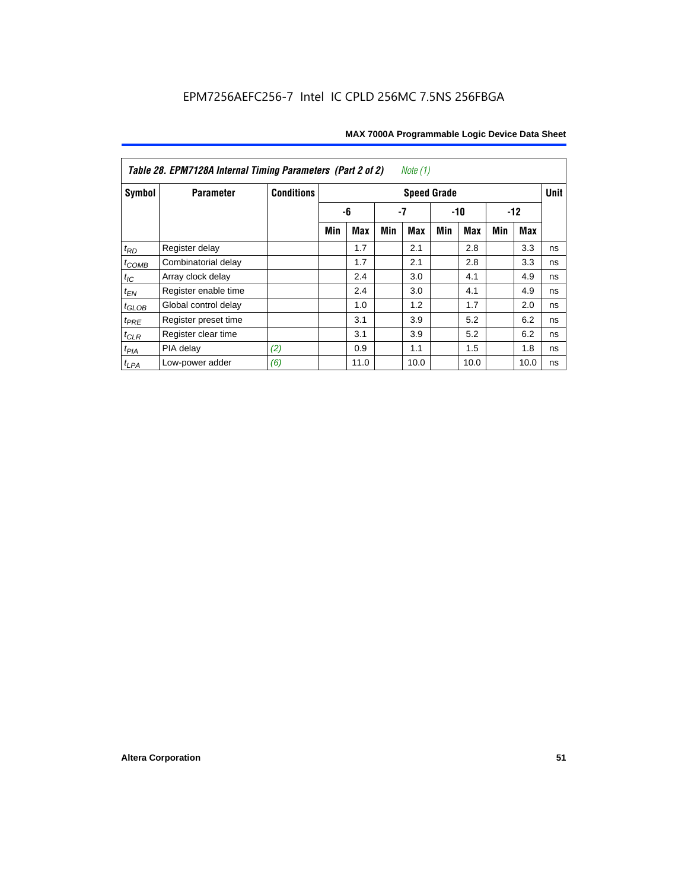EPM7256AEFC256-7 Intel IC CPLD 256MC 7.5NS 256FBGA

**Table 28. EPM7128A Internal Timing Parameters (Part 2 of 2)** *Note (1)*

| Symbol | Parameter | Conditions | Speed Grade | | | | | | | | Unit |
|---|---|---|---|---|---|---|---|---|---|---|---|
| | | | -6 | | -7 | | -10 | | -12 | | |
| | | | Min | Max | Min | Max | Min | Max | Min | Max | |
| $t_{RD}$ | Register delay | | | 1.7 | | 2.1 | | 2.8 | | 3.3 | ns |
| $t_{COMB}$ | Combinatorial delay | | | 1.7 | | 2.1 | | 2.8 | | 3.3 | ns |
| $t_{IC}$ | Array clock delay | | | 2.4 | | 3.0 | | 4.1 | | 4.9 | ns |
| $t_{EN}$ | Register enable time | | | 2.4 | | 3.0 | | 4.1 | | 4.9 | ns |
| $t_{GLOB}$ | Global control delay | | | 1.0 | | 1.2 | | 1.7 | | 2.0 | ns |
| $t_{PRE}$ | Register preset time | | | 3.1 | | 3.9 | | 5.2 | | 6.2 | ns |
| $t_{CLR}$ | Register clear time | | | 3.1 | | 3.9 | | 5.2 | | 6.2 | ns |
| $t_{PIA}$ | PIA delay | *(2)* | | 0.9 | | 1.1 | | 1.5 | | 1.8 | ns |
| $t_{LPA}$ | Low-power adder | *(6)* | | 11.0 | | 10.0 | | 10.0 | | 10.0 | ns |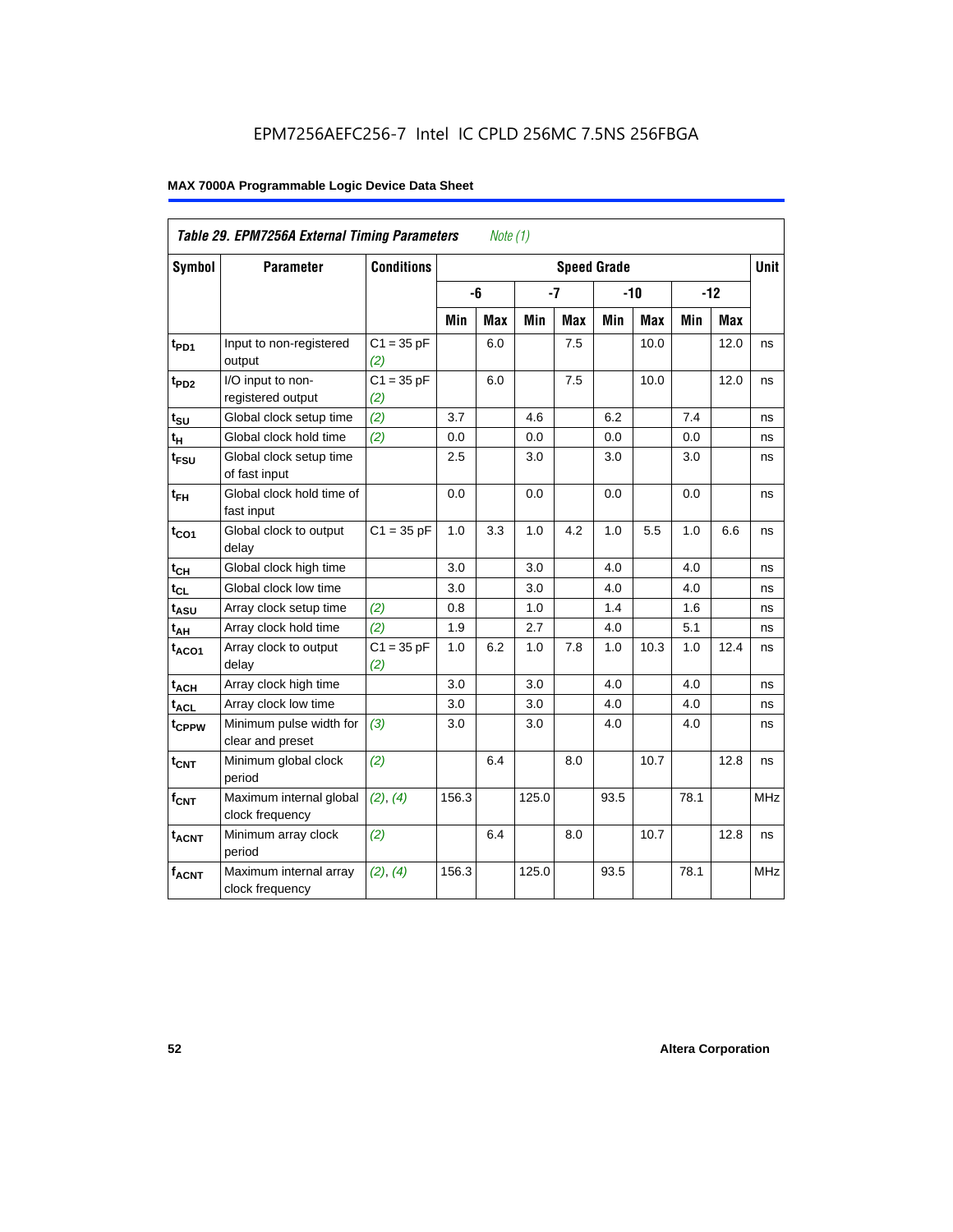EPM7256AEFC256-7 Intel IC CPLD 256MC 7.5NS 256FBGA

**MAX 7000A Programmable Logic Device Data Sheet**

| *Table 29. EPM7256A External Timing Parameters* *Note (1)* | | | | | | | | | | | |
|---|---|---|---|---|---|---|---|---|---|---|---|
| **Symbol** | **Parameter** | **Conditions** | **Speed Grade** | | | | | | | | **Unit** |
| | | | **-6** | | **-7** | | **-10** | | **-12** | | |
| | | | **Min** | **Max** | **Min** | **Max** | **Min** | **Max** | **Min** | **Max** | |
| $t_{PD1}$ | Input to non-registered output | C1 = 35 pF *(2)* | | 6.0 | | 7.5 | | 10.0 | | 12.0 | ns |
| $t_{PD2}$ | I/O input to non-registered output | C1 = 35 pF *(2)* | | 6.0 | | 7.5 | | 10.0 | | 12.0 | ns |
| $t_{SU}$ | Global clock setup time | *(2)* | 3.7 | | 4.6 | | 6.2 | | 7.4 | | ns |
| $t_H$ | Global clock hold time | *(2)* | 0.0 | | 0.0 | | 0.0 | | 0.0 | | ns |
| $t_{FSU}$ | Global clock setup time of fast input | | 2.5 | | 3.0 | | 3.0 | | 3.0 | | ns |
| $t_{FH}$ | Global clock hold time of fast input | | 0.0 | | 0.0 | | 0.0 | | 0.0 | | ns |
| $t_{CO1}$ | Global clock to output delay | C1 = 35 pF | 1.0 | 3.3 | 1.0 | 4.2 | 1.0 | 5.5 | 1.0 | 6.6 | ns |
| $t_{CH}$ | Global clock high time | | 3.0 | | 3.0 | | 4.0 | | 4.0 | | ns |
| $t_{CL}$ | Global clock low time | | 3.0 | | 3.0 | | 4.0 | | 4.0 | | ns |
| $t_{ASU}$ | Array clock setup time | *(2)* | 0.8 | | 1.0 | | 1.4 | | 1.6 | | ns |
| $t_{AH}$ | Array clock hold time | *(2)* | 1.9 | | 2.7 | | 4.0 | | 5.1 | | ns |
| $t_{ACO1}$ | Array clock to output delay | C1 = 35 pF *(2)* | 1.0 | 6.2 | 1.0 | 7.8 | 1.0 | 10.3 | 1.0 | 12.4 | ns |
| $t_{ACH}$ | Array clock high time | | 3.0 | | 3.0 | | 4.0 | | 4.0 | | ns |
| $t_{ACL}$ | Array clock low time | | 3.0 | | 3.0 | | 4.0 | | 4.0 | | ns |
| $t_{CPPW}$ | Minimum pulse width for clear and preset | *(3)* | 3.0 | | 3.0 | | 4.0 | | 4.0 | | ns |
| $t_{CNT}$ | Minimum global clock period | *(2)* | | 6.4 | | 8.0 | | 10.7 | | 12.8 | ns |
| $f_{CNT}$ | Maximum internal global clock frequency | *(2)*, *(4)* | 156.3 | | 125.0 | | 93.5 | | 78.1 | | MHz |
| $t_{ACNT}$ | Minimum array clock period | *(2)* | | 6.4 | | 8.0 | | 10.7 | | 12.8 | ns |
| $f_{ACNT}$ | Maximum internal array clock frequency | *(2)*, *(4)* | 156.3 | | 125.0 | | 93.5 | | 78.1 | | MHz |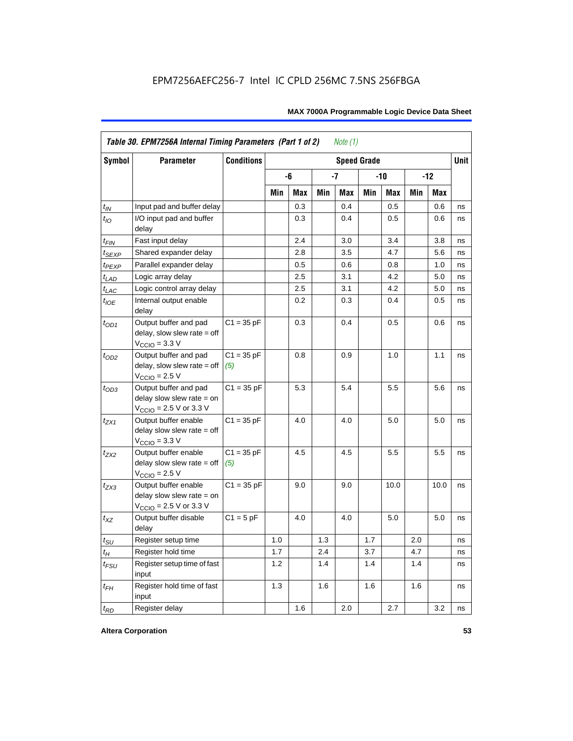EPM7256AEFC256-7 Intel IC CPLD 256MC 7.5NS 256FBGA

| *Table 30. EPM7256A Internal Timing Parameters (Part 1 of 2)* *Note (1)* | | | | | | | | | | | |
|---|---|---|---|---|---|---|---|---|---|---|---|
| **Symbol** | **Parameter** | **Conditions** | **Speed Grade** | | | | | | | | **Unit** |
| | | | **-6** | | **-7** | | **-10** | | **-12** | | |
| | | | **Min** | **Max** | **Min** | **Max** | **Min** | **Max** | **Min** | **Max** | |
| $t_{IN}$ | Input pad and buffer delay | | | 0.3 | | 0.4 | | 0.5 | | 0.6 | ns |
| $t_{IO}$ | I/O input pad and buffer delay | | | 0.3 | | 0.4 | | 0.5 | | 0.6 | ns |
| $t_{FIN}$ | Fast input delay | | | 2.4 | | 3.0 | | 3.4 | | 3.8 | ns |
| $t_{SEXP}$ | Shared expander delay | | | 2.8 | | 3.5 | | 4.7 | | 5.6 | ns |
| $t_{PEXP}$ | Parallel expander delay | | | 0.5 | | 0.6 | | 0.8 | | 1.0 | ns |
| $t_{LAD}$ | Logic array delay | | | 2.5 | | 3.1 | | 4.2 | | 5.0 | ns |
| $t_{LAC}$ | Logic control array delay | | | 2.5 | | 3.1 | | 4.2 | | 5.0 | ns |
| $t_{IOE}$ | Internal output enable delay | | | 0.2 | | 0.3 | | 0.4 | | 0.5 | ns |
| $t_{OD1}$ | Output buffer and pad delay, slow slew rate = off $V_{CCIO}$ = 3.3 V | C1 = 35 pF | | 0.3 | | 0.4 | | 0.5 | | 0.6 | ns |
| $t_{OD2}$ | Output buffer and pad delay, slow slew rate = off $V_{CCIO}$ = 2.5 V | C1 = 35 pF *(5)* | | 0.8 | | 0.9 | | 1.0 | | 1.1 | ns |
| $t_{OD3}$ | Output buffer and pad delay slow slew rate = on $V_{CCIO}$ = 2.5 V or 3.3 V | C1 = 35 pF | | 5.3 | | 5.4 | | 5.5 | | 5.6 | ns |
| $t_{ZX1}$ | Output buffer enable delay slow slew rate = off $V_{CCIO}$ = 3.3 V | C1 = 35 pF | | 4.0 | | 4.0 | | 5.0 | | 5.0 | ns |
| $t_{ZX2}$ | Output buffer enable delay slow slew rate = off $V_{CCIO}$ = 2.5 V | C1 = 35 pF *(5)* | | 4.5 | | 4.5 | | 5.5 | | 5.5 | ns |
| $t_{ZX3}$ | Output buffer enable delay slow slew rate = on $V_{CCIO}$ = 2.5 V or 3.3 V | C1 = 35 pF | | 9.0 | | 9.0 | | 10.0 | | 10.0 | ns |
| $t_{XZ}$ | Output buffer disable delay | C1 = 5 pF | | 4.0 | | 4.0 | | 5.0 | | 5.0 | ns |
| $t_{SU}$ | Register setup time | | 1.0 | | 1.3 | | 1.7 | | 2.0 | | ns |
| $t_{H}$ | Register hold time | | 1.7 | | 2.4 | | 3.7 | | 4.7 | | ns |
| $t_{FSU}$ | Register setup time of fast input | | 1.2 | | 1.4 | | 1.4 | | 1.4 | | ns |
| $t_{FH}$ | Register hold time of fast input | | 1.3 | | 1.6 | | 1.6 | | 1.6 | | ns |
| $t_{RD}$ | Register delay | | | 1.6 | | 2.0 | | 2.7 | | 3.2 | ns |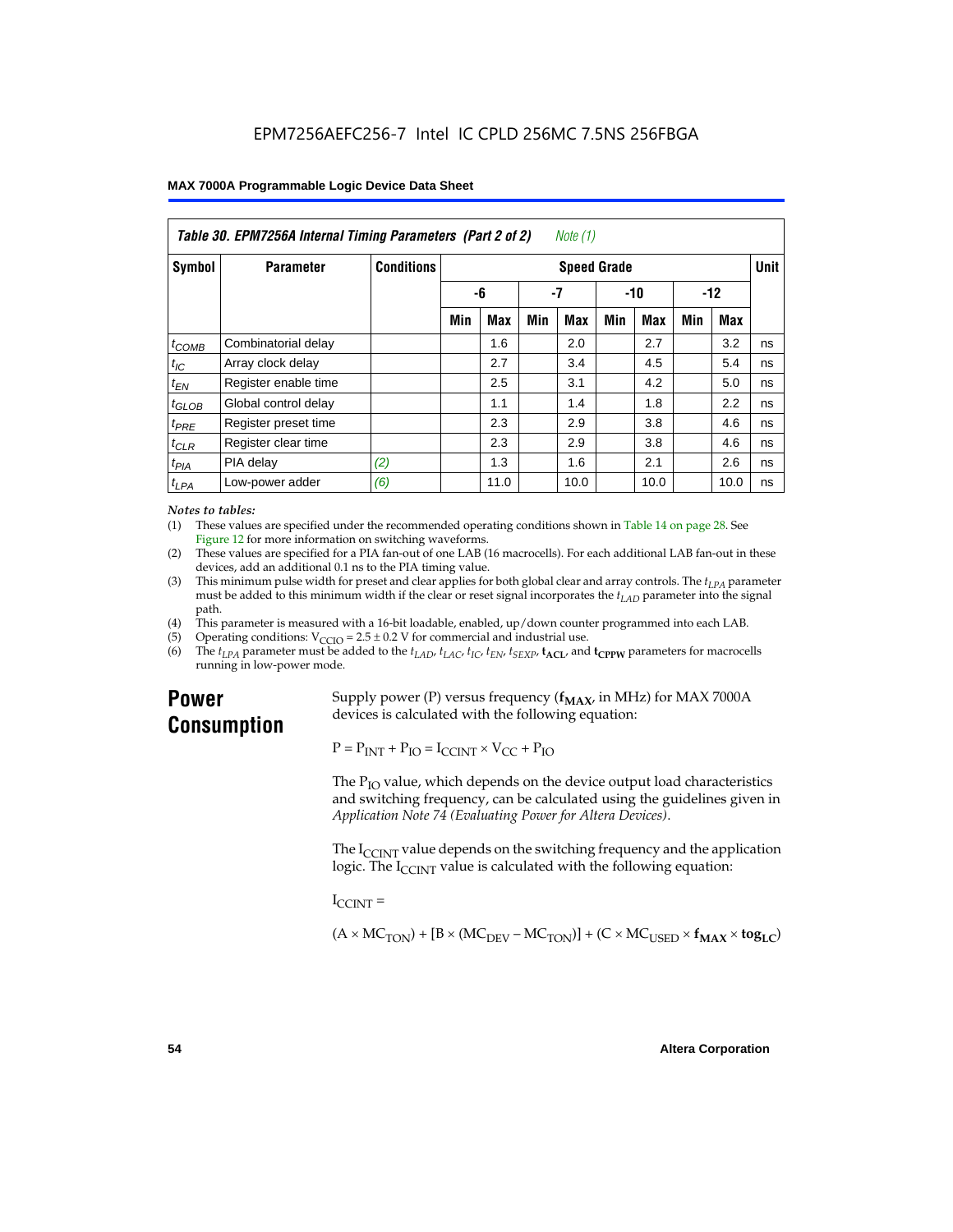EPM7256AEFC256-7 Intel IC CPLD 256MC 7.5NS 256FBGA

| Table 30. EPM7256A Internal Timing Parameters (Part 2 of 2) Note (1) | | | | | | | | | | | | |
|---|---|---|---|---|---|---|---|---|---|---|---|---|
| Symbol | Parameter | Conditions | Speed Grade | | | | | | | | Unit |
| | | | -6 | | -7 | | -10 | | -12 | | |
| | | | Min | Max | Min | Max | Min | Max | Min | Max | |
| $t_{COMB}$ | Combinatorial delay | | | 1.6 | | 2.0 | | 2.7 | | 3.2 | ns |
| $t_{IC}$ | Array clock delay | | | 2.7 | | 3.4 | | 4.5 | | 5.4 | ns |
| $t_{EN}$ | Register enable time | | | 2.5 | | 3.1 | | 4.2 | | 5.0 | ns |
| $t_{GLOB}$ | Global control delay | | | 1.1 | | 1.4 | | 1.8 | | 2.2 | ns |
| $t_{PRE}$ | Register preset time | | | 2.3 | | 2.9 | | 3.8 | | 4.6 | ns |
| $t_{CLR}$ | Register clear time | | | 2.3 | | 2.9 | | 3.8 | | 4.6 | ns |
| $t_{PIA}$ | PIA delay | (2) | | 1.3 | | 1.6 | | 2.1 | | 2.6 | ns |
| $t_{LPA}$ | Low-power adder | (6) | | 11.0 | | 10.0 | | 10.0 | | 10.0 | ns |

*Notes to tables:*

(1) These values are specified under the recommended operating conditions shown in Table 14 on page 28. See Figure 12 for more information on switching waveforms.

(2) These values are specified for a PIA fan-out of one LAB (16 macrocells). For each additional LAB fan-out in these devices, add an additional 0.1 ns to the PIA timing value.

(3) This minimum pulse width for preset and clear applies for both global clear and array controls. The $t_{LPA}$ parameter must be added to this minimum width if the clear or reset signal incorporates the $t_{LAD}$ parameter into the signal path.

(4) This parameter is measured with a 16-bit loadable, enabled, up/down counter programmed into each LAB.

(5) Operating conditions: $V_{CCIO} = 2.5 \pm 0.2$ V for commercial and industrial use.

(6) The $t_{LPA}$ parameter must be added to the $t_{LAD}$, $t_{LAC}$, $t_{IC}$, $t_{EN}$, $t_{SEXP}$, $\mathbf{t_{ACL}}$, and $\mathbf{t_{CPPW}}$ parameters for macrocells running in low-power mode.

## Power Consumption

Supply power (P) versus frequency ($\mathbf{f_{MAX}}$, in MHz) for MAX 7000A devices is calculated with the following equation:

$$P = P_{INT} + P_{IO} = I_{CCINT} \times V_{CC} + P_{IO}$$

The $P_{IO}$ value, which depends on the device output load characteristics and switching frequency, can be calculated using the guidelines given in *Application Note 74 (Evaluating Power for Altera Devices)*.

The $I_{CCINT}$ value depends on the switching frequency and the application logic. The $I_{CCINT}$ value is calculated with the following equation:

$I_{CCINT}$ =

$$(A \times MC_{TON}) + [B \times (MC_{DEV} - MC_{TON})] + (C \times MC_{USED} \times \mathbf{f_{MAX}} \times \mathbf{tog_{LC}})$$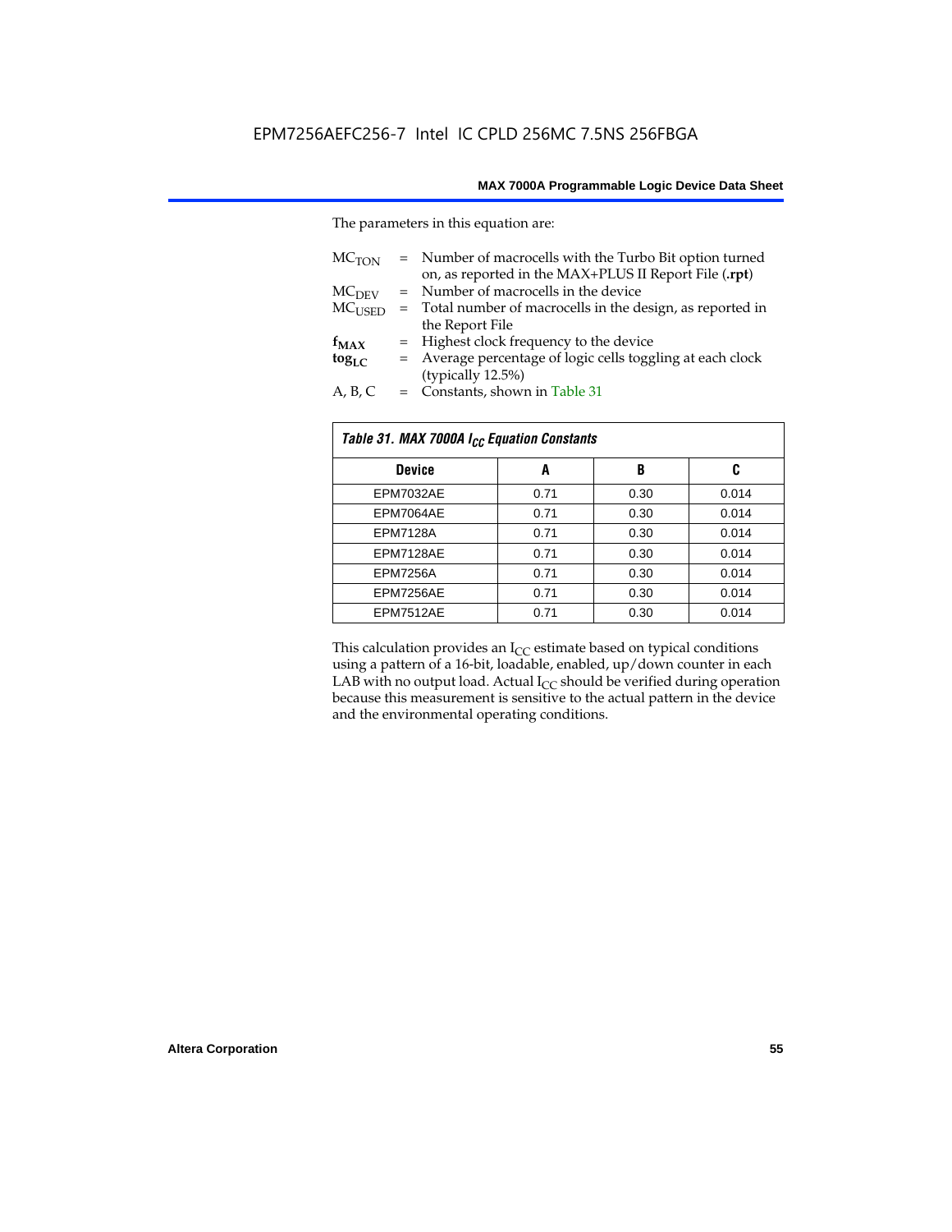The parameters in this equation are:

| | | |
|---|---|---|
| $MC_{TON}$ | = | Number of macrocells with the Turbo Bit option turned on, as reported in the MAX+PLUS II Report File (**.rpt**) |
| $MC_{DEV}$ | = | Number of macrocells in the device |
| $MC_{USED}$ | = | Total number of macrocells in the design, as reported in the Report File |
| $\mathbf{f_{MAX}}$ | = | Highest clock frequency to the device |
| $\mathbf{tog_{LC}}$ | = | Average percentage of logic cells toggling at each clock (typically 12.5%) |
| A, B, C | = | Constants, shown in Table 31 |

*Table 31. MAX 7000A $I_{CC}$ Equation Constants*

| Device | A | B | C |
|---|---|---|---|
| EPM7032AE | 0.71 | 0.30 | 0.014 |
| EPM7064AE | 0.71 | 0.30 | 0.014 |
| EPM7128A | 0.71 | 0.30 | 0.014 |
| EPM7128AE | 0.71 | 0.30 | 0.014 |
| EPM7256A | 0.71 | 0.30 | 0.014 |
| EPM7256AE | 0.71 | 0.30 | 0.014 |
| EPM7512AE | 0.71 | 0.30 | 0.014 |

This calculation provides an $I_{CC}$ estimate based on typical conditions using a pattern of a 16-bit, loadable, enabled, up/down counter in each LAB with no output load. Actual $I_{CC}$ should be verified during operation because this measurement is sensitive to the actual pattern in the device and the environmental operating conditions.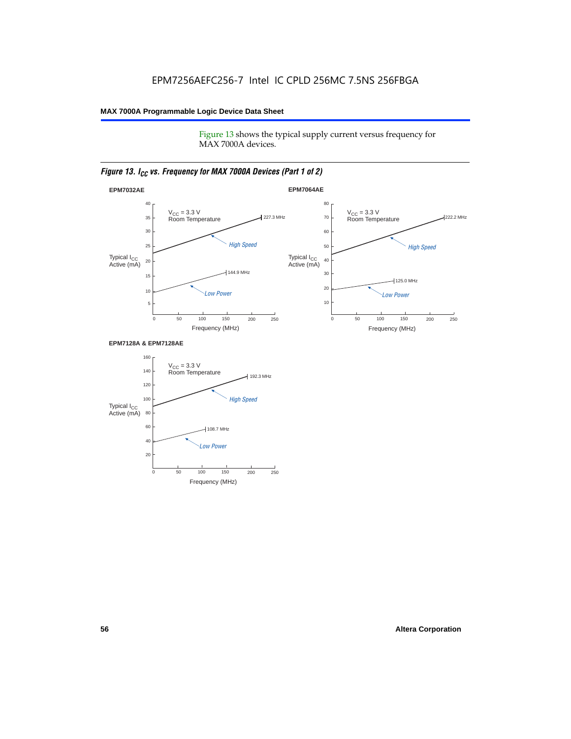Figure 13 shows the typical supply current versus frequency for MAX 7000A devices.

*Figure 13. $I_{CC}$ vs. Frequency for MAX 7000A Devices (Part 1 of 2)*

**EPM7032AE**

$V_{CC}$ = 3.3 V
Room Temperature

Typical $I_{CC}$ Active (mA)

High Speed: 227.3 MHz

Low Power: 144.9 MHz

Frequency (MHz)

**EPM7064AE**

$V_{CC}$ = 3.3 V
Room Temperature

Typical $I_{CC}$ Active (mA)

High Speed: 222.2 MHz

Low Power: 125.0 MHz

Frequency (MHz)

**EPM7128A & EPM7128AE**

$V_{CC}$ = 3.3 V
Room Temperature

Typical $I_{CC}$ Active (mA)

High Speed: 192.3 MHz

Low Power: 108.7 MHz

Frequency (MHz)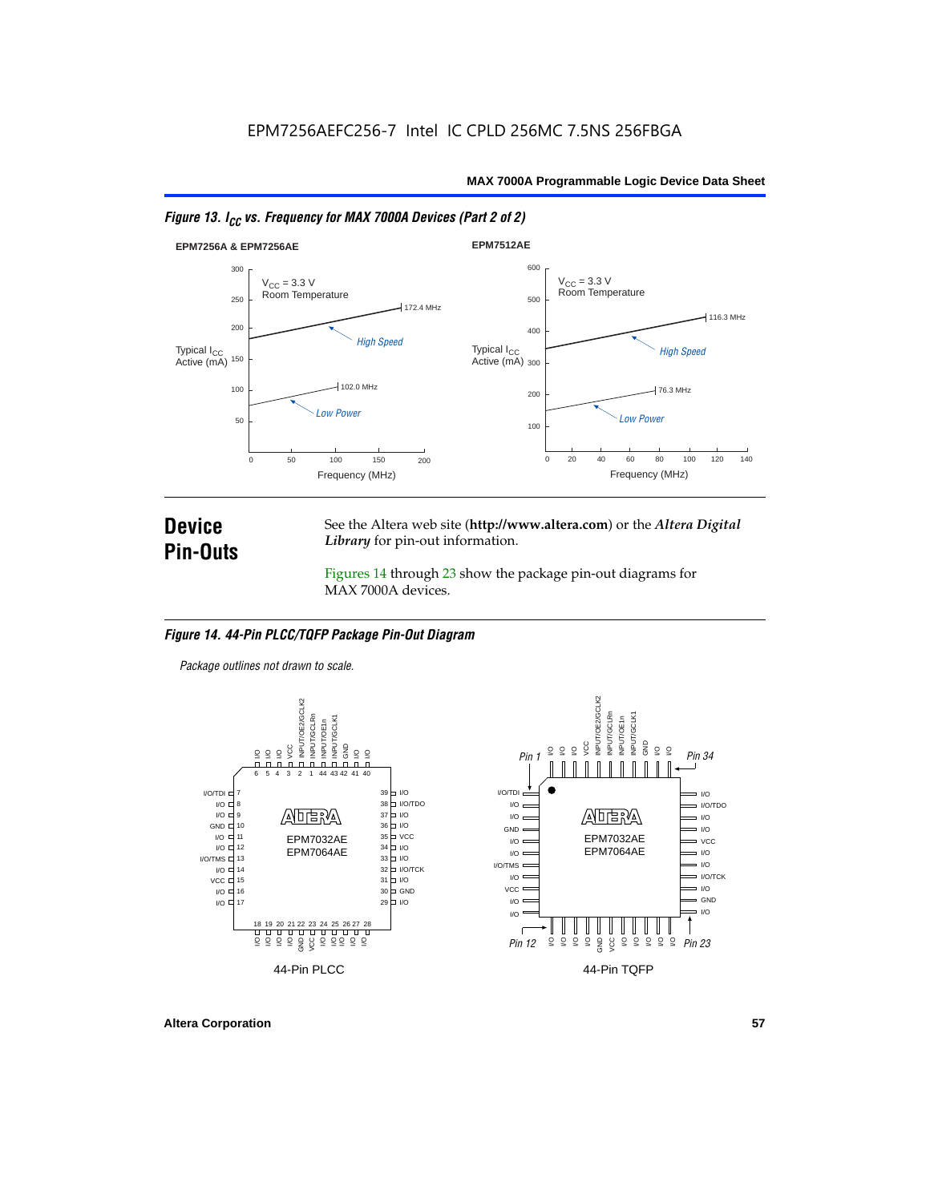EPM7256AEFC256-7 Intel IC CPLD 256MC 7.5NS 256FBGA

*Figure 13. $I_{CC}$ vs. Frequency for MAX 7000A Devices (Part 2 of 2)*

**EPM7256A & EPM7256AE**

$V_{CC}$ = 3.3 V
Room Temperature

Typical $I_{CC}$ Active (mA)

High Speed — 172.4 MHz

Low Power — 102.0 MHz

Frequency (MHz)

**EPM7512AE**

$V_{CC}$ = 3.3 V
Room Temperature

Typical $I_{CC}$ Active (mA)

High Speed — 116.3 MHz

Low Power — 76.3 MHz

Frequency (MHz)

## Device Pin-Outs

See the Altera web site (**http://www.altera.com**) or the ***Altera Digital Library*** for pin-out information.

Figures 14 through 23 show the package pin-out diagrams for MAX 7000A devices.

*Figure 14. 44-Pin PLCC/TQFP Package Pin-Out Diagram*

*Package outlines not drawn to scale.*

EPM7032AE
EPM7064AE

44-Pin PLCC

44-Pin TQFP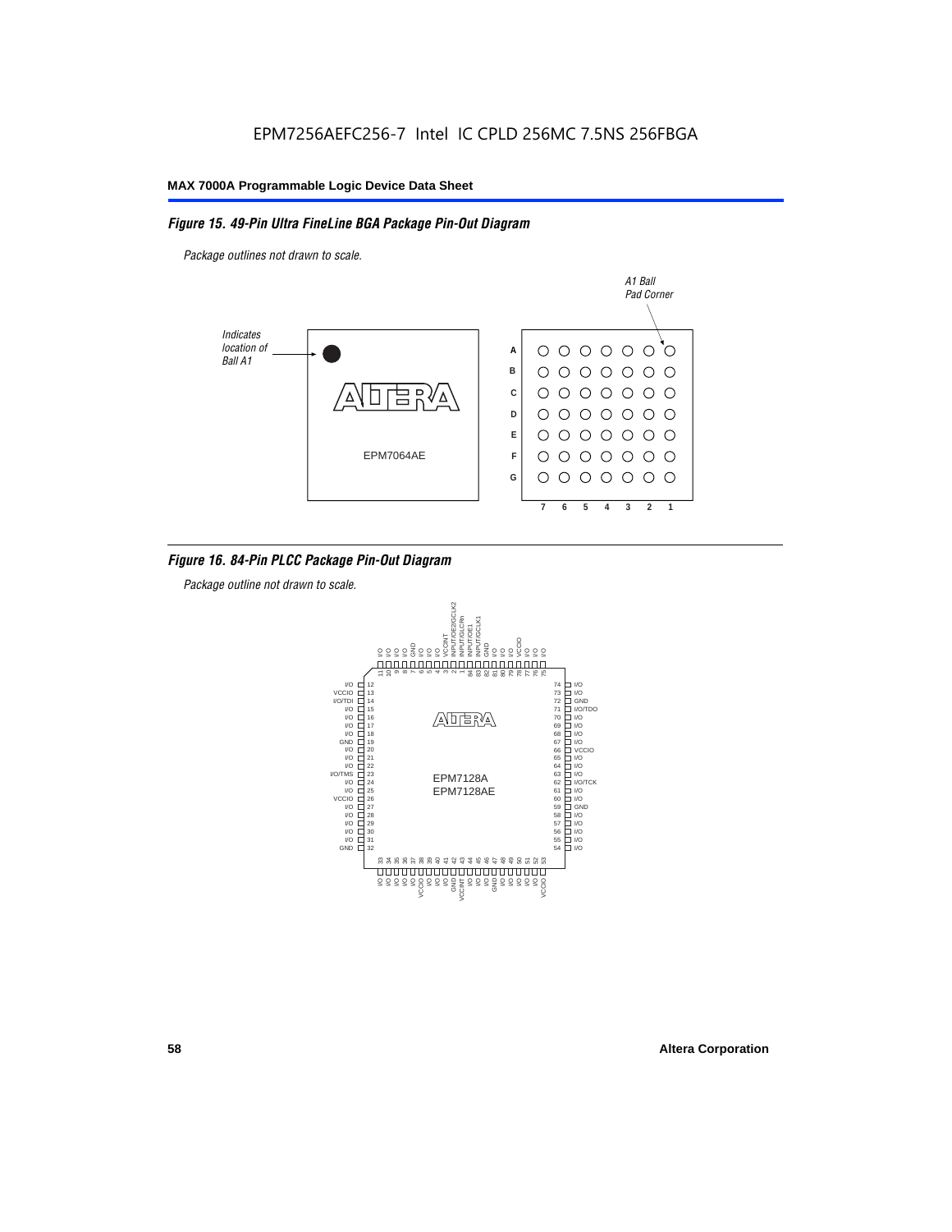EPM7256AEFC256-7 Intel IC CPLD 256MC 7.5NS 256FBGA

### *Figure 15. 49-Pin Ultra FineLine BGA Package Pin-Out Diagram*

*Package outlines not drawn to scale.*

*Indicates location of Ball A1*

EPM7064AE

*A1 Ball Pad Corner*

### *Figure 16. 84-Pin PLCC Package Pin-Out Diagram*

*Package outline not drawn to scale.*

EPM7128A
EPM7128AE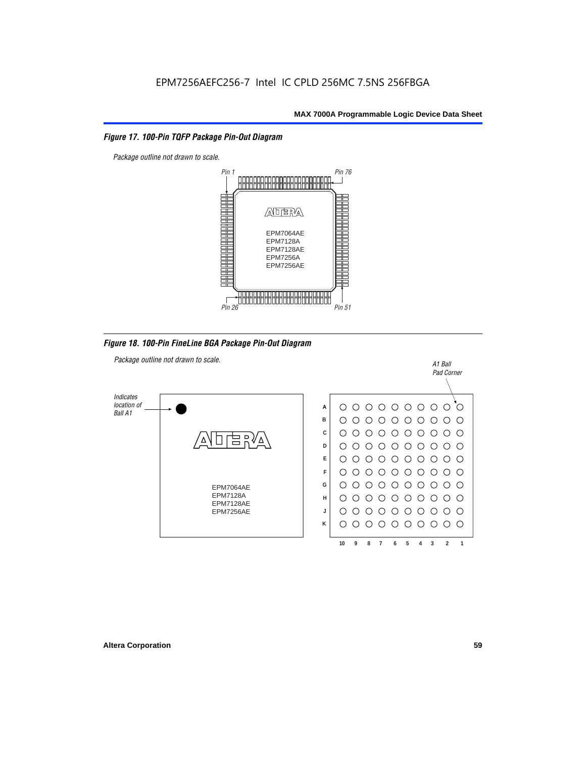EPM7256AEFC256-7 Intel IC CPLD 256MC 7.5NS 256FBGA

*Figure 17. 100-Pin TQFP Package Pin-Out Diagram*

*Package outline not drawn to scale.*

*Pin 1* *Pin 76*

EPM7064AE
EPM7128A
EPM7128AE
EPM7256A
EPM7256AE

*Pin 26* *Pin 51*

*Figure 18. 100-Pin FineLine BGA Package Pin-Out Diagram*

*Package outline not drawn to scale.*

*Indicates location of Ball A1*

*A1 Ball Pad Corner*

EPM7064AE
EPM7128A
EPM7128AE
EPM7256AE

Rows: A B C D E F G H J K

Columns: 10 9 8 7 6 5 4 3 2 1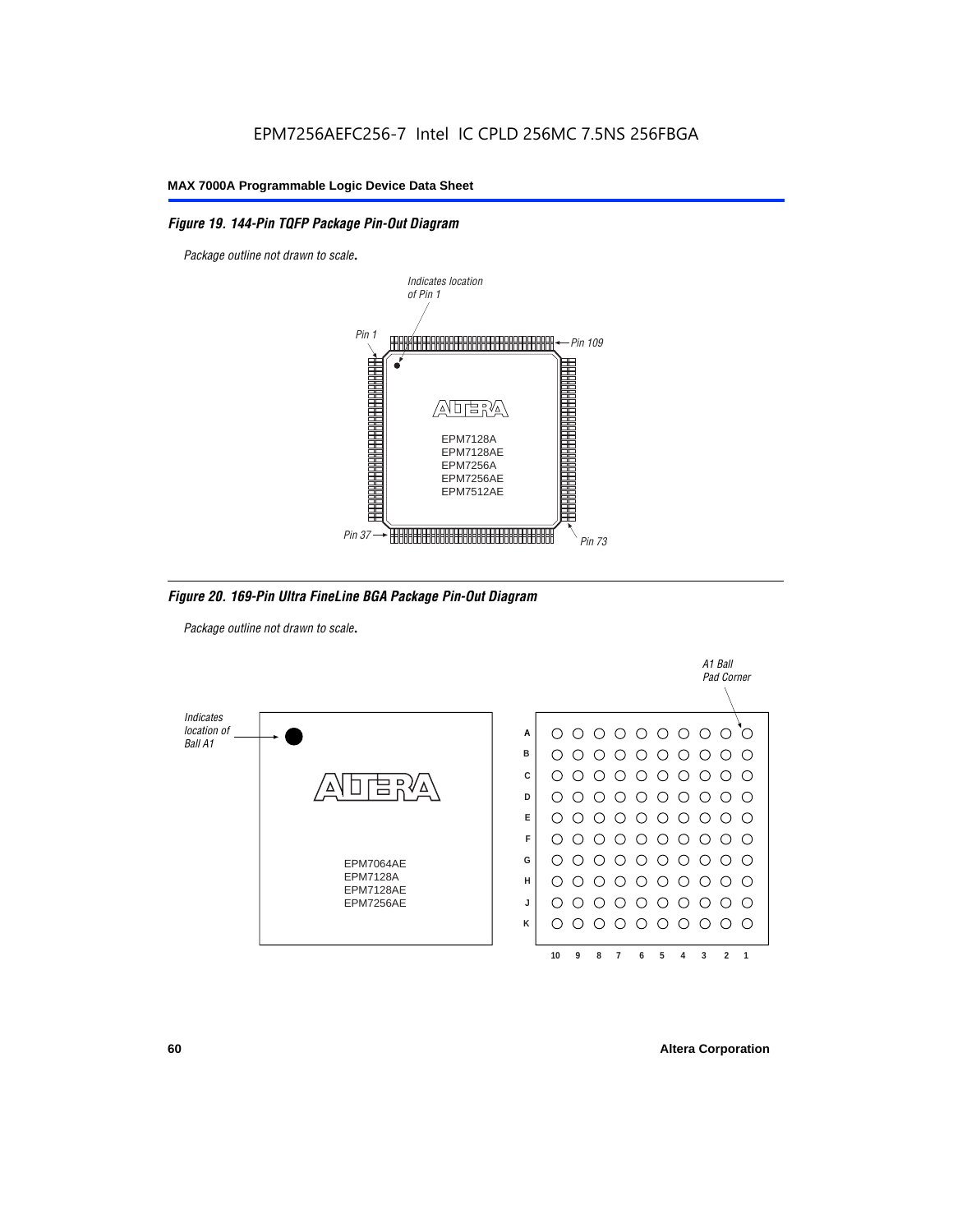EPM7256AEFC256-7 Intel IC CPLD 256MC 7.5NS 256FBGA

### Figure 19. 144-Pin TQFP Package Pin-Out Diagram

*Package outline not drawn to scale.*

Indicates location of Pin 1

Pin 1

Pin 109

Pin 37

Pin 73

EPM7128A
EPM7128AE
EPM7256A
EPM7256AE
EPM7512AE

### Figure 20. 169-Pin Ultra FineLine BGA Package Pin-Out Diagram

*Package outline not drawn to scale.*

Indicates location of Ball A1

A1 Ball Pad Corner

EPM7064AE
EPM7128A
EPM7128AE
EPM7256AE

A B C D E F G H J K

10 9 8 7 6 5 4 3 2 1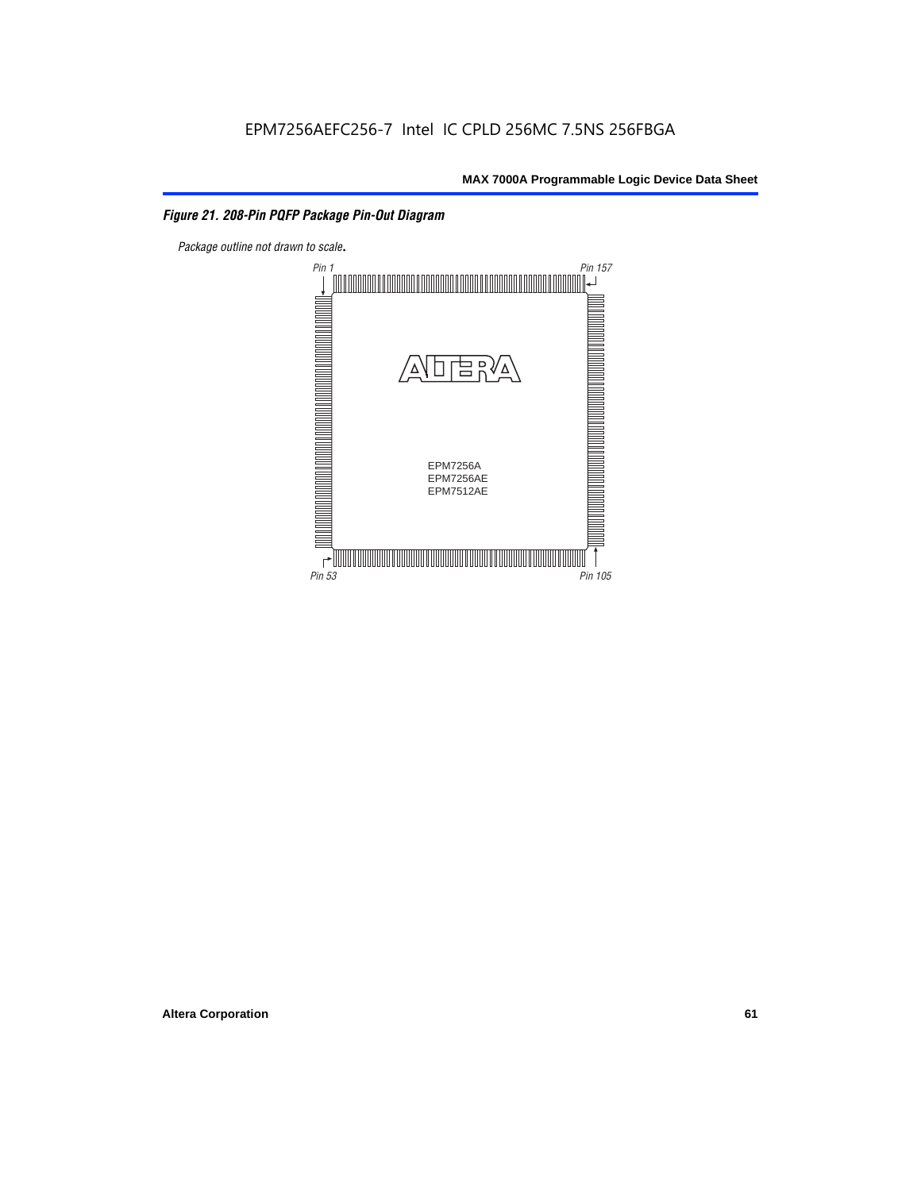*Figure 21. 208-Pin PQFP Package Pin-Out Diagram*

*Package outline not drawn to scale.*

Pin 1

Pin 157

EPM7256A
EPM7256AE
EPM7512AE

Pin 53

Pin 105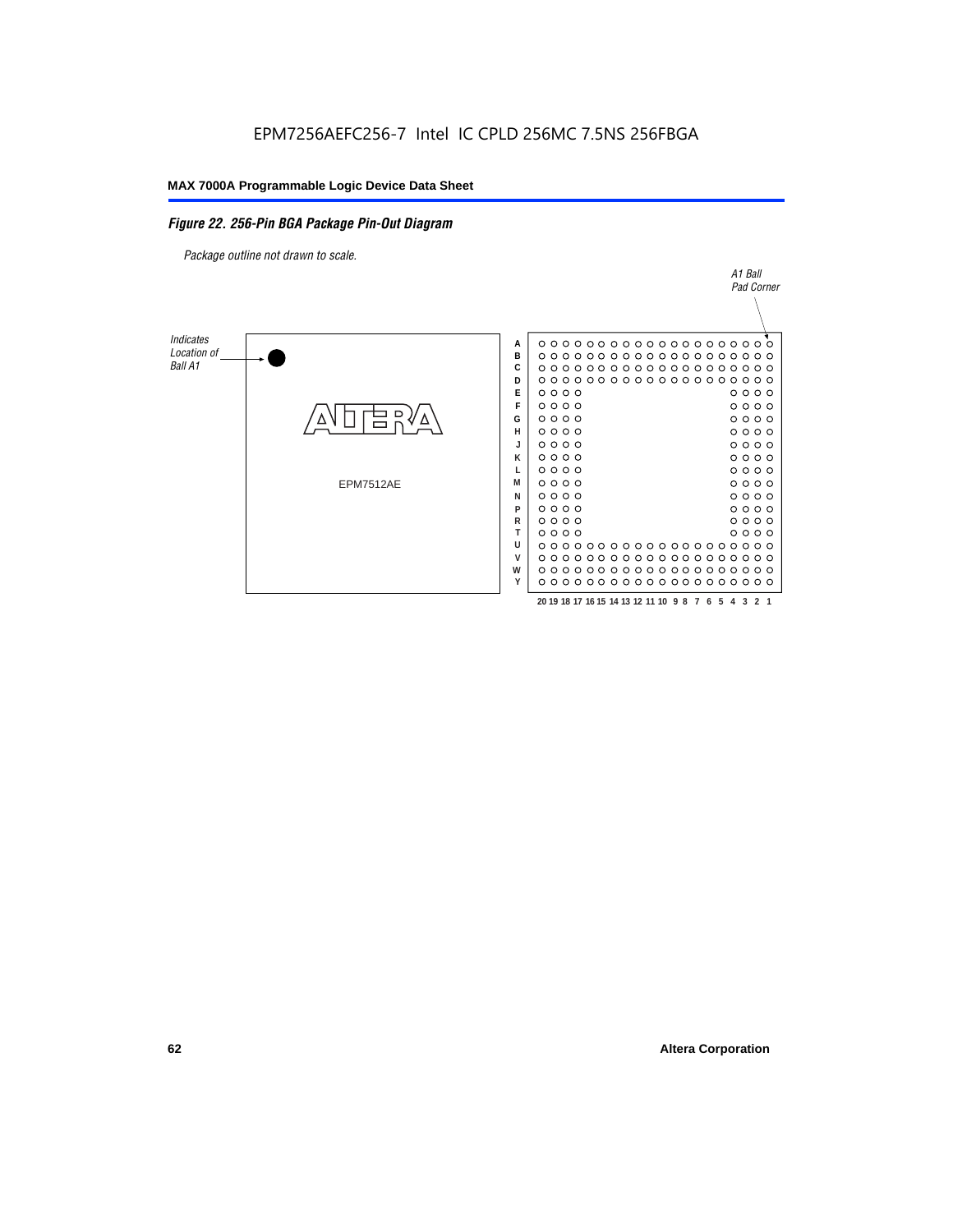EPM7256AEFC256-7 Intel IC CPLD 256MC 7.5NS 256FBGA

*Figure 22. 256-Pin BGA Package Pin-Out Diagram*

*Package outline not drawn to scale.*

*A1 Ball Pad Corner*

*Indicates Location of Ball A1*

EPM7512AE

A B C D E F G H J K L M N P R T U V W Y

20 19 18 17 16 15 14 13 12 11 10 9 8 7 6 5 4 3 2 1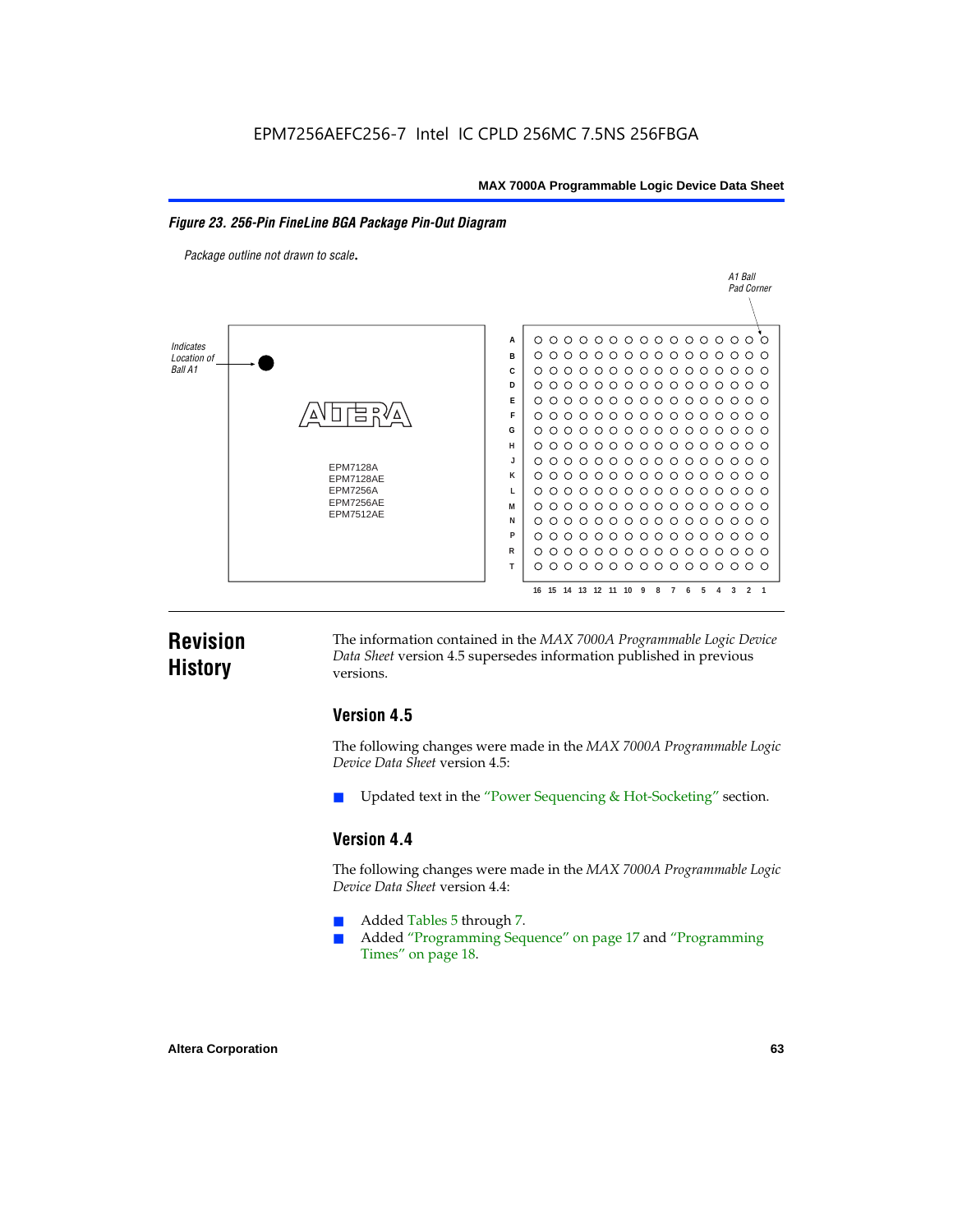EPM7256AEFC256-7 Intel IC CPLD 256MC 7.5NS 256FBGA

*Figure 23. 256-Pin FineLine BGA Package Pin-Out Diagram*

*Package outline not drawn to scale.*

# Revision History

The information contained in the *MAX 7000A Programmable Logic Device Data Sheet* version 4.5 supersedes information published in previous versions.

## Version 4.5

The following changes were made in the *MAX 7000A Programmable Logic Device Data Sheet* version 4.5:

- Updated text in the "Power Sequencing & Hot-Socketing" section.

## Version 4.4

The following changes were made in the *MAX 7000A Programmable Logic Device Data Sheet* version 4.4:

- Added Tables 5 through 7.
- Added "Programming Sequence" on page 17 and "Programming Times" on page 18.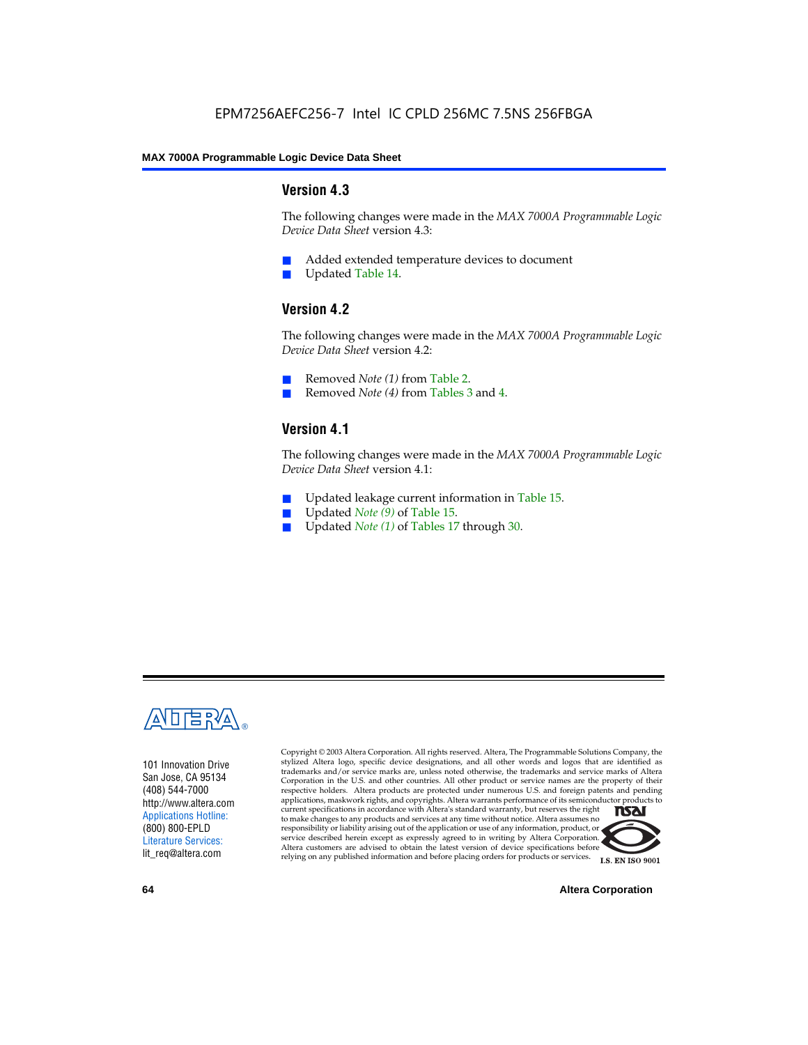## Version 4.3

The following changes were made in the *MAX 7000A Programmable Logic Device Data Sheet* version 4.3:

- Added extended temperature devices to document
- Updated Table 14.

## Version 4.2

The following changes were made in the *MAX 7000A Programmable Logic Device Data Sheet* version 4.2:

- Removed *Note (1)* from Table 2.
- Removed *Note (4)* from Tables 3 and 4.

## Version 4.1

The following changes were made in the *MAX 7000A Programmable Logic Device Data Sheet* version 4.1:

- Updated leakage current information in Table 15.
- Updated *Note (9)* of Table 15.
- Updated *Note (1)* of Tables 17 through 30.

101 Innovation Drive
San Jose, CA 95134
(408) 544-7000
http://www.altera.com
Applications Hotline:
(800) 800-EPLD
Literature Services:
lit_req@altera.com

Copyright © 2003 Altera Corporation. All rights reserved. Altera, The Programmable Solutions Company, the stylized Altera logo, specific device designations, and all other words and logos that are identified as trademarks and/or service marks are, unless noted otherwise, the trademarks and service marks of Altera Corporation in the U.S. and other countries. All other product or service names are the property of their respective holders. Altera products are protected under numerous U.S. and foreign patents and pending applications, maskwork rights, and copyrights. Altera warrants performance of its semiconductor products to current specifications in accordance with Altera's standard warranty, but reserves the right to make changes to any products and services at any time without notice. Altera assumes no responsibility or liability arising out of the application or use of any information, product, or service described herein except as expressly agreed to in writing by Altera Corporation. Altera customers are advised to obtain the latest version of device specifications before relying on any published information and before placing orders for products or services.

I.S. EN ISO 9001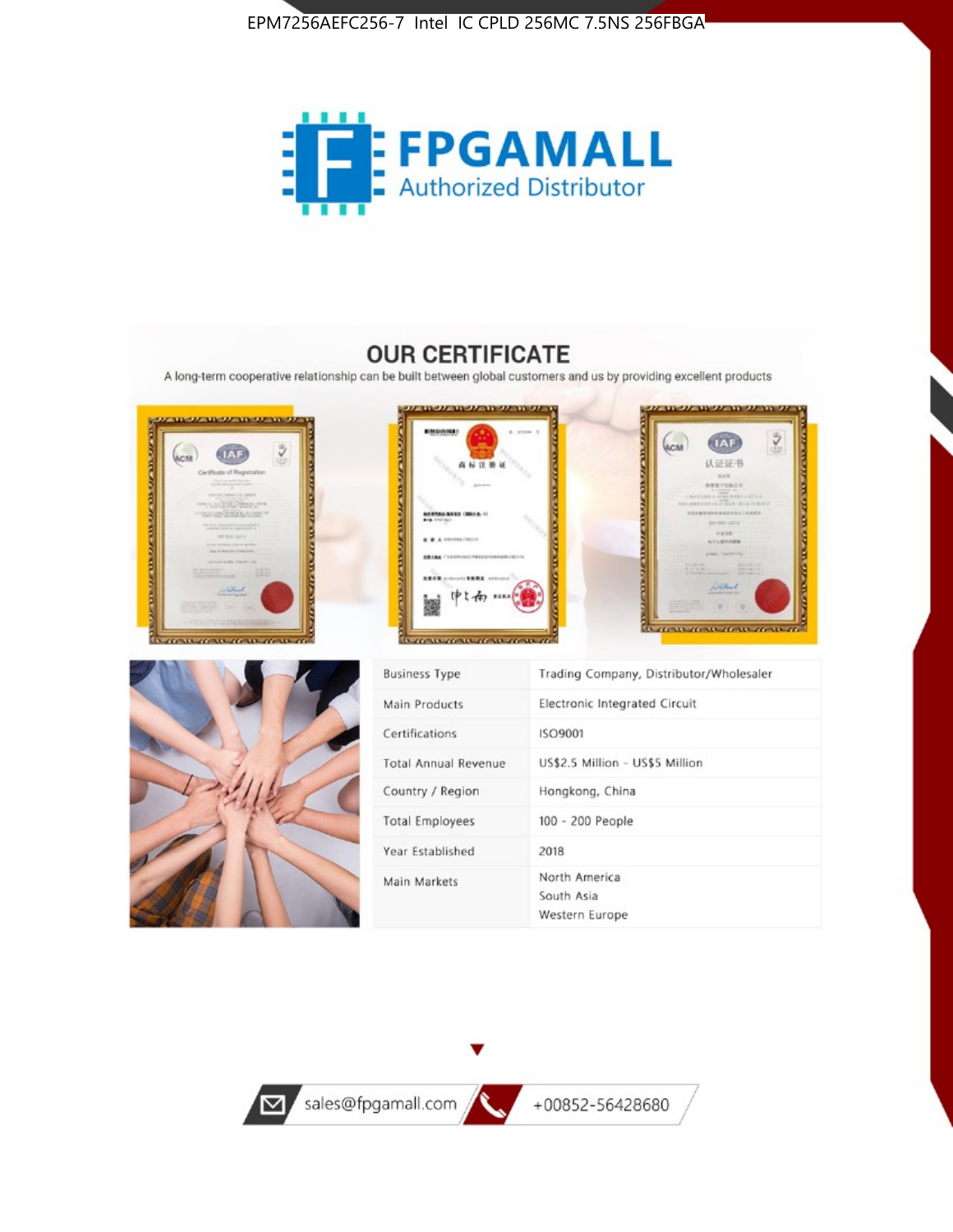FPGAMALL
Authorized Distributor

## OUR CERTIFICATE

A long-term cooperative relationship can be built between global customers and us by providing excellent products

| | |
|---|---|
| Business Type | Trading Company, Distributor/Wholesaler |
| Main Products | Electronic Integrated Circuit |
| Certifications | ISO9001 |
| Total Annual Revenue | US$2.5 Million - US$5 Million |
| Country / Region | Hongkong, China |
| Total Employees | 100 - 200 People |
| Year Established | 2018 |
| Main Markets | North America<br>South Asia<br>Western Europe |

sales@fpgamall.com

+00852-56428680